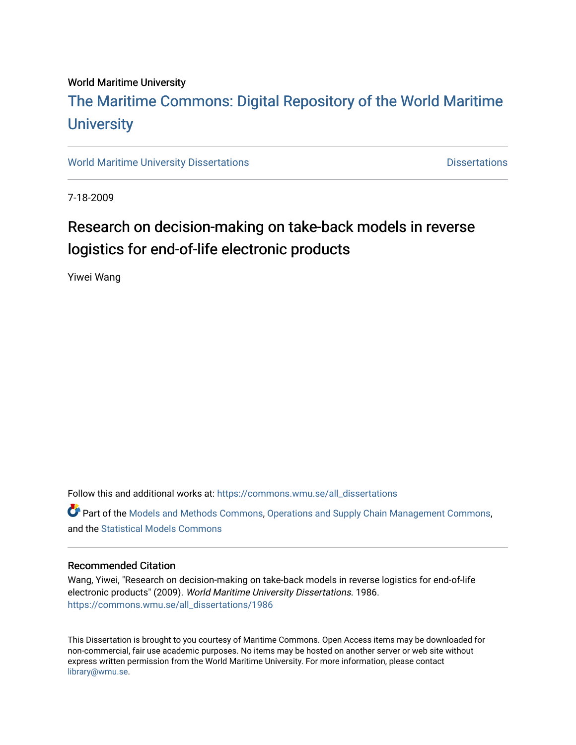World Maritime University

# The Maritime Commons: Digital Repository of the World Maritime University

World Maritime University Dissertations

Dissertations

7-18-2009

## Research on decision-making on take-back models in reverse logistics for end-of-life electronic products

Yiwei Wang

Follow this and additional works at: https://commons.wmu.se/all_dissertations

Part of the Models and Methods Commons, Operations and Supply Chain Management Commons, and the Statistical Models Commons

### Recommended Citation

Wang, Yiwei, "Research on decision-making on take-back models in reverse logistics for end-of-life electronic products" (2009). *World Maritime University Dissertations*. 1986.
https://commons.wmu.se/all_dissertations/1986

This Dissertation is brought to you courtesy of Maritime Commons. Open Access items may be downloaded for non-commercial, fair use academic purposes. No items may be hosted on another server or web site without express written permission from the World Maritime University. For more information, please contact library@wmu.se.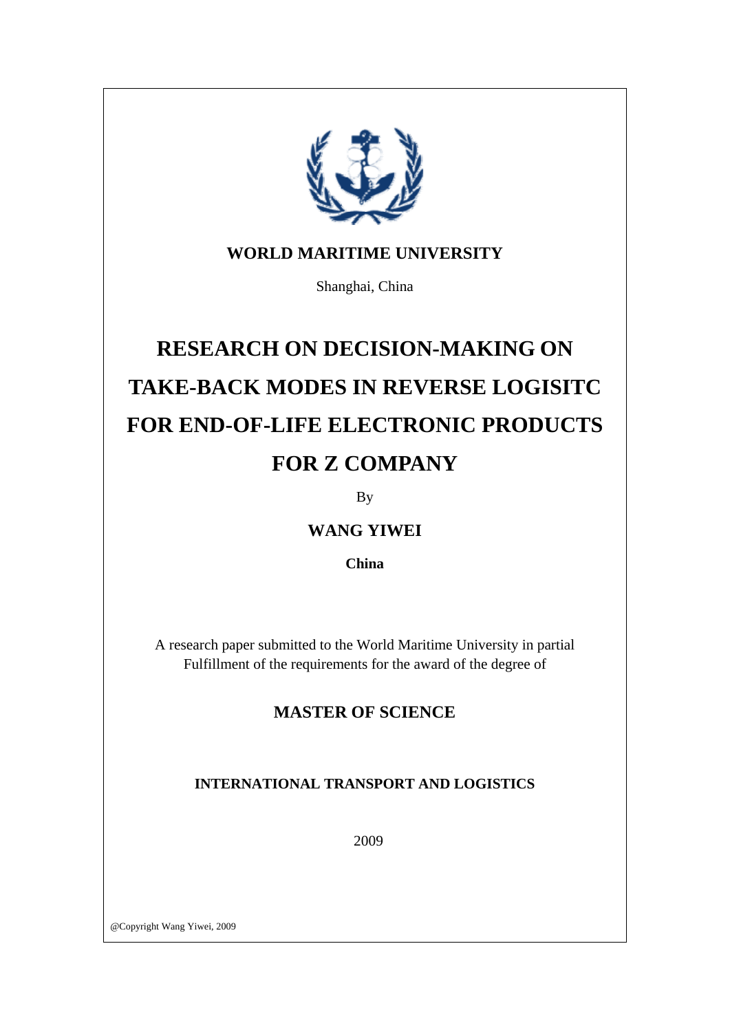**WORLD MARITIME UNIVERSITY**

Shanghai, China

# RESEARCH ON DECISION-MAKING ON TAKE-BACK MODES IN REVERSE LOGISITC FOR END-OF-LIFE ELECTRONIC PRODUCTS FOR Z COMPANY

By

**WANG YIWEI**

**China**

A research paper submitted to the World Maritime University in partial Fulfillment of the requirements for the award of the degree of

**MASTER OF SCIENCE**

**INTERNATIONAL TRANSPORT AND LOGISTICS**

2009

@Copyright Wang Yiwei, 2009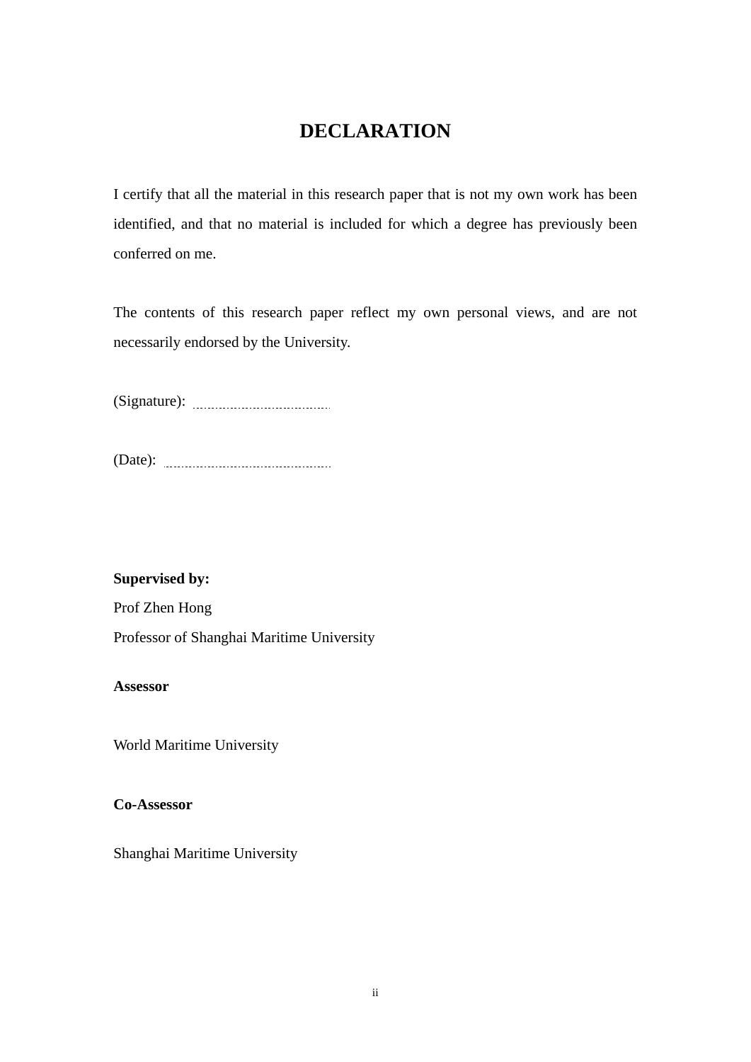# DECLARATION

I certify that all the material in this research paper that is not my own work has been identified, and that no material is included for which a degree has previously been conferred on me.

The contents of this research paper reflect my own personal views, and are not necessarily endorsed by the University.

(Signature): ..................................

(Date): ..................................

**Supervised by:**

Prof Zhen Hong

Professor of Shanghai Maritime University

**Assessor**

World Maritime University

**Co-Assessor**

Shanghai Maritime University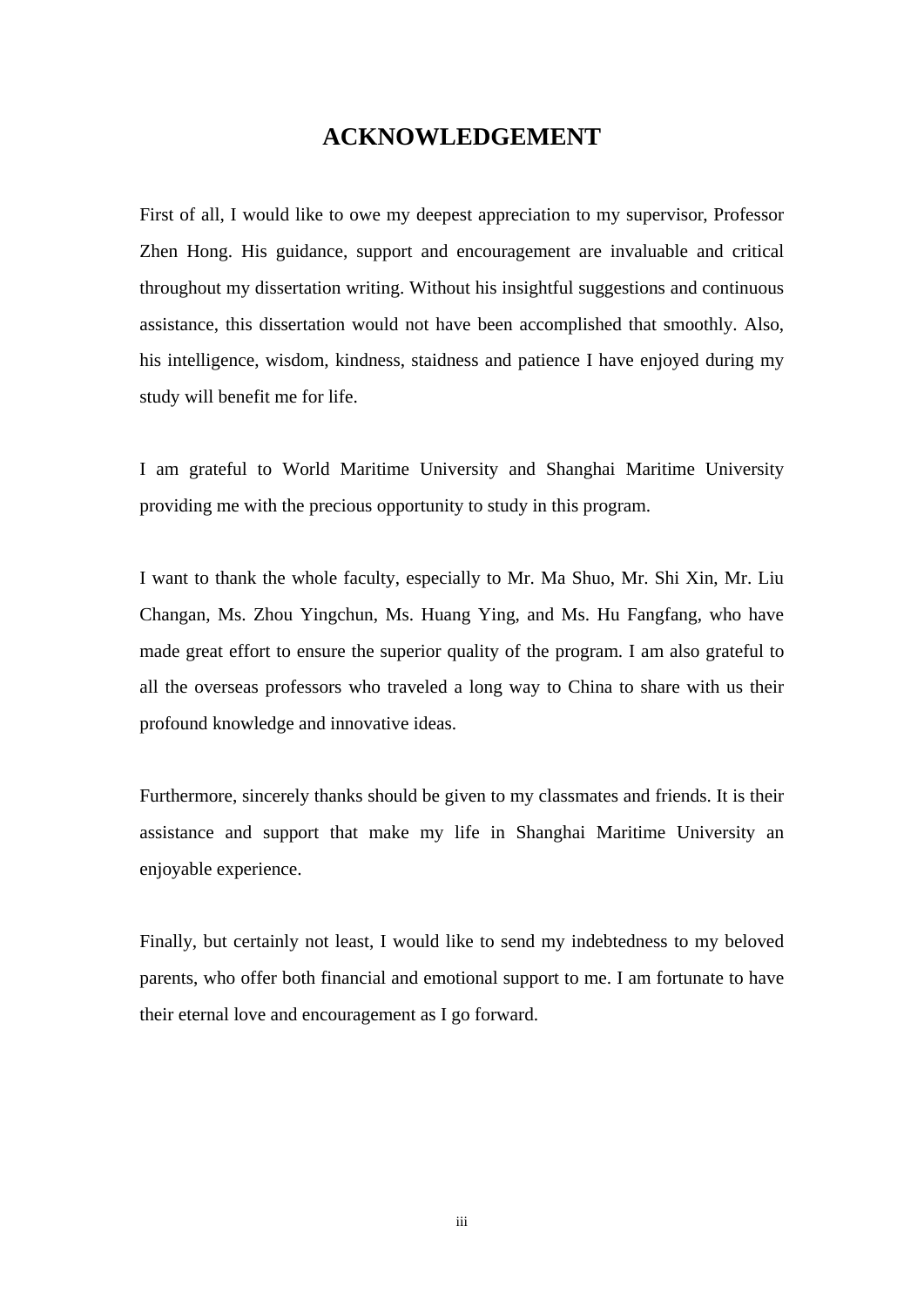# ACKNOWLEDGEMENT

First of all, I would like to owe my deepest appreciation to my supervisor, Professor Zhen Hong. His guidance, support and encouragement are invaluable and critical throughout my dissertation writing. Without his insightful suggestions and continuous assistance, this dissertation would not have been accomplished that smoothly. Also, his intelligence, wisdom, kindness, staidness and patience I have enjoyed during my study will benefit me for life.

I am grateful to World Maritime University and Shanghai Maritime University providing me with the precious opportunity to study in this program.

I want to thank the whole faculty, especially to Mr. Ma Shuo, Mr. Shi Xin, Mr. Liu Changan, Ms. Zhou Yingchun, Ms. Huang Ying, and Ms. Hu Fangfang, who have made great effort to ensure the superior quality of the program. I am also grateful to all the overseas professors who traveled a long way to China to share with us their profound knowledge and innovative ideas.

Furthermore, sincerely thanks should be given to my classmates and friends. It is their assistance and support that make my life in Shanghai Maritime University an enjoyable experience.

Finally, but certainly not least, I would like to send my indebtedness to my beloved parents, who offer both financial and emotional support to me. I am fortunate to have their eternal love and encouragement as I go forward.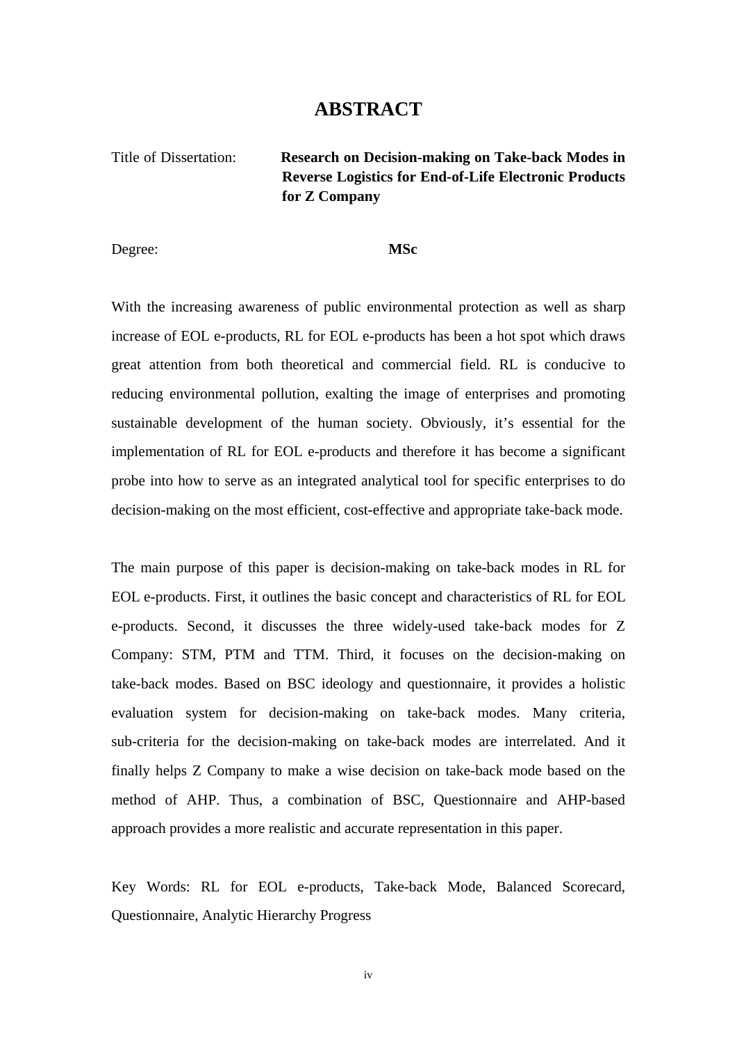# ABSTRACT

Title of Dissertation: **Research on Decision-making on Take-back Modes in Reverse Logistics for End-of-Life Electronic Products for Z Company**

Degree: **MSc**

With the increasing awareness of public environmental protection as well as sharp increase of EOL e-products, RL for EOL e-products has been a hot spot which draws great attention from both theoretical and commercial field. RL is conducive to reducing environmental pollution, exalting the image of enterprises and promoting sustainable development of the human society. Obviously, it's essential for the implementation of RL for EOL e-products and therefore it has become a significant probe into how to serve as an integrated analytical tool for specific enterprises to do decision-making on the most efficient, cost-effective and appropriate take-back mode.

The main purpose of this paper is decision-making on take-back modes in RL for EOL e-products. First, it outlines the basic concept and characteristics of RL for EOL e-products. Second, it discusses the three widely-used take-back modes for Z Company: STM, PTM and TTM. Third, it focuses on the decision-making on take-back modes. Based on BSC ideology and questionnaire, it provides a holistic evaluation system for decision-making on take-back modes. Many criteria, sub-criteria for the decision-making on take-back modes are interrelated. And it finally helps Z Company to make a wise decision on take-back mode based on the method of AHP. Thus, a combination of BSC, Questionnaire and AHP-based approach provides a more realistic and accurate representation in this paper.

Key Words: RL for EOL e-products, Take-back Mode, Balanced Scorecard, Questionnaire, Analytic Hierarchy Progress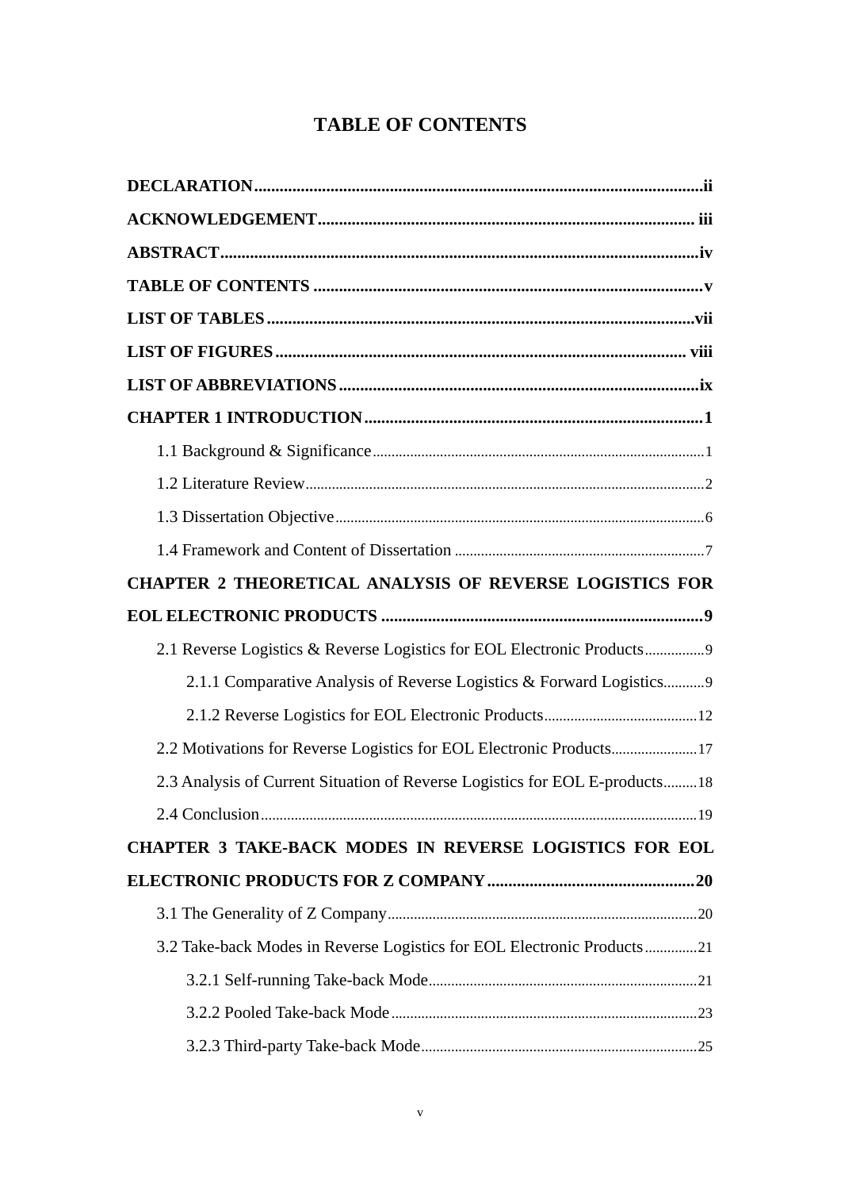# TABLE OF CONTENTS

**DECLARATION** ........ ii

**ACKNOWLEDGEMENT** ........ iii

**ABSTRACT** ........ iv

**TABLE OF CONTENTS** ........ v

**LIST OF TABLES** ........ vii

**LIST OF FIGURES** ........ viii

**LIST OF ABBREVIATIONS** ........ ix

**CHAPTER 1 INTRODUCTION** ........ 1

- 1.1 Background & Significance ........ 1
- 1.2 Literature Review ........ 2
- 1.3 Dissertation Objective ........ 6
- 1.4 Framework and Content of Dissertation ........ 7

**CHAPTER 2 THEORETICAL ANALYSIS OF REVERSE LOGISTICS FOR EOL ELECTRONIC PRODUCTS** ........ 9

- 2.1 Reverse Logistics & Reverse Logistics for EOL Electronic Products ........ 9
  - 2.1.1 Comparative Analysis of Reverse Logistics & Forward Logistics ........ 9
  - 2.1.2 Reverse Logistics for EOL Electronic Products ........ 12
- 2.2 Motivations for Reverse Logistics for EOL Electronic Products ........ 17
- 2.3 Analysis of Current Situation of Reverse Logistics for EOL E-products ........ 18
- 2.4 Conclusion ........ 19

**CHAPTER 3 TAKE-BACK MODES IN REVERSE LOGISTICS FOR EOL ELECTRONIC PRODUCTS FOR Z COMPANY** ........ 20

- 3.1 The Generality of Z Company ........ 20
- 3.2 Take-back Modes in Reverse Logistics for EOL Electronic Products ........ 21
  - 3.2.1 Self-running Take-back Mode ........ 21
  - 3.2.2 Pooled Take-back Mode ........ 23
  - 3.2.3 Third-party Take-back Mode ........ 25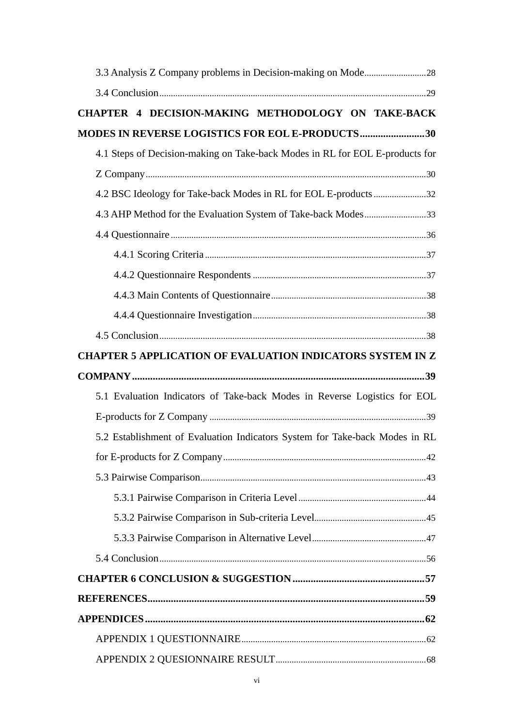3.3 Analysis Z Company problems in Decision-making on Mode........................28

3.4 Conclusion........................29

**CHAPTER 4 DECISION-MAKING METHODOLOGY ON TAKE-BACK MODES IN REVERSE LOGISTICS FOR EOL E-PRODUCTS........................30**

4.1 Steps of Decision-making on Take-back Modes in RL for EOL E-products for Z Company........................30

4.2 BSC Ideology for Take-back Modes in RL for EOL E-products........................32

4.3 AHP Method for the Evaluation System of Take-back Modes........................33

4.4 Questionnaire........................36

4.4.1 Scoring Criteria........................37

4.4.2 Questionnaire Respondents........................37

4.4.3 Main Contents of Questionnaire........................38

4.4.4 Questionnaire Investigation........................38

4.5 Conclusion........................38

**CHAPTER 5 APPLICATION OF EVALUATION INDICATORS SYSTEM IN Z COMPANY........................39**

5.1 Evaluation Indicators of Take-back Modes in Reverse Logistics for EOL E-products for Z Company........................39

5.2 Establishment of Evaluation Indicators System for Take-back Modes in RL for E-products for Z Company........................42

5.3 Pairwise Comparison........................43

5.3.1 Pairwise Comparison in Criteria Level........................44

5.3.2 Pairwise Comparison in Sub-criteria Level........................45

5.3.3 Pairwise Comparison in Alternative Level........................47

5.4 Conclusion........................56

**CHAPTER 6 CONCLUSION & SUGGESTION........................57**

**REFERENCES........................59**

**APPENDICES........................62**

APPENDIX 1 QUESTIONNAIRE........................62

APPENDIX 2 QUESIONNAIRE RESULT........................68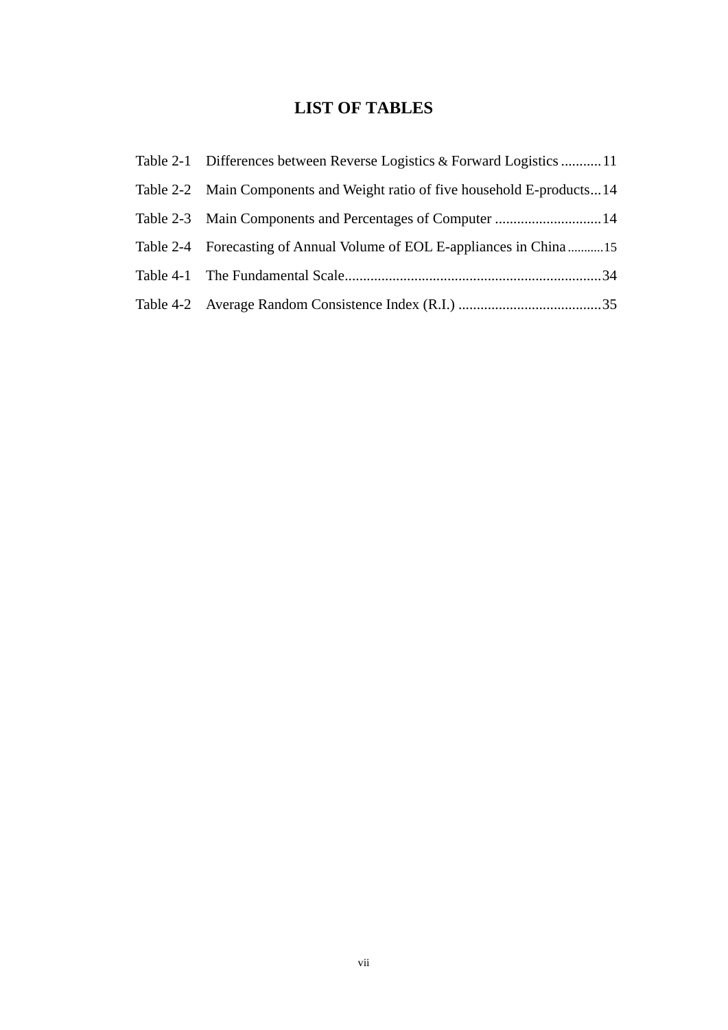# LIST OF TABLES

Table 2-1 Differences between Reverse Logistics & Forward Logistics ........... 11

Table 2-2 Main Components and Weight ratio of five household E-products... 14

Table 2-3 Main Components and Percentages of Computer ............................. 14

Table 2-4 Forecasting of Annual Volume of EOL E-appliances in China ........... 15

Table 4-1 The Fundamental Scale...................................................................... 34

Table 4-2 Average Random Consistence Index (R.I.) ....................................... 35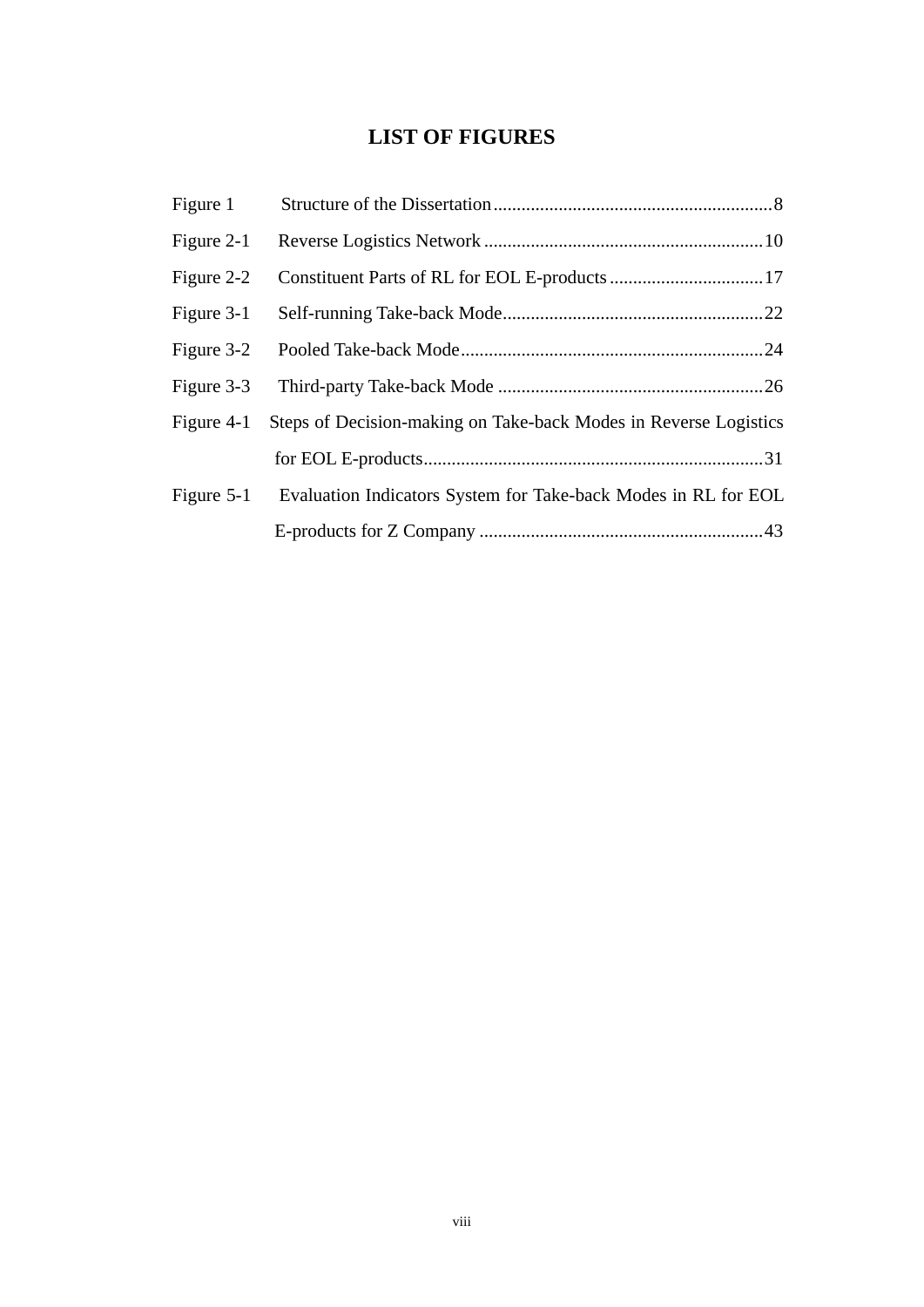# LIST OF FIGURES

Figure 1 Structure of the Dissertation ........................................................... 8

Figure 2-1 Reverse Logistics Network ........................................................... 10

Figure 2-2 Constituent Parts of RL for EOL E-products ................................. 17

Figure 3-1 Self-running Take-back Mode ........................................................ 22

Figure 3-2 Pooled Take-back Mode ................................................................. 24

Figure 3-3 Third-party Take-back Mode ......................................................... 26

Figure 4-1 Steps of Decision-making on Take-back Modes in Reverse Logistics for EOL E-products ......................................................................... 31

Figure 5-1 Evaluation Indicators System for Take-back Modes in RL for EOL E-products for Z Company ............................................................ 43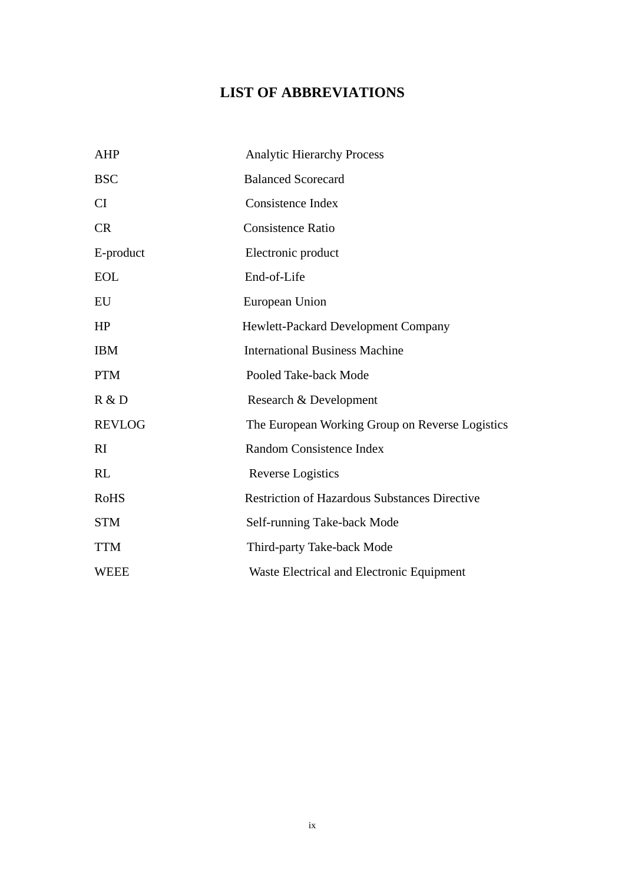# LIST OF ABBREVIATIONS

| | |
|---|---|
| AHP | Analytic Hierarchy Process |
| BSC | Balanced Scorecard |
| CI | Consistence Index |
| CR | Consistence Ratio |
| E-product | Electronic product |
| EOL | End-of-Life |
| EU | European Union |
| HP | Hewlett-Packard Development Company |
| IBM | International Business Machine |
| PTM | Pooled Take-back Mode |
| R & D | Research & Development |
| REVLOG | The European Working Group on Reverse Logistics |
| RI | Random Consistence Index |
| RL | Reverse Logistics |
| RoHS | Restriction of Hazardous Substances Directive |
| STM | Self-running Take-back Mode |
| TTM | Third-party Take-back Mode |
| WEEE | Waste Electrical and Electronic Equipment |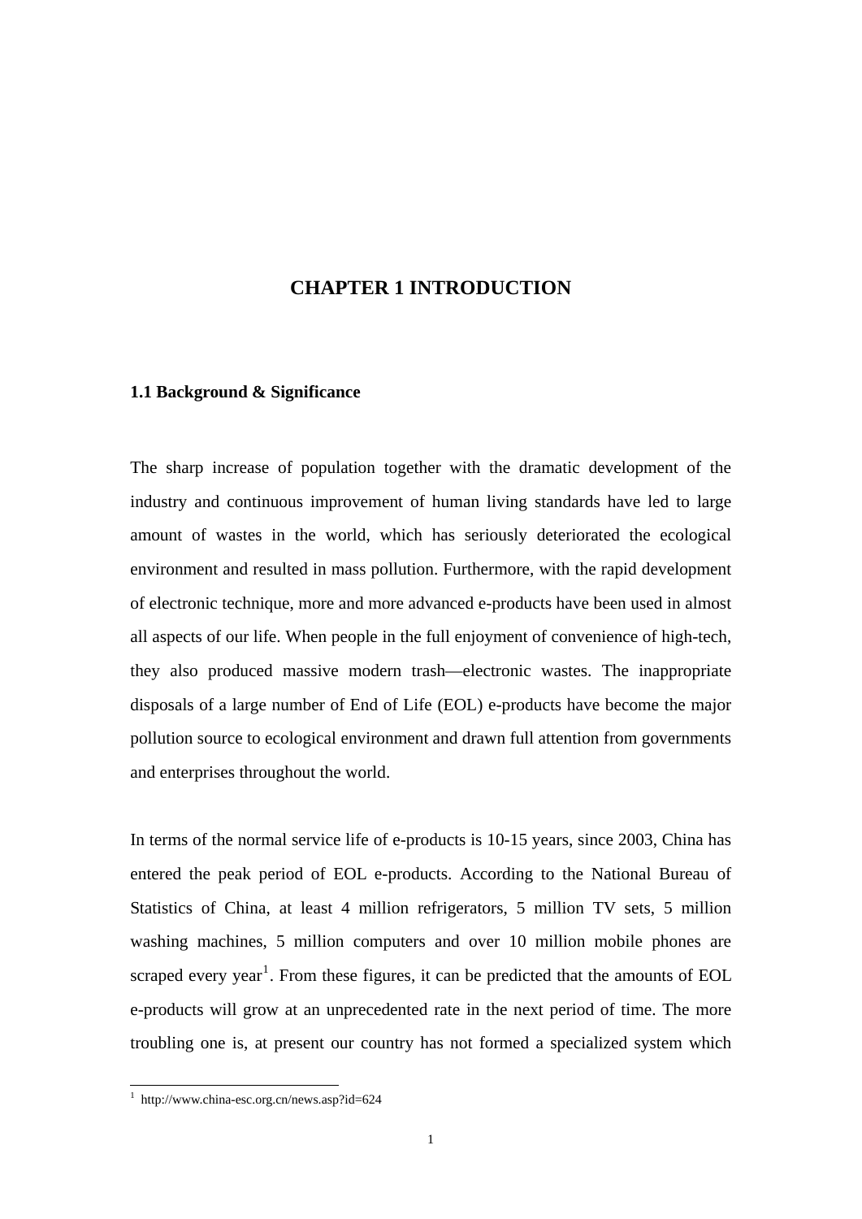# CHAPTER 1 INTRODUCTION

## 1.1 Background & Significance

The sharp increase of population together with the dramatic development of the industry and continuous improvement of human living standards have led to large amount of wastes in the world, which has seriously deteriorated the ecological environment and resulted in mass pollution. Furthermore, with the rapid development of electronic technique, more and more advanced e-products have been used in almost all aspects of our life. When people in the full enjoyment of convenience of high-tech, they also produced massive modern trash—electronic wastes. The inappropriate disposals of a large number of End of Life (EOL) e-products have become the major pollution source to ecological environment and drawn full attention from governments and enterprises throughout the world.

In terms of the normal service life of e-products is 10-15 years, since 2003, China has entered the peak period of EOL e-products. According to the National Bureau of Statistics of China, at least 4 million refrigerators, 5 million TV sets, 5 million washing machines, 5 million computers and over 10 million mobile phones are scraped every year[1]. From these figures, it can be predicted that the amounts of EOL e-products will grow at an unprecedented rate in the next period of time. The more troubling one is, at present our country has not formed a specialized system which

[1] http://www.china-esc.org.cn/news.asp?id=624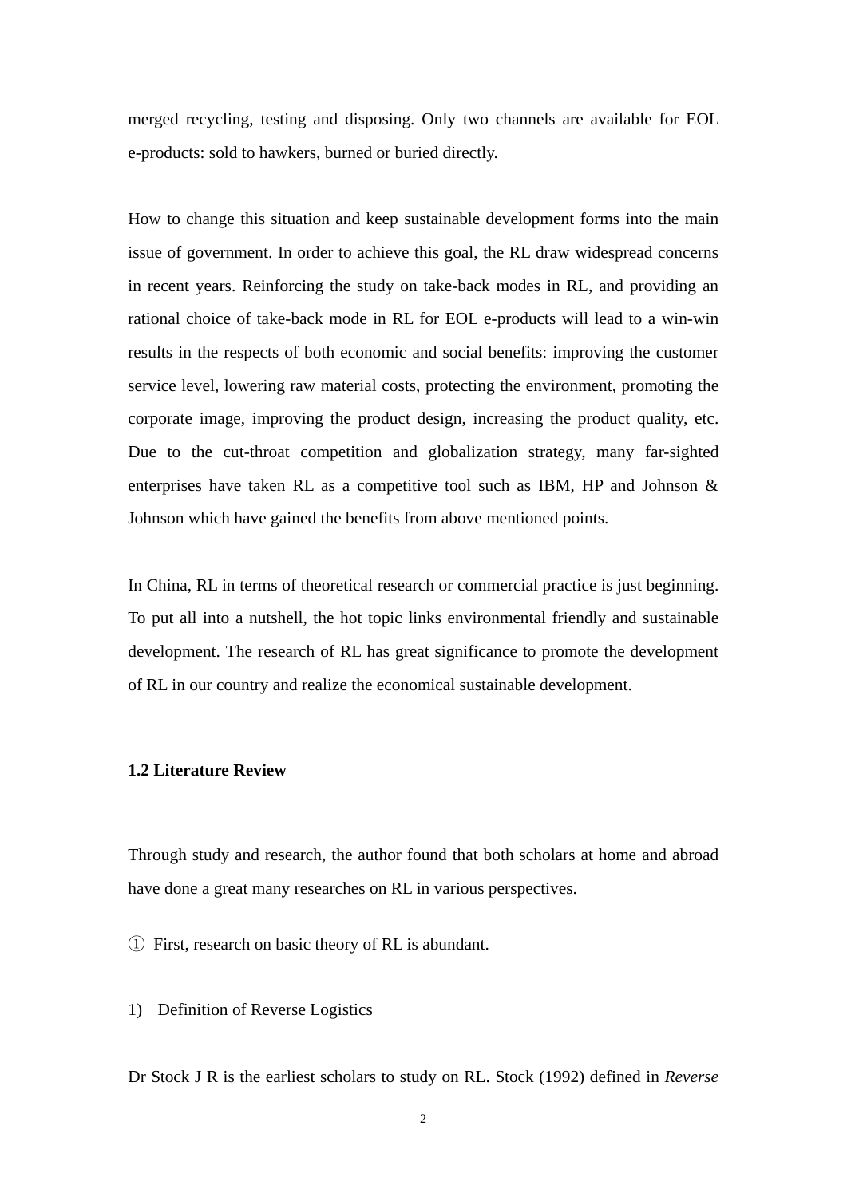merged recycling, testing and disposing. Only two channels are available for EOL e-products: sold to hawkers, burned or buried directly.

How to change this situation and keep sustainable development forms into the main issue of government. In order to achieve this goal, the RL draw widespread concerns in recent years. Reinforcing the study on take-back modes in RL, and providing an rational choice of take-back mode in RL for EOL e-products will lead to a win-win results in the respects of both economic and social benefits: improving the customer service level, lowering raw material costs, protecting the environment, promoting the corporate image, improving the product design, increasing the product quality, etc. Due to the cut-throat competition and globalization strategy, many far-sighted enterprises have taken RL as a competitive tool such as IBM, HP and Johnson & Johnson which have gained the benefits from above mentioned points.

In China, RL in terms of theoretical research or commercial practice is just beginning. To put all into a nutshell, the hot topic links environmental friendly and sustainable development. The research of RL has great significance to promote the development of RL in our country and realize the economical sustainable development.

### 1.2 Literature Review

Through study and research, the author found that both scholars at home and abroad have done a great many researches on RL in various perspectives.

① First, research on basic theory of RL is abundant.

1) Definition of Reverse Logistics

Dr Stock J R is the earliest scholars to study on RL. Stock (1992) defined in *Reverse*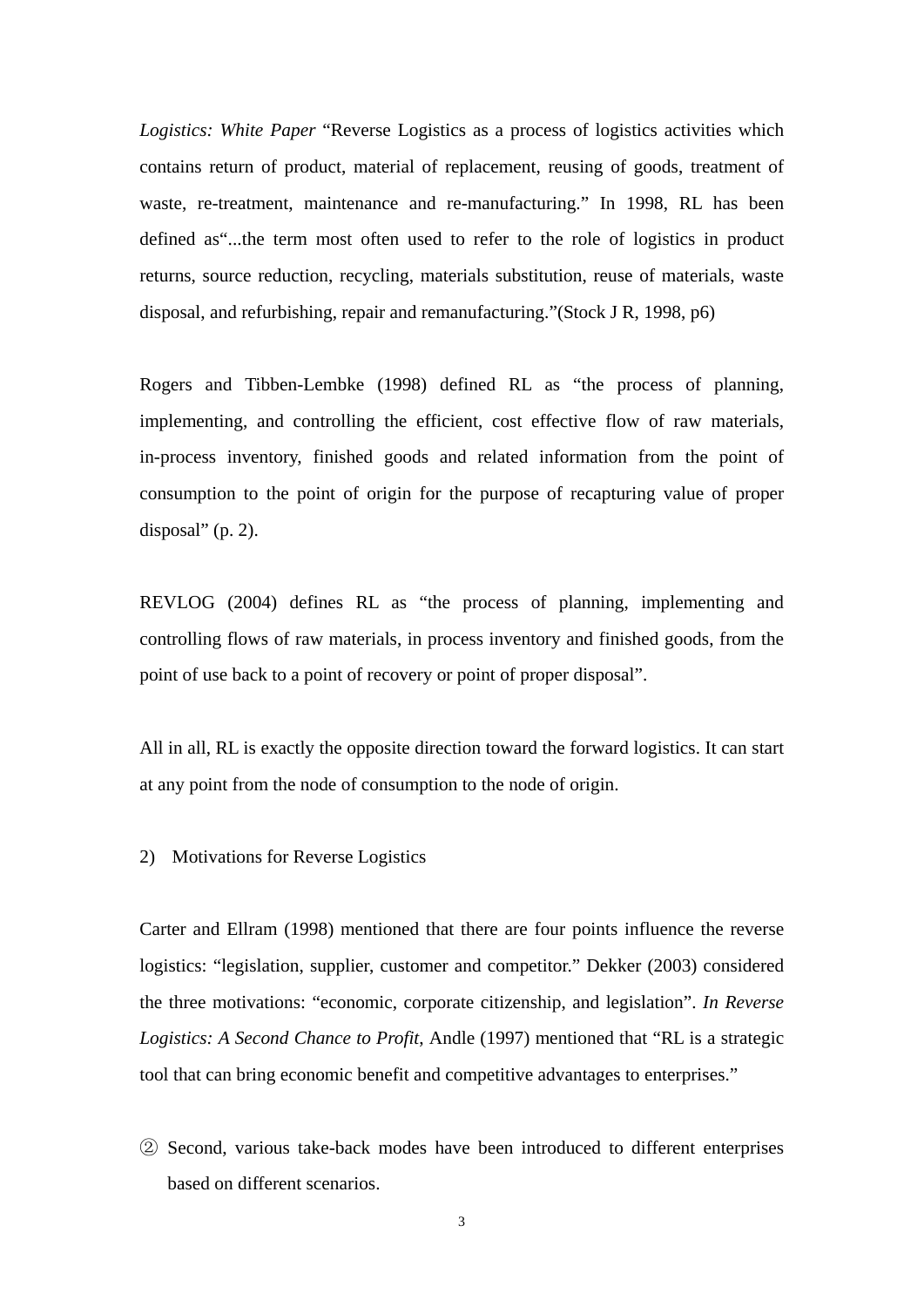*Logistics: White Paper* "Reverse Logistics as a process of logistics activities which contains return of product, material of replacement, reusing of goods, treatment of waste, re-treatment, maintenance and re-manufacturing." In 1998, RL has been defined as"...the term most often used to refer to the role of logistics in product returns, source reduction, recycling, materials substitution, reuse of materials, waste disposal, and refurbishing, repair and remanufacturing."(Stock J R, 1998, p6)

Rogers and Tibben-Lembke (1998) defined RL as "the process of planning, implementing, and controlling the efficient, cost effective flow of raw materials, in-process inventory, finished goods and related information from the point of consumption to the point of origin for the purpose of recapturing value of proper disposal" (p. 2).

REVLOG (2004) defines RL as "the process of planning, implementing and controlling flows of raw materials, in process inventory and finished goods, from the point of use back to a point of recovery or point of proper disposal".

All in all, RL is exactly the opposite direction toward the forward logistics. It can start at any point from the node of consumption to the node of origin.

2) Motivations for Reverse Logistics

Carter and Ellram (1998) mentioned that there are four points influence the reverse logistics: "legislation, supplier, customer and competitor." Dekker (2003) considered the three motivations: "economic, corporate citizenship, and legislation". *In Reverse Logistics: A Second Chance to Profit*, Andle (1997) mentioned that "RL is a strategic tool that can bring economic benefit and competitive advantages to enterprises."

② Second, various take-back modes have been introduced to different enterprises based on different scenarios.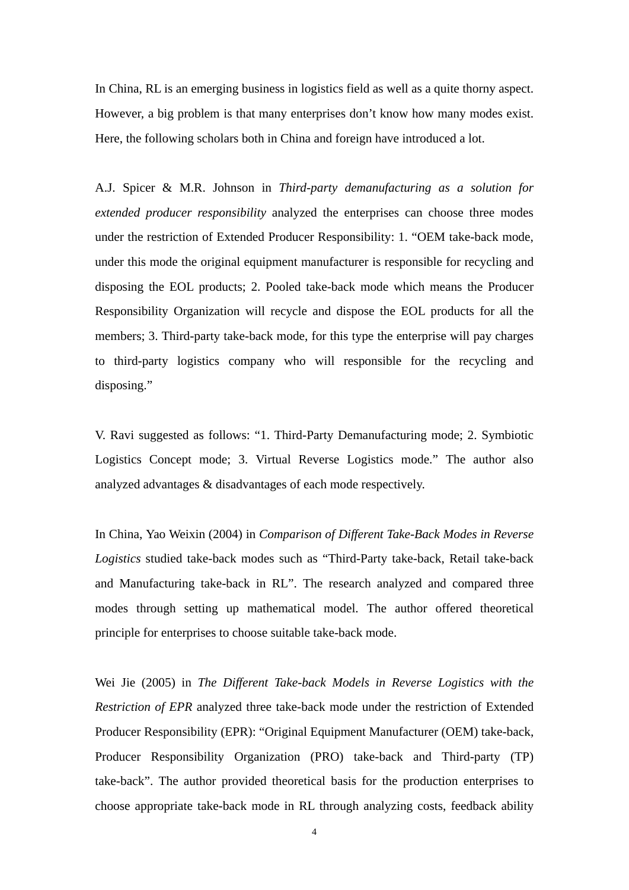In China, RL is an emerging business in logistics field as well as a quite thorny aspect. However, a big problem is that many enterprises don't know how many modes exist. Here, the following scholars both in China and foreign have introduced a lot.

A.J. Spicer & M.R. Johnson in *Third-party demanufacturing as a solution for extended producer responsibility* analyzed the enterprises can choose three modes under the restriction of Extended Producer Responsibility: 1. "OEM take-back mode, under this mode the original equipment manufacturer is responsible for recycling and disposing the EOL products; 2. Pooled take-back mode which means the Producer Responsibility Organization will recycle and dispose the EOL products for all the members; 3. Third-party take-back mode, for this type the enterprise will pay charges to third-party logistics company who will responsible for the recycling and disposing."

V. Ravi suggested as follows: "1. Third-Party Demanufacturing mode; 2. Symbiotic Logistics Concept mode; 3. Virtual Reverse Logistics mode." The author also analyzed advantages & disadvantages of each mode respectively.

In China, Yao Weixin (2004) in *Comparison of Different Take-Back Modes in Reverse Logistics* studied take-back modes such as "Third-Party take-back, Retail take-back and Manufacturing take-back in RL". The research analyzed and compared three modes through setting up mathematical model. The author offered theoretical principle for enterprises to choose suitable take-back mode.

Wei Jie (2005) in *The Different Take-back Models in Reverse Logistics with the Restriction of EPR* analyzed three take-back mode under the restriction of Extended Producer Responsibility (EPR): "Original Equipment Manufacturer (OEM) take-back, Producer Responsibility Organization (PRO) take-back and Third-party (TP) take-back". The author provided theoretical basis for the production enterprises to choose appropriate take-back mode in RL through analyzing costs, feedback ability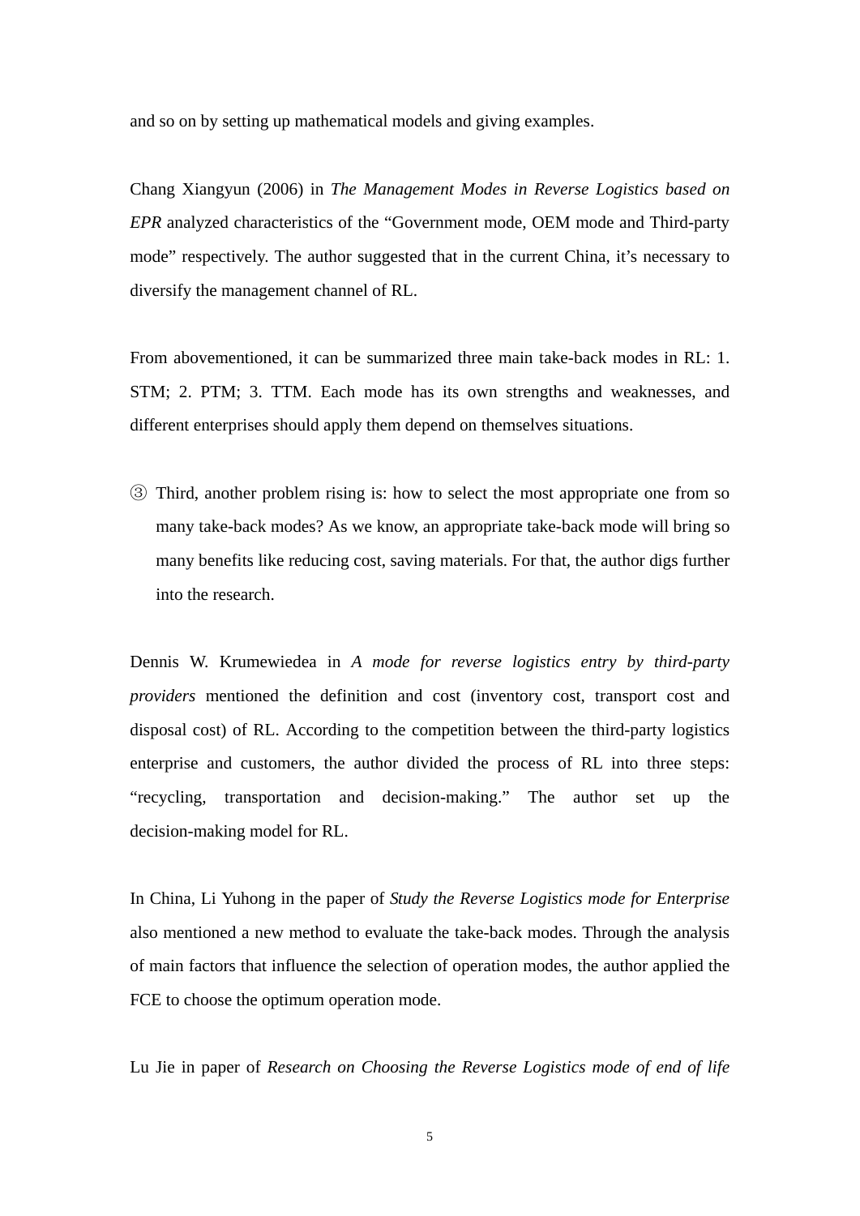and so on by setting up mathematical models and giving examples.

Chang Xiangyun (2006) in *The Management Modes in Reverse Logistics based on EPR* analyzed characteristics of the "Government mode, OEM mode and Third-party mode" respectively. The author suggested that in the current China, it's necessary to diversify the management channel of RL.

From abovementioned, it can be summarized three main take-back modes in RL: 1. STM; 2. PTM; 3. TTM. Each mode has its own strengths and weaknesses, and different enterprises should apply them depend on themselves situations.

③ Third, another problem rising is: how to select the most appropriate one from so many take-back modes? As we know, an appropriate take-back mode will bring so many benefits like reducing cost, saving materials. For that, the author digs further into the research.

Dennis W. Krumewiedea in *A mode for reverse logistics entry by third-party providers* mentioned the definition and cost (inventory cost, transport cost and disposal cost) of RL. According to the competition between the third-party logistics enterprise and customers, the author divided the process of RL into three steps: "recycling, transportation and decision-making." The author set up the decision-making model for RL.

In China, Li Yuhong in the paper of *Study the Reverse Logistics mode for Enterprise* also mentioned a new method to evaluate the take-back modes. Through the analysis of main factors that influence the selection of operation modes, the author applied the FCE to choose the optimum operation mode.

Lu Jie in paper of *Research on Choosing the Reverse Logistics mode of end of life*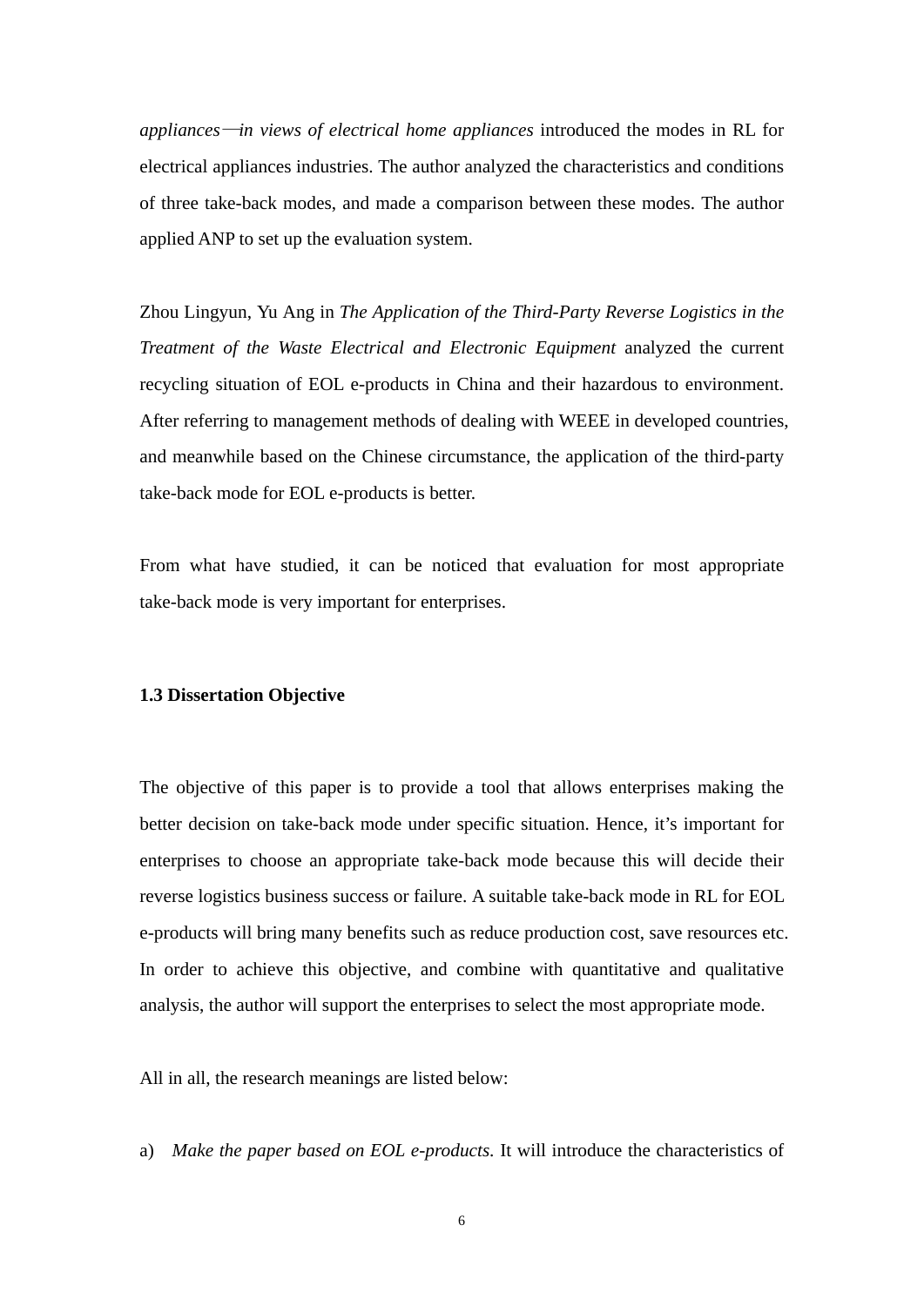*appliances—in views of electrical home appliances* introduced the modes in RL for electrical appliances industries. The author analyzed the characteristics and conditions of three take-back modes, and made a comparison between these modes. The author applied ANP to set up the evaluation system.

Zhou Lingyun, Yu Ang in *The Application of the Third-Party Reverse Logistics in the Treatment of the Waste Electrical and Electronic Equipment* analyzed the current recycling situation of EOL e-products in China and their hazardous to environment. After referring to management methods of dealing with WEEE in developed countries, and meanwhile based on the Chinese circumstance, the application of the third-party take-back mode for EOL e-products is better.

From what have studied, it can be noticed that evaluation for most appropriate take-back mode is very important for enterprises.

### 1.3 Dissertation Objective

The objective of this paper is to provide a tool that allows enterprises making the better decision on take-back mode under specific situation. Hence, it's important for enterprises to choose an appropriate take-back mode because this will decide their reverse logistics business success or failure. A suitable take-back mode in RL for EOL e-products will bring many benefits such as reduce production cost, save resources etc. In order to achieve this objective, and combine with quantitative and qualitative analysis, the author will support the enterprises to select the most appropriate mode.

All in all, the research meanings are listed below:

a) *Make the paper based on EOL e-products*. It will introduce the characteristics of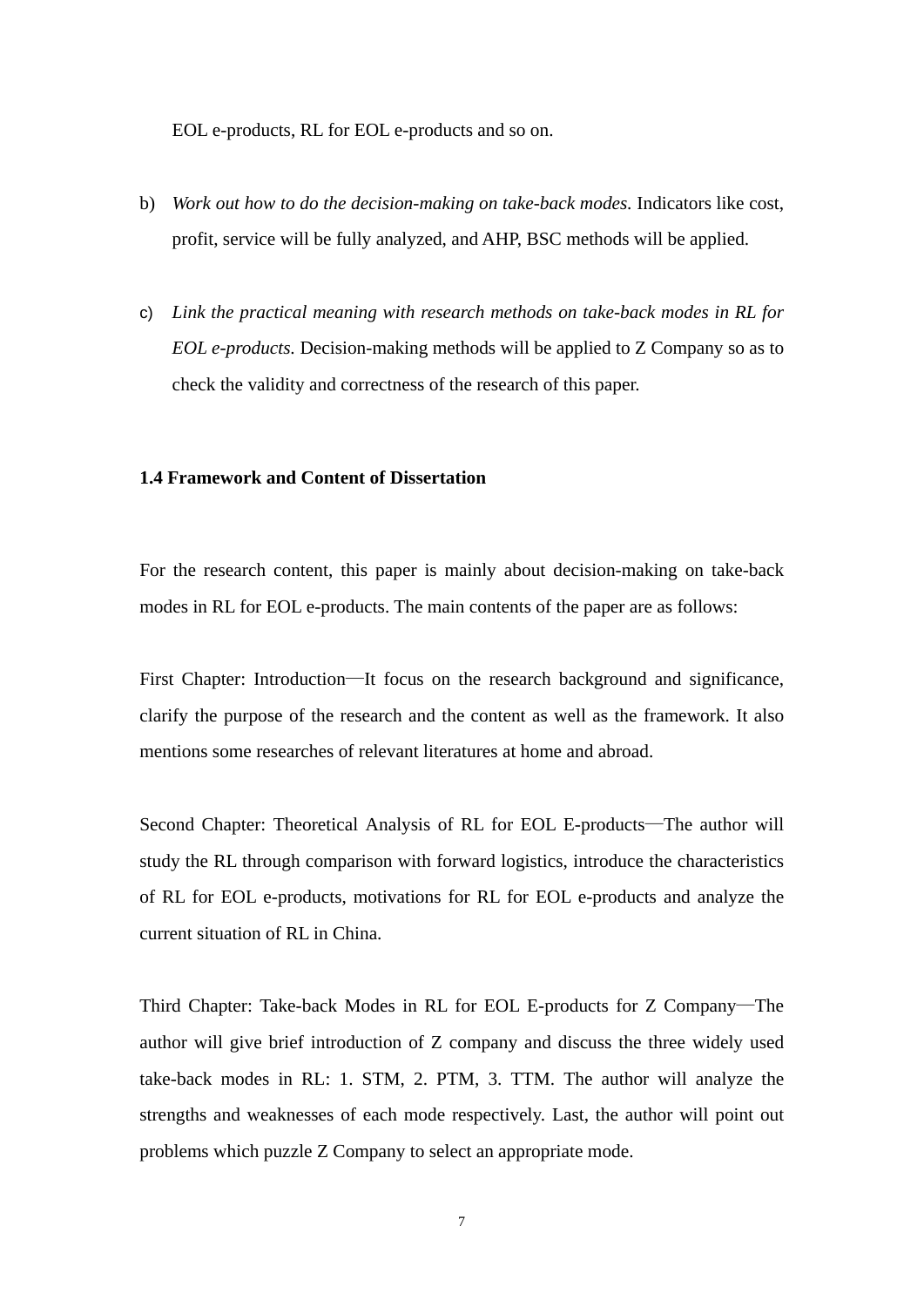EOL e-products, RL for EOL e-products and so on.

b) *Work out how to do the decision-making on take-back modes.* Indicators like cost, profit, service will be fully analyzed, and AHP, BSC methods will be applied.

c) *Link the practical meaning with research methods on take-back modes in RL for EOL e-products.* Decision-making methods will be applied to Z Company so as to check the validity and correctness of the research of this paper.

**1.4 Framework and Content of Dissertation**

For the research content, this paper is mainly about decision-making on take-back modes in RL for EOL e-products. The main contents of the paper are as follows:

First Chapter: Introduction—It focus on the research background and significance, clarify the purpose of the research and the content as well as the framework. It also mentions some researches of relevant literatures at home and abroad.

Second Chapter: Theoretical Analysis of RL for EOL E-products—The author will study the RL through comparison with forward logistics, introduce the characteristics of RL for EOL e-products, motivations for RL for EOL e-products and analyze the current situation of RL in China.

Third Chapter: Take-back Modes in RL for EOL E-products for Z Company—The author will give brief introduction of Z company and discuss the three widely used take-back modes in RL: 1. STM, 2. PTM, 3. TTM. The author will analyze the strengths and weaknesses of each mode respectively. Last, the author will point out problems which puzzle Z Company to select an appropriate mode.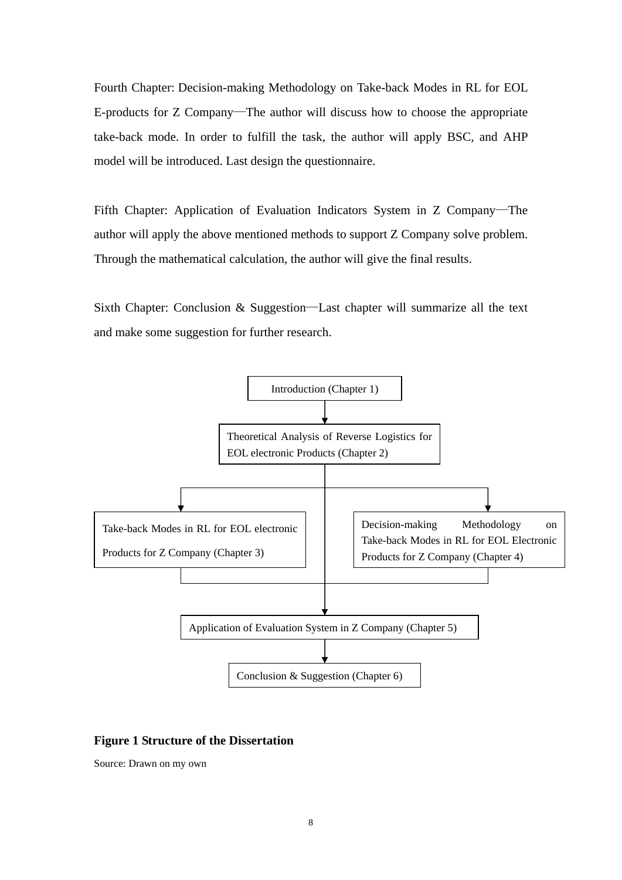Fourth Chapter: Decision-making Methodology on Take-back Modes in RL for EOL E-products for Z Company—The author will discuss how to choose the appropriate take-back mode. In order to fulfill the task, the author will apply BSC, and AHP model will be introduced. Last design the questionnaire.

Fifth Chapter: Application of Evaluation Indicators System in Z Company—The author will apply the above mentioned methods to support Z Company solve problem. Through the mathematical calculation, the author will give the final results.

Sixth Chapter: Conclusion & Suggestion—Last chapter will summarize all the text and make some suggestion for further research.

Introduction (Chapter 1)

Theoretical Analysis of Reverse Logistics for EOL electronic Products (Chapter 2)

Take-back Modes in RL for EOL electronic Products for Z Company (Chapter 3)

Decision-making Methodology on Take-back Modes in RL for EOL Electronic Products for Z Company (Chapter 4)

Application of Evaluation System in Z Company (Chapter 5)

Conclusion & Suggestion (Chapter 6)

**Figure 1 Structure of the Dissertation**

Source: Drawn on my own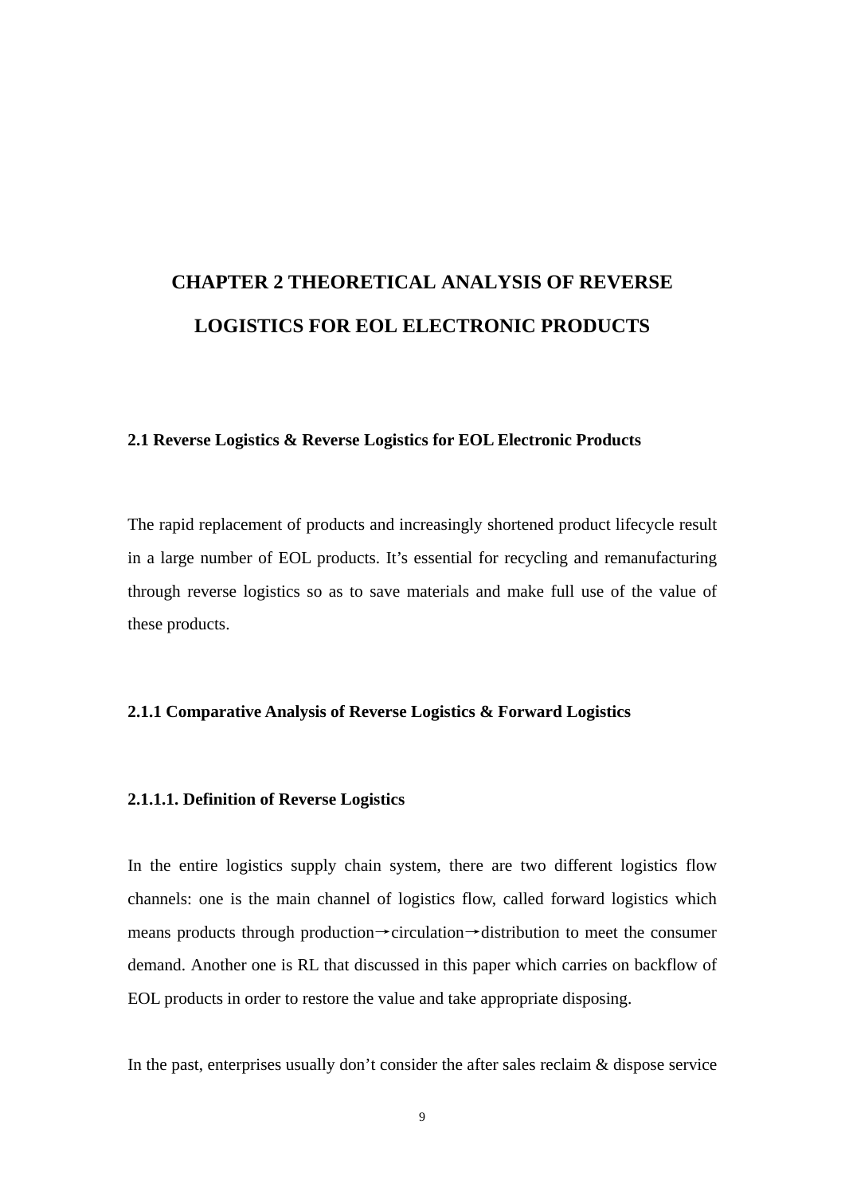# CHAPTER 2 THEORETICAL ANALYSIS OF REVERSE LOGISTICS FOR EOL ELECTRONIC PRODUCTS

## 2.1 Reverse Logistics & Reverse Logistics for EOL Electronic Products

The rapid replacement of products and increasingly shortened product lifecycle result in a large number of EOL products. It's essential for recycling and remanufacturing through reverse logistics so as to save materials and make full use of the value of these products.

### 2.1.1 Comparative Analysis of Reverse Logistics & Forward Logistics

#### 2.1.1.1. Definition of Reverse Logistics

In the entire logistics supply chain system, there are two different logistics flow channels: one is the main channel of logistics flow, called forward logistics which means products through production→circulation→distribution to meet the consumer demand. Another one is RL that discussed in this paper which carries on backflow of EOL products in order to restore the value and take appropriate disposing.

In the past, enterprises usually don't consider the after sales reclaim & dispose service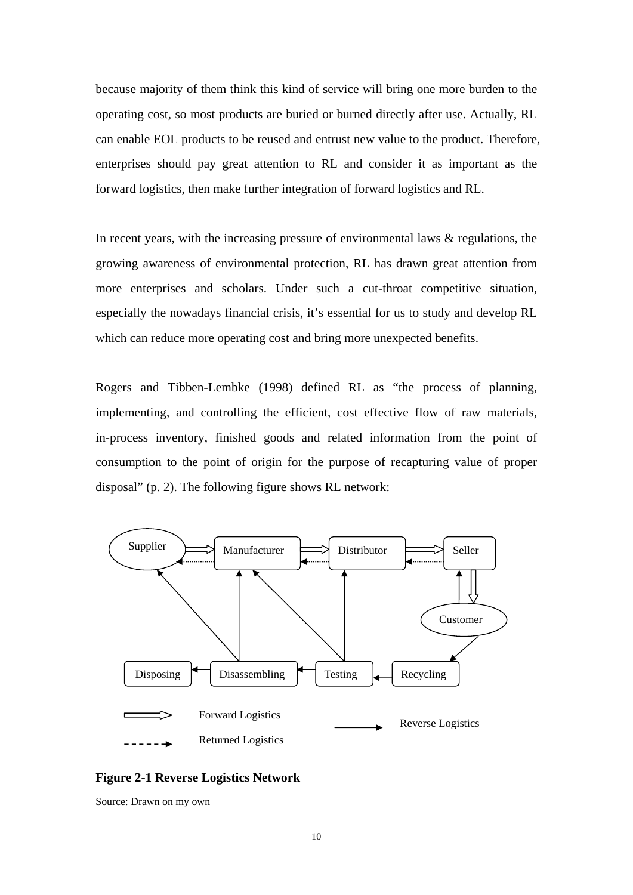because majority of them think this kind of service will bring one more burden to the operating cost, so most products are buried or burned directly after use. Actually, RL can enable EOL products to be reused and entrust new value to the product. Therefore, enterprises should pay great attention to RL and consider it as important as the forward logistics, then make further integration of forward logistics and RL.

In recent years, with the increasing pressure of environmental laws & regulations, the growing awareness of environmental protection, RL has drawn great attention from more enterprises and scholars. Under such a cut-throat competitive situation, especially the nowadays financial crisis, it's essential for us to study and develop RL which can reduce more operating cost and bring more unexpected benefits.

Rogers and Tibben-Lembke (1998) defined RL as "the process of planning, implementing, and controlling the efficient, cost effective flow of raw materials, in-process inventory, finished goods and related information from the point of consumption to the point of origin for the purpose of recapturing value of proper disposal" (p. 2). The following figure shows RL network:

Supplier | Manufacturer | Distributor | Seller | Customer | Disposing | Disassembling | Testing | Recycling

Forward Logistics | Returned Logistics | Reverse Logistics

**Figure 2-1 Reverse Logistics Network**

Source: Drawn on my own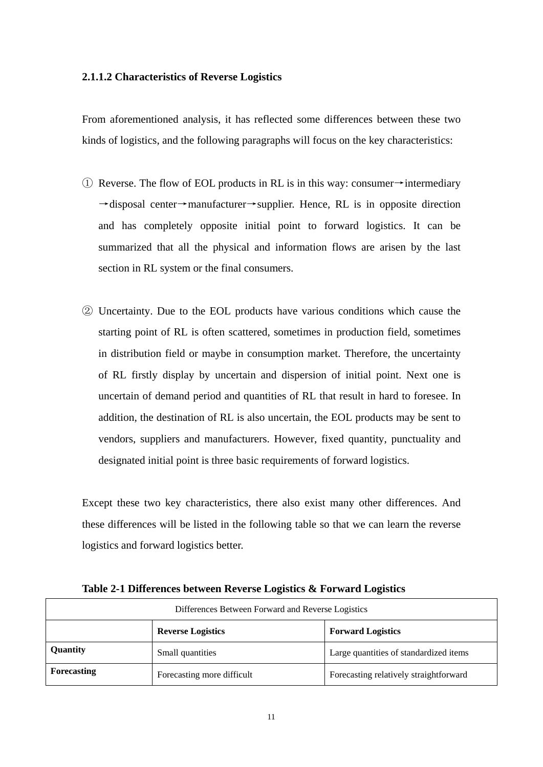#### 2.1.1.2 Characteristics of Reverse Logistics

From aforementioned analysis, it has reflected some differences between these two kinds of logistics, and the following paragraphs will focus on the key characteristics:

① Reverse. The flow of EOL products in RL is in this way: consumer→intermediary→disposal center→manufacturer→supplier. Hence, RL is in opposite direction and has completely opposite initial point to forward logistics. It can be summarized that all the physical and information flows are arisen by the last section in RL system or the final consumers.

② Uncertainty. Due to the EOL products have various conditions which cause the starting point of RL is often scattered, sometimes in production field, sometimes in distribution field or maybe in consumption market. Therefore, the uncertainty of RL firstly display by uncertain and dispersion of initial point. Next one is uncertain of demand period and quantities of RL that result in hard to foresee. In addition, the destination of RL is also uncertain, the EOL products may be sent to vendors, suppliers and manufacturers. However, fixed quantity, punctuality and designated initial point is three basic requirements of forward logistics.

Except these two key characteristics, there also exist many other differences. And these differences will be listed in the following table so that we can learn the reverse logistics and forward logistics better.

**Table 2-1 Differences between Reverse Logistics & Forward Logistics**

| Differences Between Forward and Reverse Logistics | | |
|---|---|---|
| | **Reverse Logistics** | **Forward Logistics** |
| **Quantity** | Small quantities | Large quantities of standardized items |
| **Forecasting** | Forecasting more difficult | Forecasting relatively straightforward |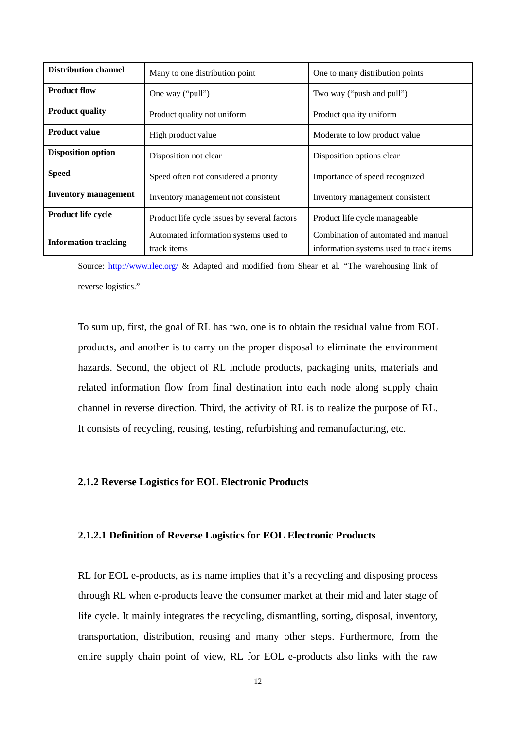| Distribution channel | Many to one distribution point | One to many distribution points |
|---|---|---|
| Product flow | One way ("pull") | Two way ("push and pull") |
| Product quality | Product quality not uniform | Product quality uniform |
| Product value | High product value | Moderate to low product value |
| Disposition option | Disposition not clear | Disposition options clear |
| Speed | Speed often not considered a priority | Importance of speed recognized |
| Inventory management | Inventory management not consistent | Inventory management consistent |
| Product life cycle | Product life cycle issues by several factors | Product life cycle manageable |
| Information tracking | Automated information systems used to track items | Combination of automated and manual information systems used to track items |

Source: http://www.rlec.org/ & Adapted and modified from Shear et al. "The warehousing link of reverse logistics."

To sum up, first, the goal of RL has two, one is to obtain the residual value from EOL products, and another is to carry on the proper disposal to eliminate the environment hazards. Second, the object of RL include products, packaging units, materials and related information flow from final destination into each node along supply chain channel in reverse direction. Third, the activity of RL is to realize the purpose of RL. It consists of recycling, reusing, testing, refurbishing and remanufacturing, etc.

### 2.1.2 Reverse Logistics for EOL Electronic Products

#### 2.1.2.1 Definition of Reverse Logistics for EOL Electronic Products

RL for EOL e-products, as its name implies that it's a recycling and disposing process through RL when e-products leave the consumer market at their mid and later stage of life cycle. It mainly integrates the recycling, dismantling, sorting, disposal, inventory, transportation, distribution, reusing and many other steps. Furthermore, from the entire supply chain point of view, RL for EOL e-products also links with the raw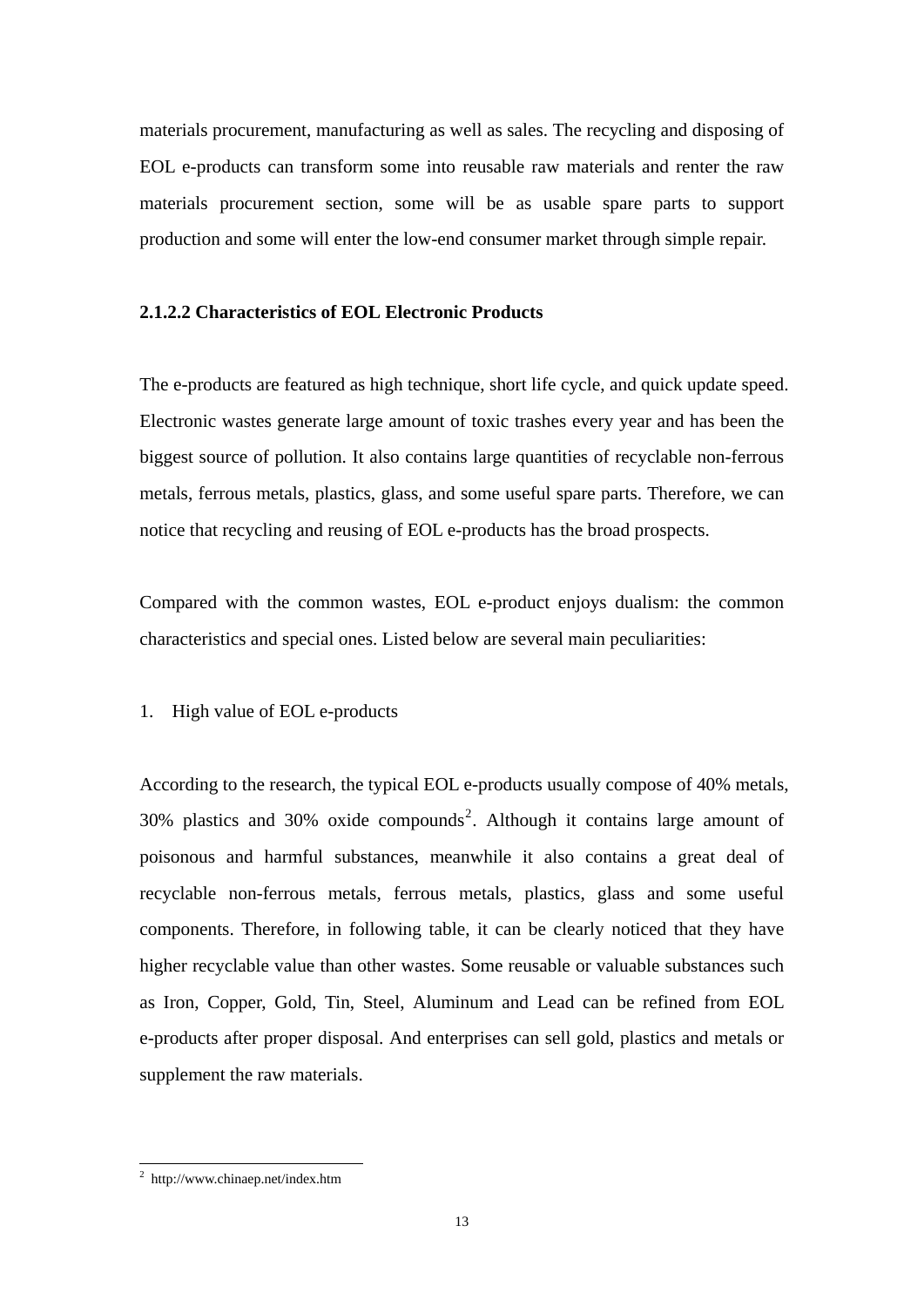materials procurement, manufacturing as well as sales. The recycling and disposing of EOL e-products can transform some into reusable raw materials and renter the raw materials procurement section, some will be as usable spare parts to support production and some will enter the low-end consumer market through simple repair.

#### 2.1.2.2 Characteristics of EOL Electronic Products

The e-products are featured as high technique, short life cycle, and quick update speed. Electronic wastes generate large amount of toxic trashes every year and has been the biggest source of pollution. It also contains large quantities of recyclable non-ferrous metals, ferrous metals, plastics, glass, and some useful spare parts. Therefore, we can notice that recycling and reusing of EOL e-products has the broad prospects.

Compared with the common wastes, EOL e-product enjoys dualism: the common characteristics and special ones. Listed below are several main peculiarities:

1. High value of EOL e-products

According to the research, the typical EOL e-products usually compose of 40% metals, 30% plastics and 30% oxide compounds[2]. Although it contains large amount of poisonous and harmful substances, meanwhile it also contains a great deal of recyclable non-ferrous metals, ferrous metals, plastics, glass and some useful components. Therefore, in following table, it can be clearly noticed that they have higher recyclable value than other wastes. Some reusable or valuable substances such as Iron, Copper, Gold, Tin, Steel, Aluminum and Lead can be refined from EOL e-products after proper disposal. And enterprises can sell gold, plastics and metals or supplement the raw materials.

---

[2] http://www.chinaep.net/index.htm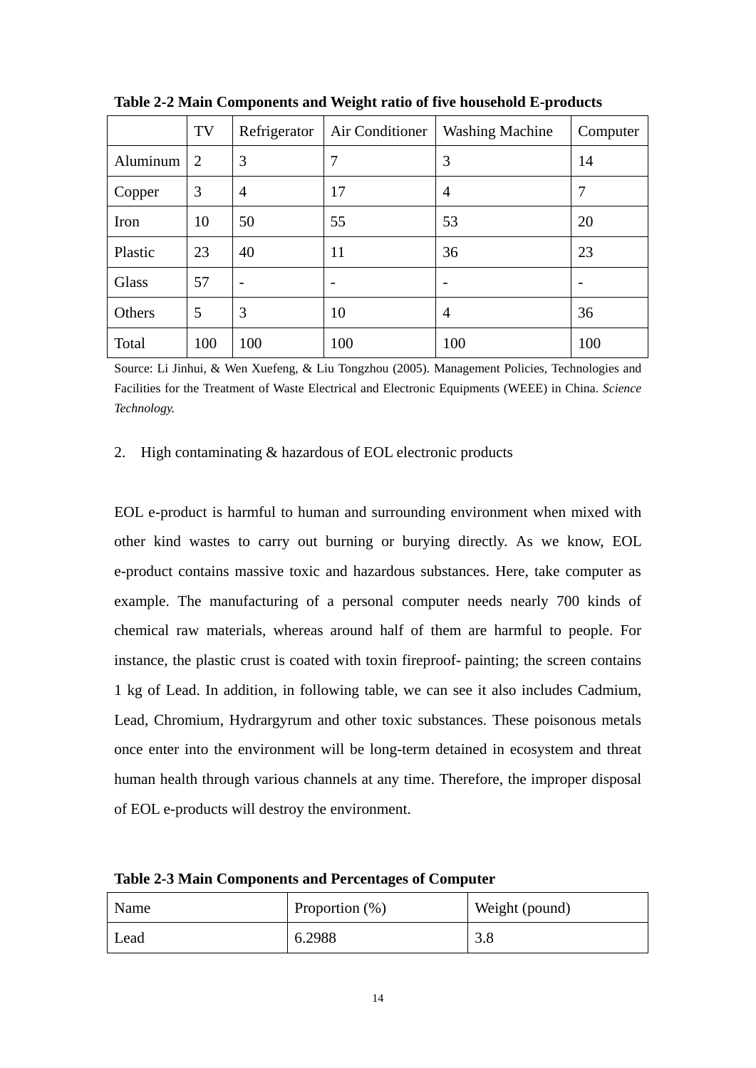**Table 2-2 Main Components and Weight ratio of five household E-products**

| | TV | Refrigerator | Air Conditioner | Washing Machine | Computer |
|---|---|---|---|---|---|
| Aluminum | 2 | 3 | 7 | 3 | 14 |
| Copper | 3 | 4 | 17 | 4 | 7 |
| Iron | 10 | 50 | 55 | 53 | 20 |
| Plastic | 23 | 40 | 11 | 36 | 23 |
| Glass | 57 | - | - | - | - |
| Others | 5 | 3 | 10 | 4 | 36 |
| Total | 100 | 100 | 100 | 100 | 100 |

Source: Li Jinhui, & Wen Xuefeng, & Liu Tongzhou (2005). Management Policies, Technologies and Facilities for the Treatment of Waste Electrical and Electronic Equipments (WEEE) in China. *Science Technology.*

2. High contaminating & hazardous of EOL electronic products

EOL e-product is harmful to human and surrounding environment when mixed with other kind wastes to carry out burning or burying directly. As we know, EOL e-product contains massive toxic and hazardous substances. Here, take computer as example. The manufacturing of a personal computer needs nearly 700 kinds of chemical raw materials, whereas around half of them are harmful to people. For instance, the plastic crust is coated with toxin fireproof- painting; the screen contains 1 kg of Lead. In addition, in following table, we can see it also includes Cadmium, Lead, Chromium, Hydrargyrum and other toxic substances. These poisonous metals once enter into the environment will be long-term detained in ecosystem and threat human health through various channels at any time. Therefore, the improper disposal of EOL e-products will destroy the environment.

**Table 2-3 Main Components and Percentages of Computer**

| Name | Proportion (%) | Weight (pound) |
|---|---|---|
| Lead | 6.2988 | 3.8 |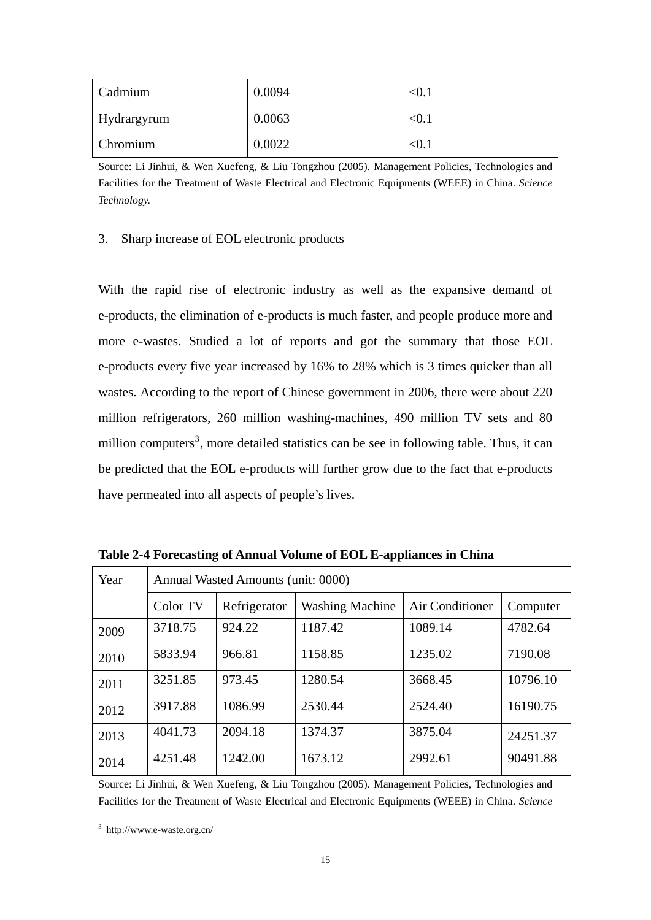| Cadmium | 0.0094 | <0.1 |
|---|---|---|
| Hydrargyrum | 0.0063 | <0.1 |
| Chromium | 0.0022 | <0.1 |

Source: Li Jinhui, & Wen Xuefeng, & Liu Tongzhou (2005). Management Policies, Technologies and Facilities for the Treatment of Waste Electrical and Electronic Equipments (WEEE) in China. *Science Technology.*

3. Sharp increase of EOL electronic products

With the rapid rise of electronic industry as well as the expansive demand of e-products, the elimination of e-products is much faster, and people produce more and more e-wastes. Studied a lot of reports and got the summary that those EOL e-products every five year increased by 16% to 28% which is 3 times quicker than all wastes. According to the report of Chinese government in 2006, there were about 220 million refrigerators, 260 million washing-machines, 490 million TV sets and 80 million computers[3], more detailed statistics can be see in following table. Thus, it can be predicted that the EOL e-products will further grow due to the fact that e-products have permeated into all aspects of people's lives.

**Table 2-4 Forecasting of Annual Volume of EOL E-appliances in China**

| Year | Annual Wasted Amounts (unit: 0000) | | | | |
|---|---|---|---|---|---|
| | Color TV | Refrigerator | Washing Machine | Air Conditioner | Computer |
| 2009 | 3718.75 | 924.22 | 1187.42 | 1089.14 | 4782.64 |
| 2010 | 5833.94 | 966.81 | 1158.85 | 1235.02 | 7190.08 |
| 2011 | 3251.85 | 973.45 | 1280.54 | 3668.45 | 10796.10 |
| 2012 | 3917.88 | 1086.99 | 2530.44 | 2524.40 | 16190.75 |
| 2013 | 4041.73 | 2094.18 | 1374.37 | 3875.04 | 24251.37 |
| 2014 | 4251.48 | 1242.00 | 1673.12 | 2992.61 | 90491.88 |

Source: Li Jinhui, & Wen Xuefeng, & Liu Tongzhou (2005). Management Policies, Technologies and Facilities for the Treatment of Waste Electrical and Electronic Equipments (WEEE) in China. *Science*

[3] http://www.e-waste.org.cn/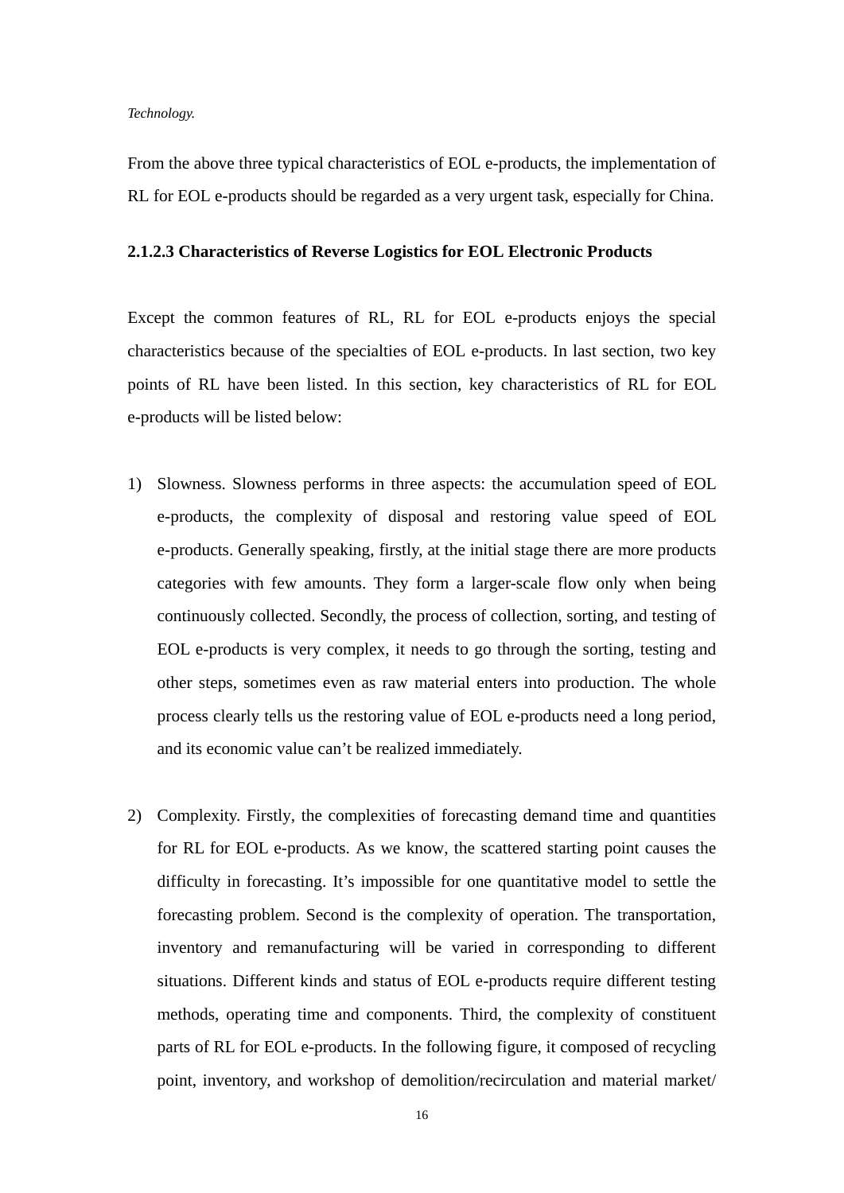*Technology.*

From the above three typical characteristics of EOL e-products, the implementation of RL for EOL e-products should be regarded as a very urgent task, especially for China.

#### 2.1.2.3 Characteristics of Reverse Logistics for EOL Electronic Products

Except the common features of RL, RL for EOL e-products enjoys the special characteristics because of the specialties of EOL e-products. In last section, two key points of RL have been listed. In this section, key characteristics of RL for EOL e-products will be listed below:

1) Slowness. Slowness performs in three aspects: the accumulation speed of EOL e-products, the complexity of disposal and restoring value speed of EOL e-products. Generally speaking, firstly, at the initial stage there are more products categories with few amounts. They form a larger-scale flow only when being continuously collected. Secondly, the process of collection, sorting, and testing of EOL e-products is very complex, it needs to go through the sorting, testing and other steps, sometimes even as raw material enters into production. The whole process clearly tells us the restoring value of EOL e-products need a long period, and its economic value can't be realized immediately.

2) Complexity. Firstly, the complexities of forecasting demand time and quantities for RL for EOL e-products. As we know, the scattered starting point causes the difficulty in forecasting. It's impossible for one quantitative model to settle the forecasting problem. Second is the complexity of operation. The transportation, inventory and remanufacturing will be varied in corresponding to different situations. Different kinds and status of EOL e-products require different testing methods, operating time and components. Third, the complexity of constituent parts of RL for EOL e-products. In the following figure, it composed of recycling point, inventory, and workshop of demolition/recirculation and material market/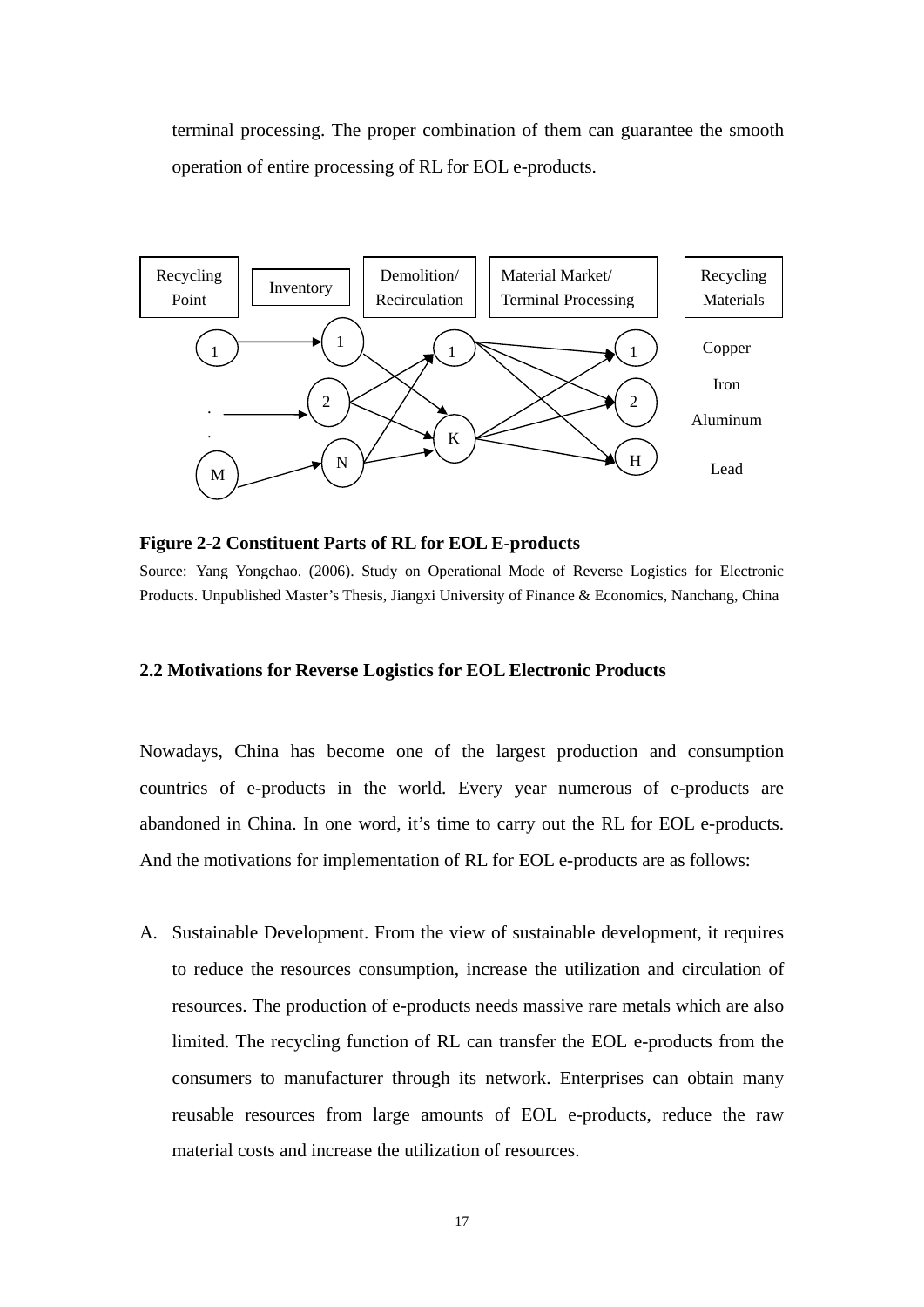terminal processing. The proper combination of them can guarantee the smooth operation of entire processing of RL for EOL e-products.

**Figure 2-2 Constituent Parts of RL for EOL E-products**

Source: Yang Yongchao. (2006). Study on Operational Mode of Reverse Logistics for Electronic Products. Unpublished Master's Thesis, Jiangxi University of Finance & Economics, Nanchang, China

### 2.2 Motivations for Reverse Logistics for EOL Electronic Products

Nowadays, China has become one of the largest production and consumption countries of e-products in the world. Every year numerous of e-products are abandoned in China. In one word, it's time to carry out the RL for EOL e-products. And the motivations for implementation of RL for EOL e-products are as follows:

A. Sustainable Development. From the view of sustainable development, it requires to reduce the resources consumption, increase the utilization and circulation of resources. The production of e-products needs massive rare metals which are also limited. The recycling function of RL can transfer the EOL e-products from the consumers to manufacturer through its network. Enterprises can obtain many reusable resources from large amounts of EOL e-products, reduce the raw material costs and increase the utilization of resources.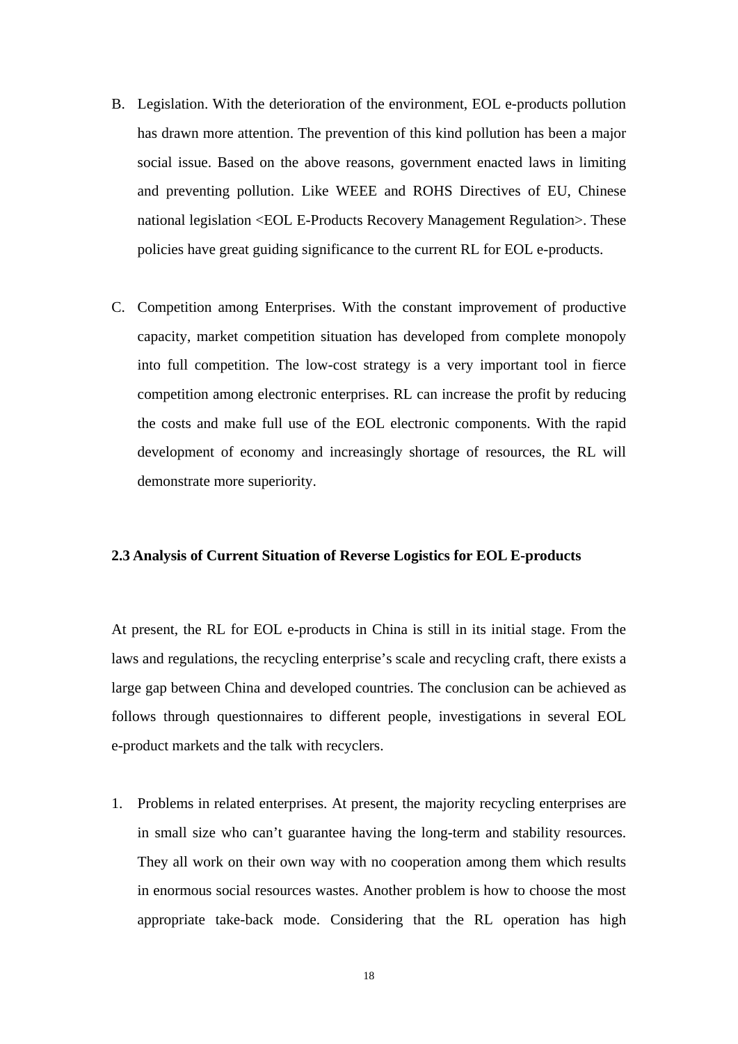B. Legislation. With the deterioration of the environment, EOL e-products pollution has drawn more attention. The prevention of this kind pollution has been a major social issue. Based on the above reasons, government enacted laws in limiting and preventing pollution. Like WEEE and ROHS Directives of EU, Chinese national legislation <EOL E-Products Recovery Management Regulation>. These policies have great guiding significance to the current RL for EOL e-products.

C. Competition among Enterprises. With the constant improvement of productive capacity, market competition situation has developed from complete monopoly into full competition. The low-cost strategy is a very important tool in fierce competition among electronic enterprises. RL can increase the profit by reducing the costs and make full use of the EOL electronic components. With the rapid development of economy and increasingly shortage of resources, the RL will demonstrate more superiority.

**2.3 Analysis of Current Situation of Reverse Logistics for EOL E-products**

At present, the RL for EOL e-products in China is still in its initial stage. From the laws and regulations, the recycling enterprise's scale and recycling craft, there exists a large gap between China and developed countries. The conclusion can be achieved as follows through questionnaires to different people, investigations in several EOL e-product markets and the talk with recyclers.

1. Problems in related enterprises. At present, the majority recycling enterprises are in small size who can't guarantee having the long-term and stability resources. They all work on their own way with no cooperation among them which results in enormous social resources wastes. Another problem is how to choose the most appropriate take-back mode. Considering that the RL operation has high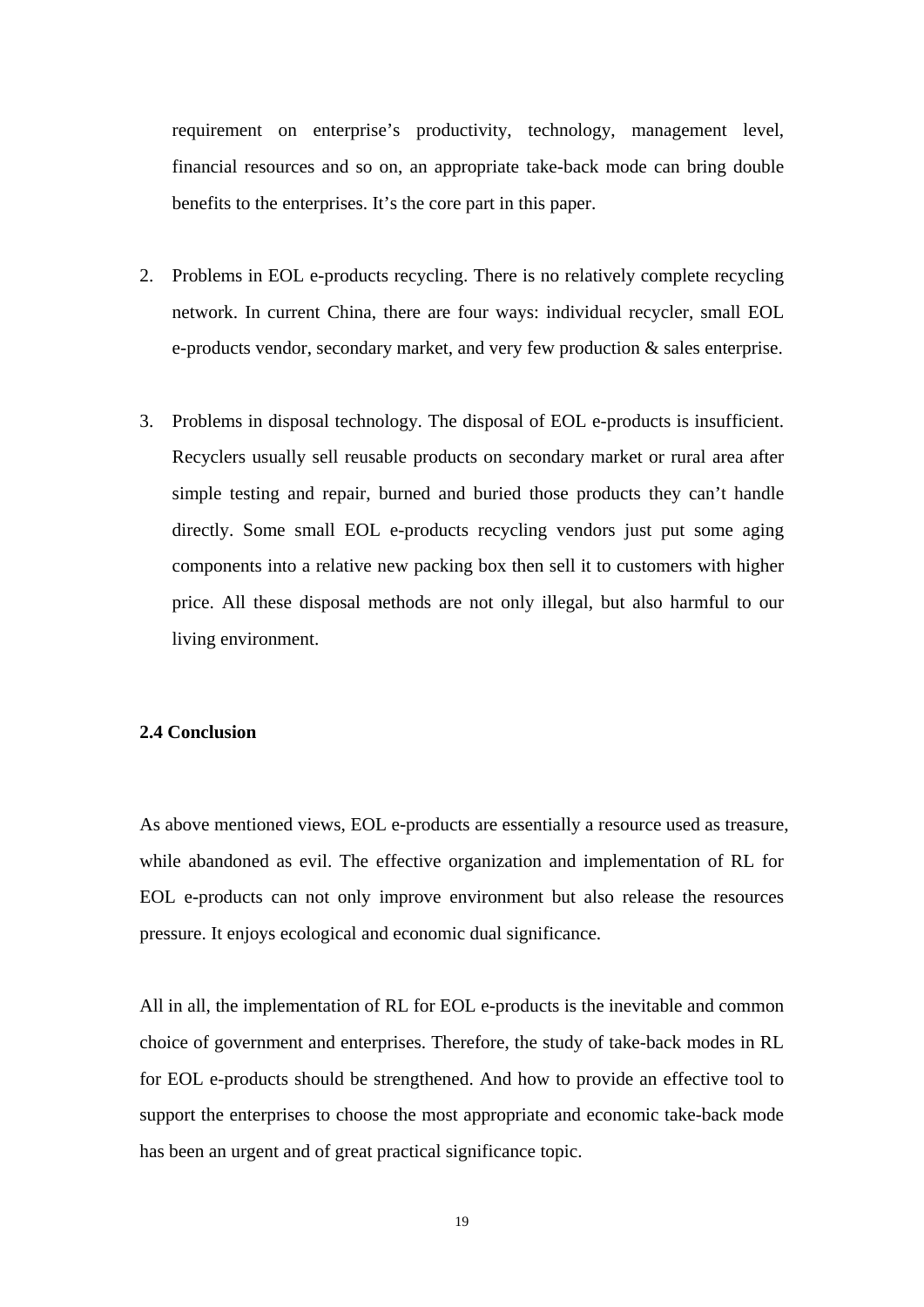requirement on enterprise's productivity, technology, management level, financial resources and so on, an appropriate take-back mode can bring double benefits to the enterprises. It's the core part in this paper.

2. Problems in EOL e-products recycling. There is no relatively complete recycling network. In current China, there are four ways: individual recycler, small EOL e-products vendor, secondary market, and very few production & sales enterprise.

3. Problems in disposal technology. The disposal of EOL e-products is insufficient. Recyclers usually sell reusable products on secondary market or rural area after simple testing and repair, burned and buried those products they can't handle directly. Some small EOL e-products recycling vendors just put some aging components into a relative new packing box then sell it to customers with higher price. All these disposal methods are not only illegal, but also harmful to our living environment.

### 2.4 Conclusion

As above mentioned views, EOL e-products are essentially a resource used as treasure, while abandoned as evil. The effective organization and implementation of RL for EOL e-products can not only improve environment but also release the resources pressure. It enjoys ecological and economic dual significance.

All in all, the implementation of RL for EOL e-products is the inevitable and common choice of government and enterprises. Therefore, the study of take-back modes in RL for EOL e-products should be strengthened. And how to provide an effective tool to support the enterprises to choose the most appropriate and economic take-back mode has been an urgent and of great practical significance topic.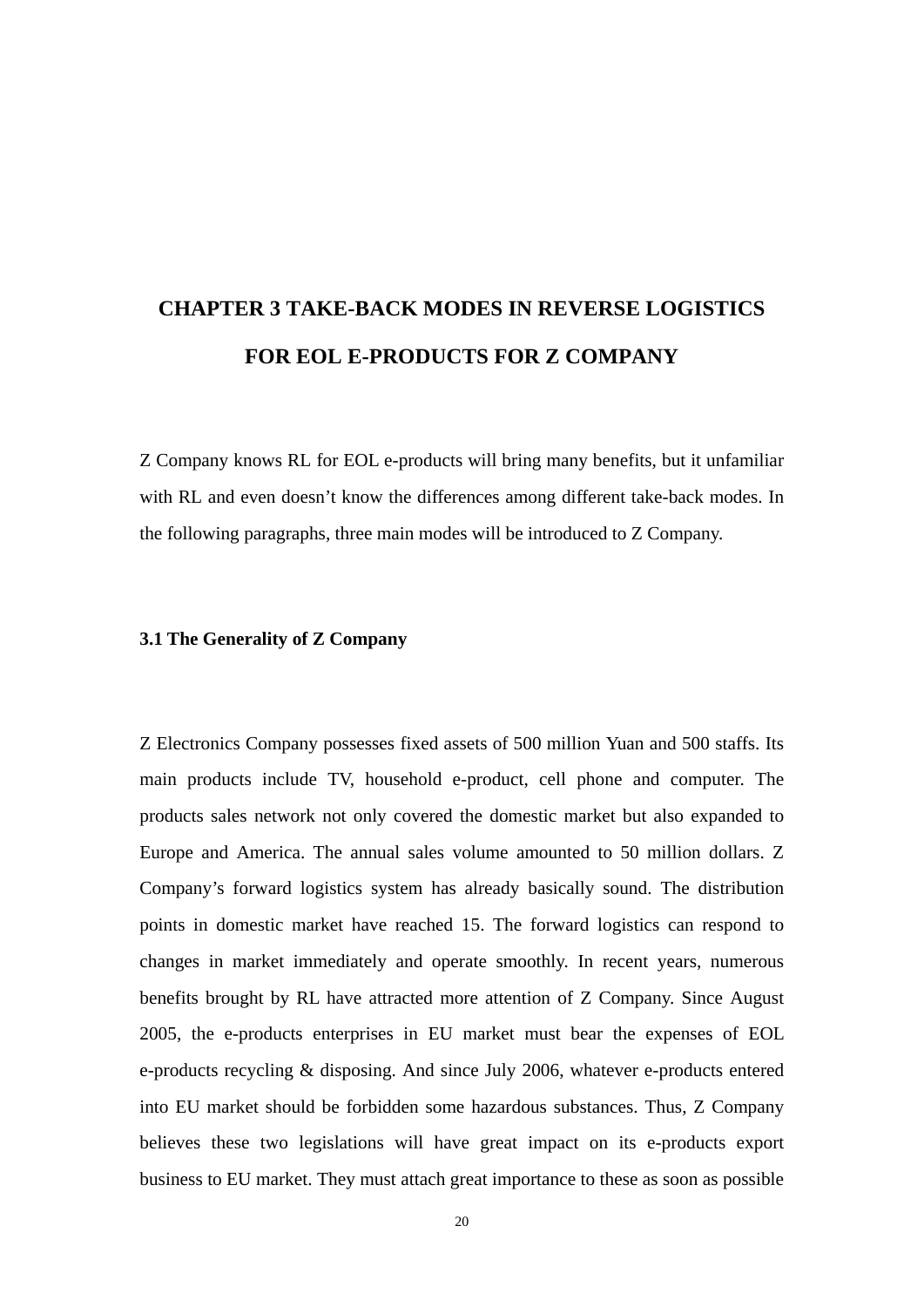# CHAPTER 3 TAKE-BACK MODES IN REVERSE LOGISTICS FOR EOL E-PRODUCTS FOR Z COMPANY

Z Company knows RL for EOL e-products will bring many benefits, but it unfamiliar with RL and even doesn't know the differences among different take-back modes. In the following paragraphs, three main modes will be introduced to Z Company.

## 3.1 The Generality of Z Company

Z Electronics Company possesses fixed assets of 500 million Yuan and 500 staffs. Its main products include TV, household e-product, cell phone and computer. The products sales network not only covered the domestic market but also expanded to Europe and America. The annual sales volume amounted to 50 million dollars. Z Company's forward logistics system has already basically sound. The distribution points in domestic market have reached 15. The forward logistics can respond to changes in market immediately and operate smoothly. In recent years, numerous benefits brought by RL have attracted more attention of Z Company. Since August 2005, the e-products enterprises in EU market must bear the expenses of EOL e-products recycling & disposing. And since July 2006, whatever e-products entered into EU market should be forbidden some hazardous substances. Thus, Z Company believes these two legislations will have great impact on its e-products export business to EU market. They must attach great importance to these as soon as possible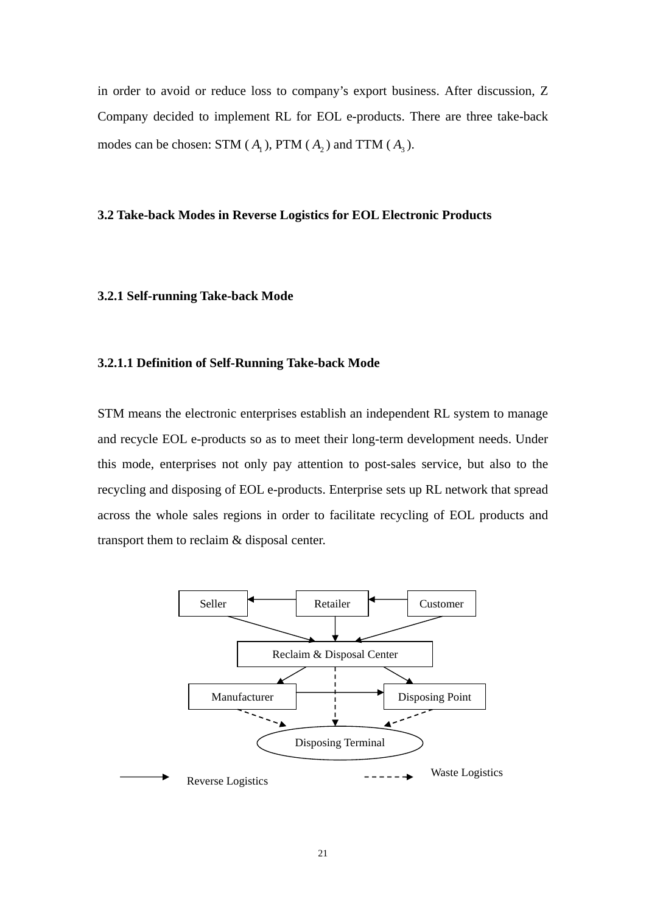in order to avoid or reduce loss to company's export business. After discussion, Z Company decided to implement RL for EOL e-products. There are three take-back modes can be chosen: STM ( $A_1$ ), PTM ( $A_2$ ) and TTM ( $A_3$ ).

### 3.2 Take-back Modes in Reverse Logistics for EOL Electronic Products

#### 3.2.1 Self-running Take-back Mode

##### 3.2.1.1 Definition of Self-Running Take-back Mode

STM means the electronic enterprises establish an independent RL system to manage and recycle EOL e-products so as to meet their long-term development needs. Under this mode, enterprises not only pay attention to post-sales service, but also to the recycling and disposing of EOL e-products. Enterprise sets up RL network that spread across the whole sales regions in order to facilitate recycling of EOL products and transport them to reclaim & disposal center.

Seller | Retailer | Customer

Reclaim & Disposal Center

Manufacturer | Disposing Point

Disposing Terminal

Reverse Logistics | Waste Logistics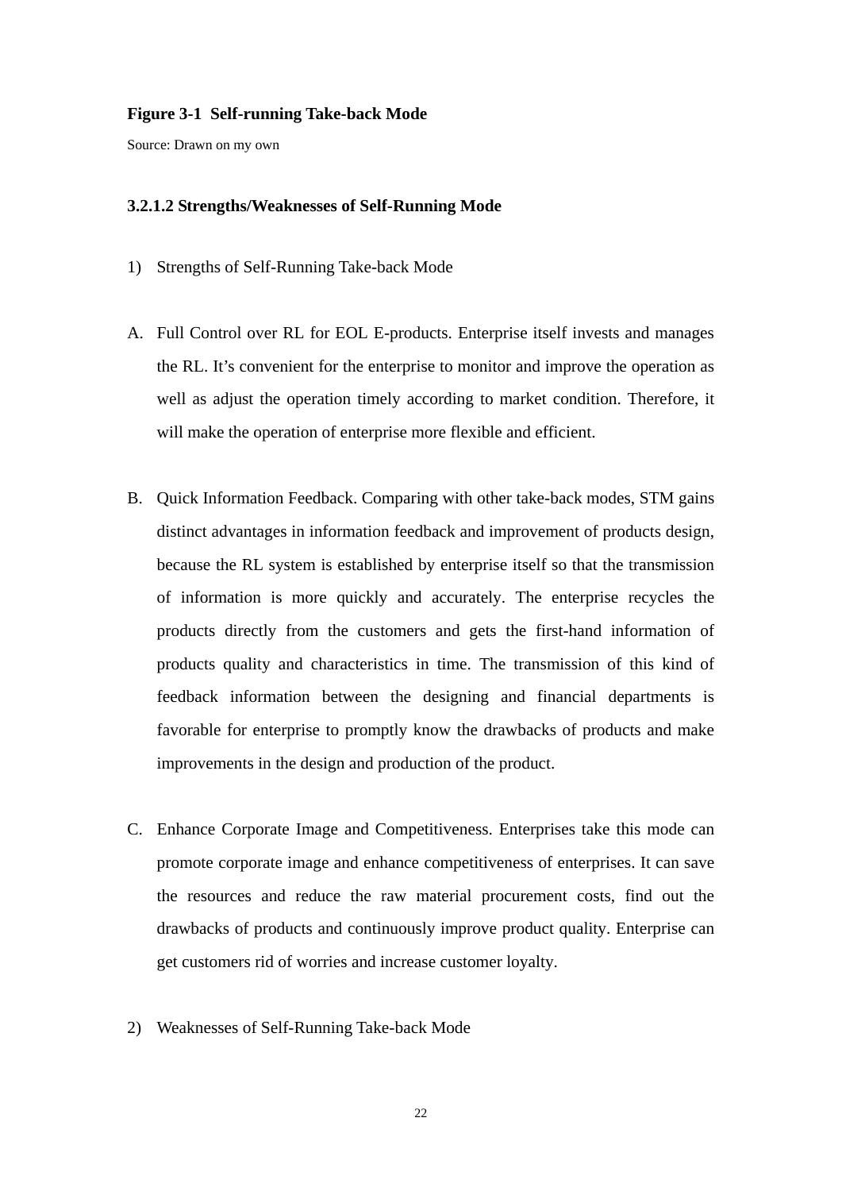**Figure 3-1 Self-running Take-back Mode**

Source: Drawn on my own

#### 3.2.1.2 Strengths/Weaknesses of Self-Running Mode

1) Strengths of Self-Running Take-back Mode

A. Full Control over RL for EOL E-products. Enterprise itself invests and manages the RL. It's convenient for the enterprise to monitor and improve the operation as well as adjust the operation timely according to market condition. Therefore, it will make the operation of enterprise more flexible and efficient.

B. Quick Information Feedback. Comparing with other take-back modes, STM gains distinct advantages in information feedback and improvement of products design, because the RL system is established by enterprise itself so that the transmission of information is more quickly and accurately. The enterprise recycles the products directly from the customers and gets the first-hand information of products quality and characteristics in time. The transmission of this kind of feedback information between the designing and financial departments is favorable for enterprise to promptly know the drawbacks of products and make improvements in the design and production of the product.

C. Enhance Corporate Image and Competitiveness. Enterprises take this mode can promote corporate image and enhance competitiveness of enterprises. It can save the resources and reduce the raw material procurement costs, find out the drawbacks of products and continuously improve product quality. Enterprise can get customers rid of worries and increase customer loyalty.

2) Weaknesses of Self-Running Take-back Mode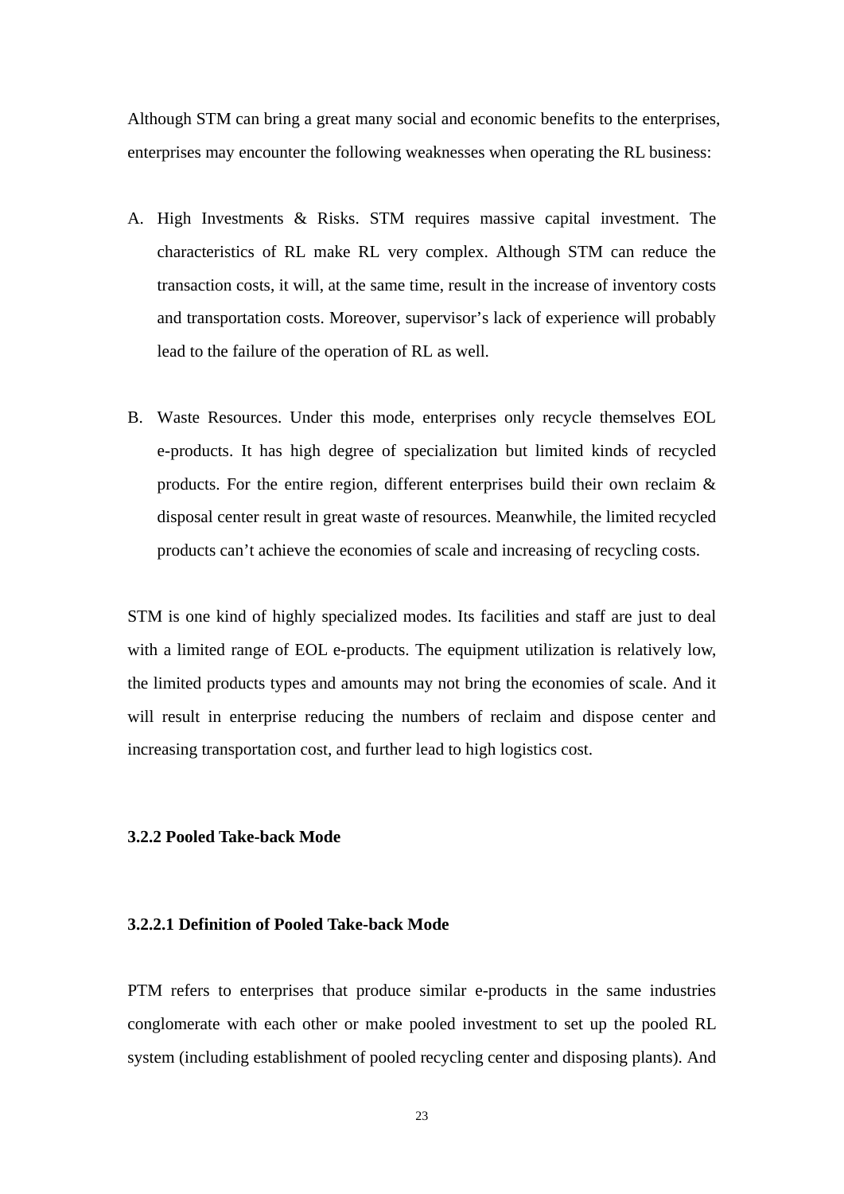Although STM can bring a great many social and economic benefits to the enterprises, enterprises may encounter the following weaknesses when operating the RL business:

A. High Investments & Risks. STM requires massive capital investment. The characteristics of RL make RL very complex. Although STM can reduce the transaction costs, it will, at the same time, result in the increase of inventory costs and transportation costs. Moreover, supervisor's lack of experience will probably lead to the failure of the operation of RL as well.

B. Waste Resources. Under this mode, enterprises only recycle themselves EOL e-products. It has high degree of specialization but limited kinds of recycled products. For the entire region, different enterprises build their own reclaim & disposal center result in great waste of resources. Meanwhile, the limited recycled products can't achieve the economies of scale and increasing of recycling costs.

STM is one kind of highly specialized modes. Its facilities and staff are just to deal with a limited range of EOL e-products. The equipment utilization is relatively low, the limited products types and amounts may not bring the economies of scale. And it will result in enterprise reducing the numbers of reclaim and dispose center and increasing transportation cost, and further lead to high logistics cost.

### 3.2.2 Pooled Take-back Mode

#### 3.2.2.1 Definition of Pooled Take-back Mode

PTM refers to enterprises that produce similar e-products in the same industries conglomerate with each other or make pooled investment to set up the pooled RL system (including establishment of pooled recycling center and disposing plants). And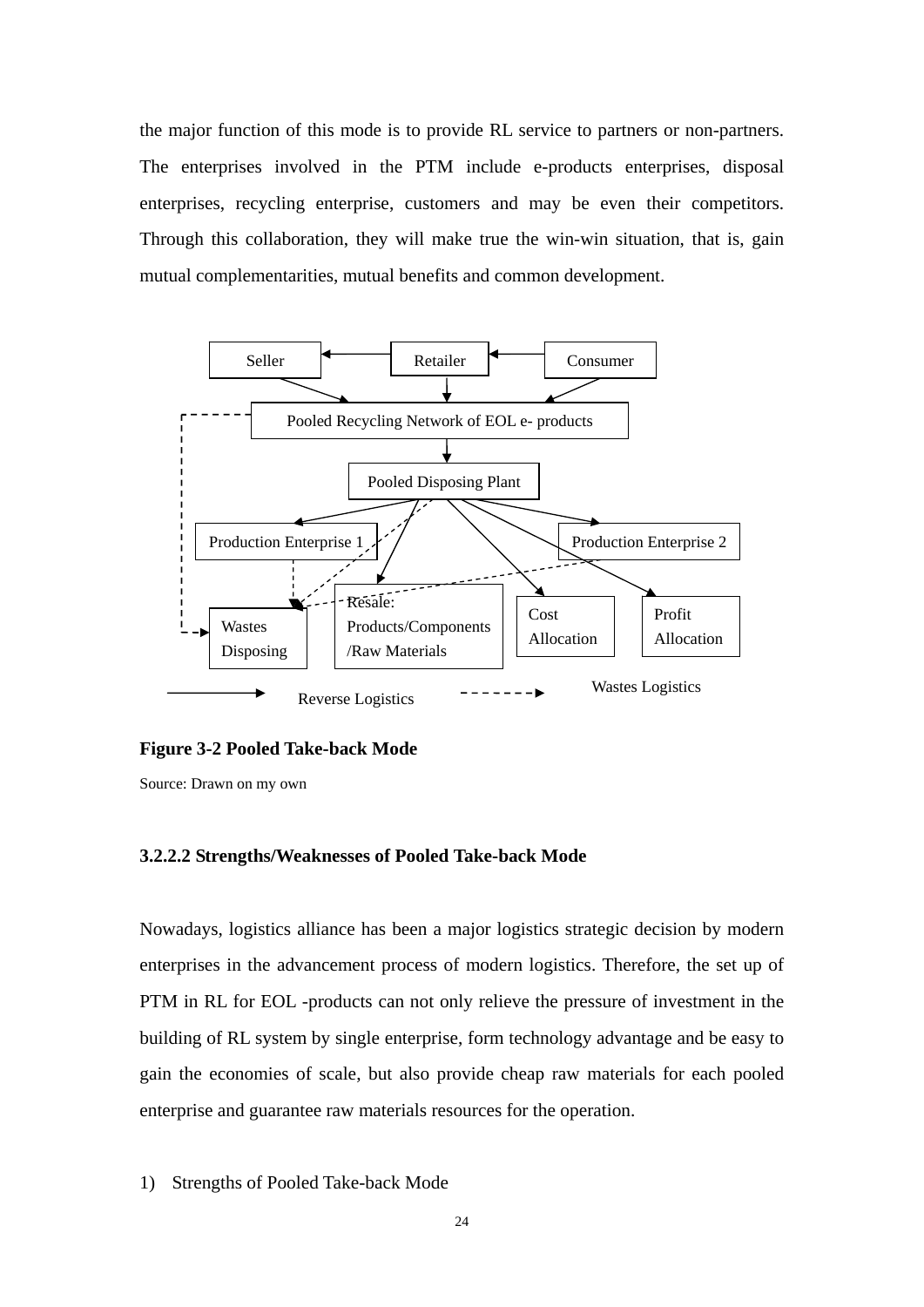the major function of this mode is to provide RL service to partners or non-partners. The enterprises involved in the PTM include e-products enterprises, disposal enterprises, recycling enterprise, customers and may be even their competitors. Through this collaboration, they will make true the win-win situation, that is, gain mutual complementarities, mutual benefits and common development.

**Figure 3-2 Pooled Take-back Mode**

Source: Drawn on my own

#### 3.2.2.2 Strengths/Weaknesses of Pooled Take-back Mode

Nowadays, logistics alliance has been a major logistics strategic decision by modern enterprises in the advancement process of modern logistics. Therefore, the set up of PTM in RL for EOL -products can not only relieve the pressure of investment in the building of RL system by single enterprise, form technology advantage and be easy to gain the economies of scale, but also provide cheap raw materials for each pooled enterprise and guarantee raw materials resources for the operation.

1) Strengths of Pooled Take-back Mode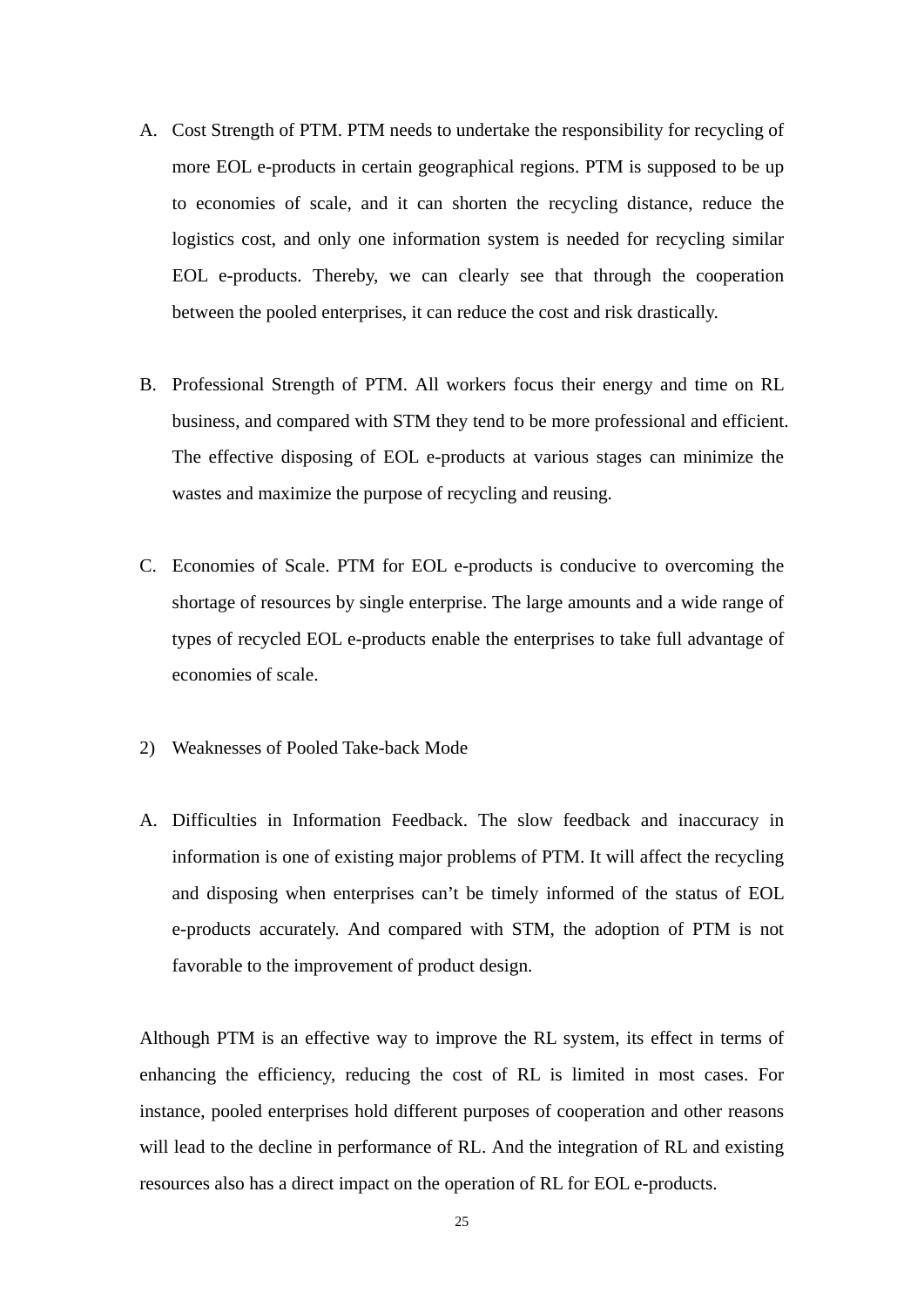A. Cost Strength of PTM. PTM needs to undertake the responsibility for recycling of more EOL e-products in certain geographical regions. PTM is supposed to be up to economies of scale, and it can shorten the recycling distance, reduce the logistics cost, and only one information system is needed for recycling similar EOL e-products. Thereby, we can clearly see that through the cooperation between the pooled enterprises, it can reduce the cost and risk drastically.

B. Professional Strength of PTM. All workers focus their energy and time on RL business, and compared with STM they tend to be more professional and efficient. The effective disposing of EOL e-products at various stages can minimize the wastes and maximize the purpose of recycling and reusing.

C. Economies of Scale. PTM for EOL e-products is conducive to overcoming the shortage of resources by single enterprise. The large amounts and a wide range of types of recycled EOL e-products enable the enterprises to take full advantage of economies of scale.

2) Weaknesses of Pooled Take-back Mode

A. Difficulties in Information Feedback. The slow feedback and inaccuracy in information is one of existing major problems of PTM. It will affect the recycling and disposing when enterprises can't be timely informed of the status of EOL e-products accurately. And compared with STM, the adoption of PTM is not favorable to the improvement of product design.

Although PTM is an effective way to improve the RL system, its effect in terms of enhancing the efficiency, reducing the cost of RL is limited in most cases. For instance, pooled enterprises hold different purposes of cooperation and other reasons will lead to the decline in performance of RL. And the integration of RL and existing resources also has a direct impact on the operation of RL for EOL e-products.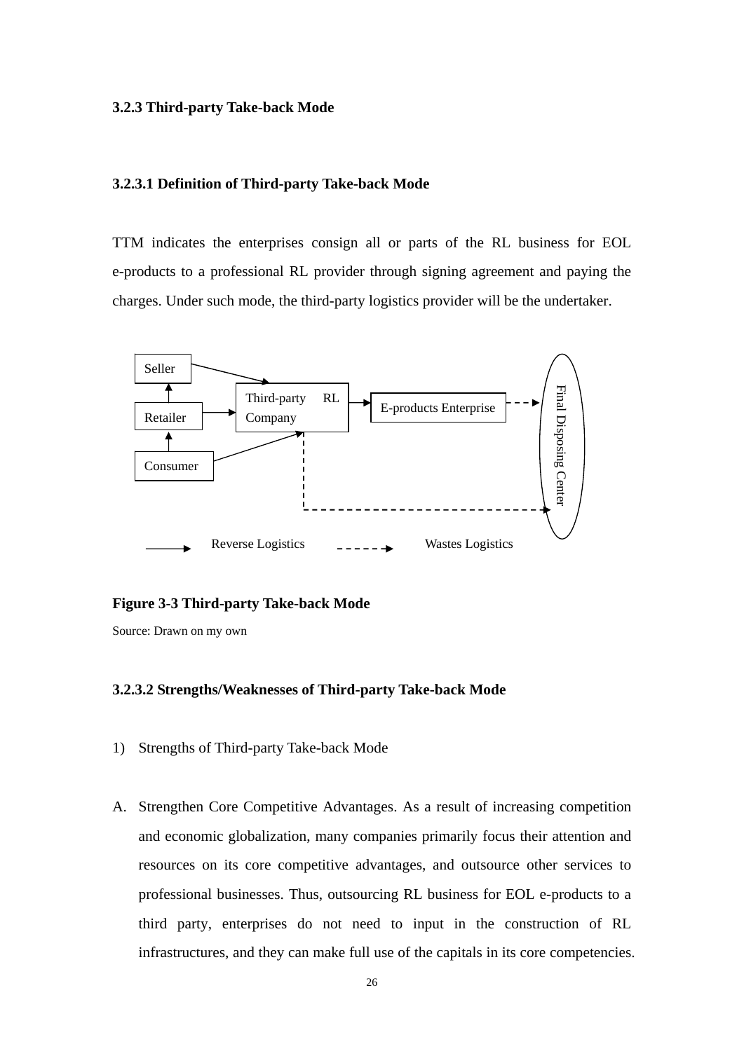### 3.2.3 Third-party Take-back Mode

#### 3.2.3.1 Definition of Third-party Take-back Mode

TTM indicates the enterprises consign all or parts of the RL business for EOL e-products to a professional RL provider through signing agreement and paying the charges. Under such mode, the third-party logistics provider will be the undertaker.

**Figure 3-3 Third-party Take-back Mode**

Source: Drawn on my own

#### 3.2.3.2 Strengths/Weaknesses of Third-party Take-back Mode

1) Strengths of Third-party Take-back Mode

A. Strengthen Core Competitive Advantages. As a result of increasing competition and economic globalization, many companies primarily focus their attention and resources on its core competitive advantages, and outsource other services to professional businesses. Thus, outsourcing RL business for EOL e-products to a third party, enterprises do not need to input in the construction of RL infrastructures, and they can make full use of the capitals in its core competencies.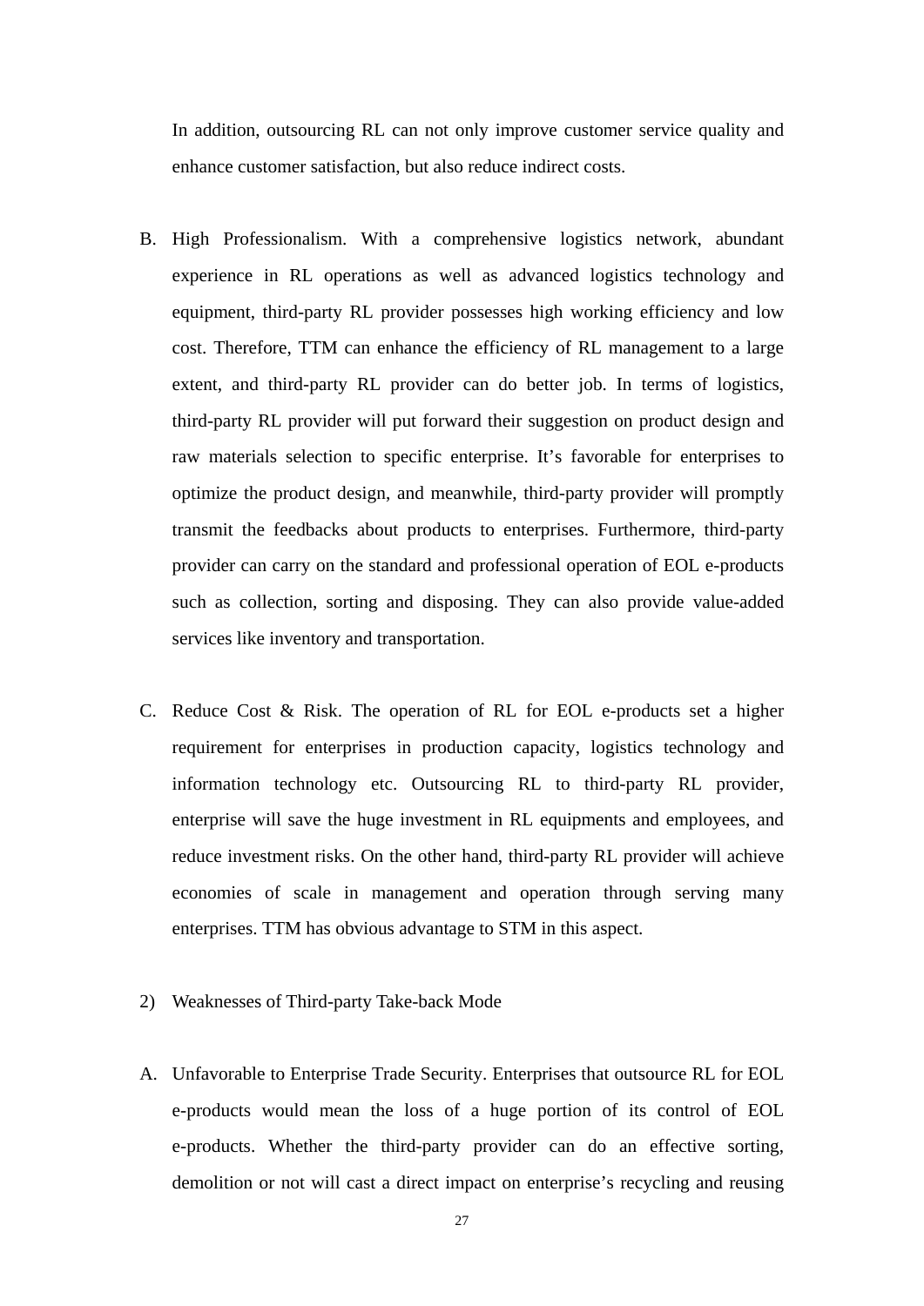In addition, outsourcing RL can not only improve customer service quality and enhance customer satisfaction, but also reduce indirect costs.

B. High Professionalism. With a comprehensive logistics network, abundant experience in RL operations as well as advanced logistics technology and equipment, third-party RL provider possesses high working efficiency and low cost. Therefore, TTM can enhance the efficiency of RL management to a large extent, and third-party RL provider can do better job. In terms of logistics, third-party RL provider will put forward their suggestion on product design and raw materials selection to specific enterprise. It's favorable for enterprises to optimize the product design, and meanwhile, third-party provider will promptly transmit the feedbacks about products to enterprises. Furthermore, third-party provider can carry on the standard and professional operation of EOL e-products such as collection, sorting and disposing. They can also provide value-added services like inventory and transportation.

C. Reduce Cost & Risk. The operation of RL for EOL e-products set a higher requirement for enterprises in production capacity, logistics technology and information technology etc. Outsourcing RL to third-party RL provider, enterprise will save the huge investment in RL equipments and employees, and reduce investment risks. On the other hand, third-party RL provider will achieve economies of scale in management and operation through serving many enterprises. TTM has obvious advantage to STM in this aspect.

2) Weaknesses of Third-party Take-back Mode

A. Unfavorable to Enterprise Trade Security. Enterprises that outsource RL for EOL e-products would mean the loss of a huge portion of its control of EOL e-products. Whether the third-party provider can do an effective sorting, demolition or not will cast a direct impact on enterprise's recycling and reusing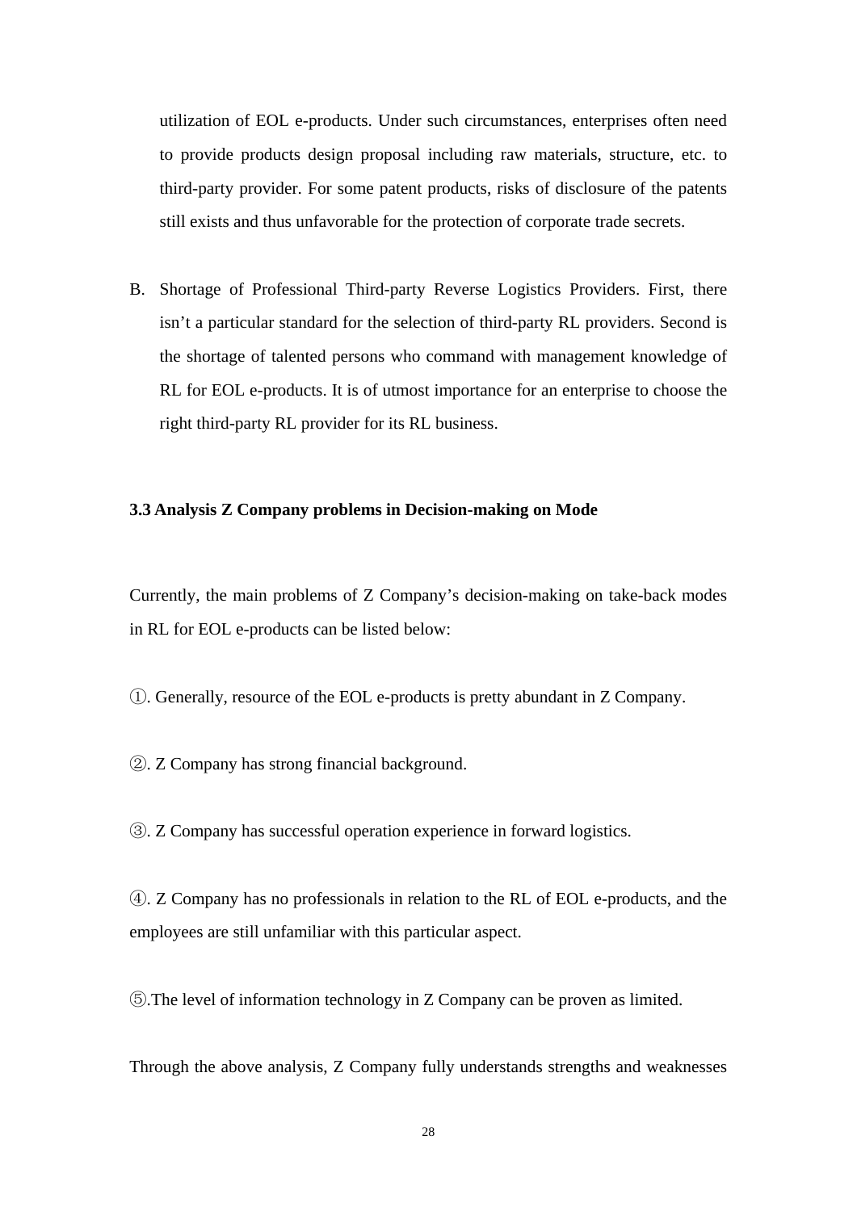utilization of EOL e-products. Under such circumstances, enterprises often need to provide products design proposal including raw materials, structure, etc. to third-party provider. For some patent products, risks of disclosure of the patents still exists and thus unfavorable for the protection of corporate trade secrets.

B. Shortage of Professional Third-party Reverse Logistics Providers. First, there isn't a particular standard for the selection of third-party RL providers. Second is the shortage of talented persons who command with management knowledge of RL for EOL e-products. It is of utmost importance for an enterprise to choose the right third-party RL provider for its RL business.

### 3.3 Analysis Z Company problems in Decision-making on Mode

Currently, the main problems of Z Company's decision-making on take-back modes in RL for EOL e-products can be listed below:

①. Generally, resource of the EOL e-products is pretty abundant in Z Company.

②. Z Company has strong financial background.

③. Z Company has successful operation experience in forward logistics.

④. Z Company has no professionals in relation to the RL of EOL e-products, and the employees are still unfamiliar with this particular aspect.

⑤.The level of information technology in Z Company can be proven as limited.

Through the above analysis, Z Company fully understands strengths and weaknesses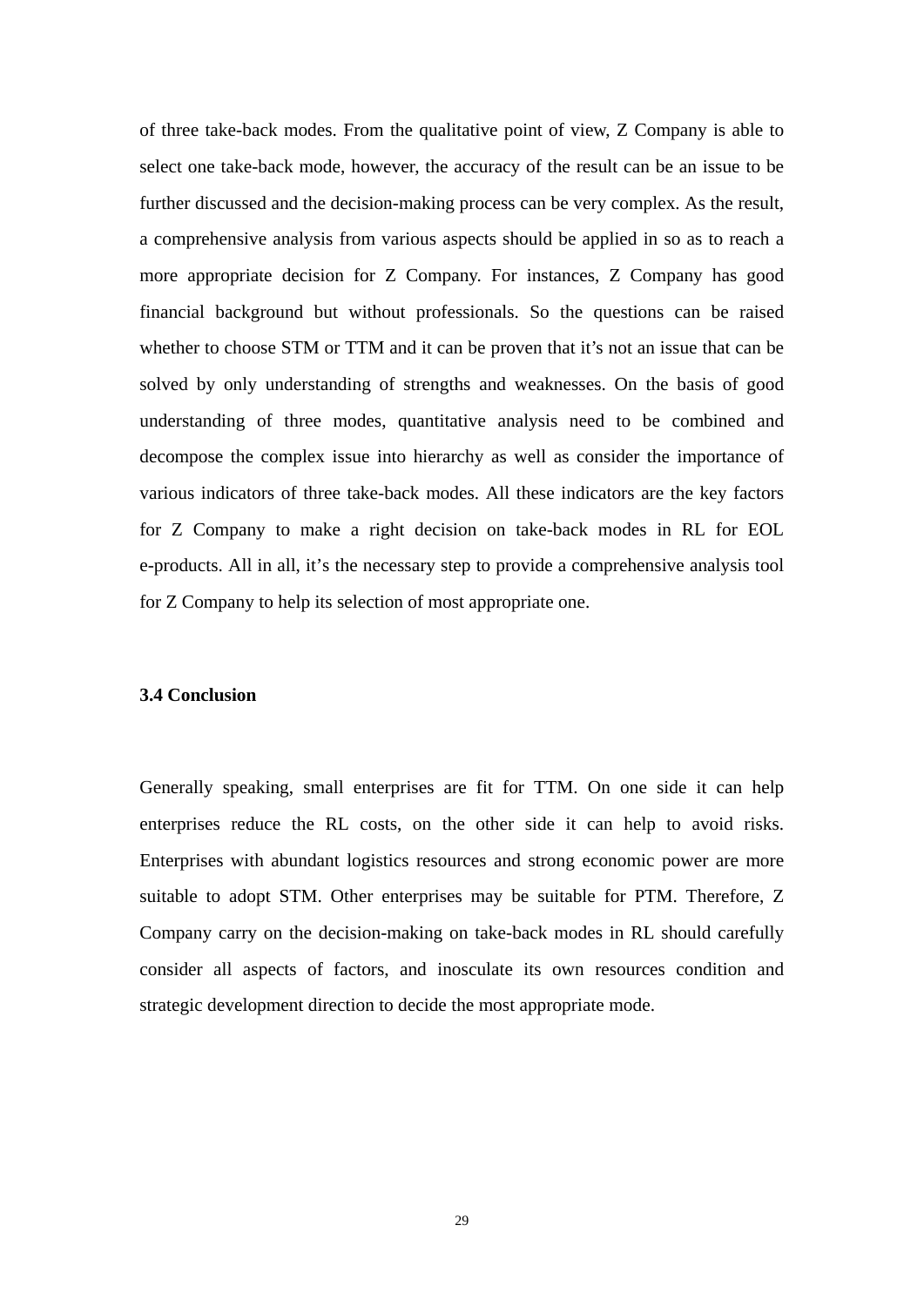of three take-back modes. From the qualitative point of view, Z Company is able to select one take-back mode, however, the accuracy of the result can be an issue to be further discussed and the decision-making process can be very complex. As the result, a comprehensive analysis from various aspects should be applied in so as to reach a more appropriate decision for Z Company. For instances, Z Company has good financial background but without professionals. So the questions can be raised whether to choose STM or TTM and it can be proven that it's not an issue that can be solved by only understanding of strengths and weaknesses. On the basis of good understanding of three modes, quantitative analysis need to be combined and decompose the complex issue into hierarchy as well as consider the importance of various indicators of three take-back modes. All these indicators are the key factors for Z Company to make a right decision on take-back modes in RL for EOL e-products. All in all, it's the necessary step to provide a comprehensive analysis tool for Z Company to help its selection of most appropriate one.

### 3.4 Conclusion

Generally speaking, small enterprises are fit for TTM. On one side it can help enterprises reduce the RL costs, on the other side it can help to avoid risks. Enterprises with abundant logistics resources and strong economic power are more suitable to adopt STM. Other enterprises may be suitable for PTM. Therefore, Z Company carry on the decision-making on take-back modes in RL should carefully consider all aspects of factors, and inosculate its own resources condition and strategic development direction to decide the most appropriate mode.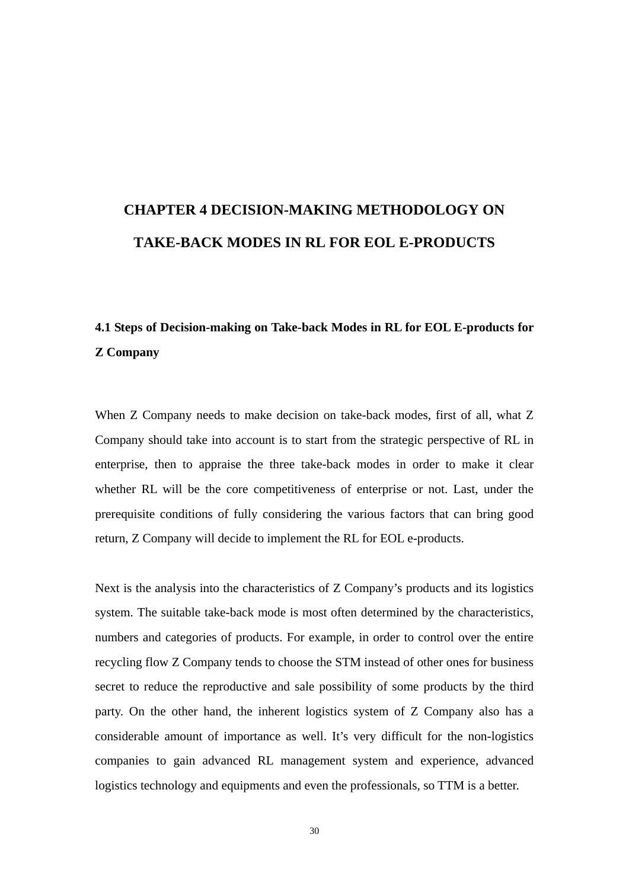# CHAPTER 4 DECISION-MAKING METHODOLOGY ON TAKE-BACK MODES IN RL FOR EOL E-PRODUCTS

## 4.1 Steps of Decision-making on Take-back Modes in RL for EOL E-products for Z Company

When Z Company needs to make decision on take-back modes, first of all, what Z Company should take into account is to start from the strategic perspective of RL in enterprise, then to appraise the three take-back modes in order to make it clear whether RL will be the core competitiveness of enterprise or not. Last, under the prerequisite conditions of fully considering the various factors that can bring good return, Z Company will decide to implement the RL for EOL e-products.

Next is the analysis into the characteristics of Z Company's products and its logistics system. The suitable take-back mode is most often determined by the characteristics, numbers and categories of products. For example, in order to control over the entire recycling flow Z Company tends to choose the STM instead of other ones for business secret to reduce the reproductive and sale possibility of some products by the third party. On the other hand, the inherent logistics system of Z Company also has a considerable amount of importance as well. It's very difficult for the non-logistics companies to gain advanced RL management system and experience, advanced logistics technology and equipments and even the professionals, so TTM is a better.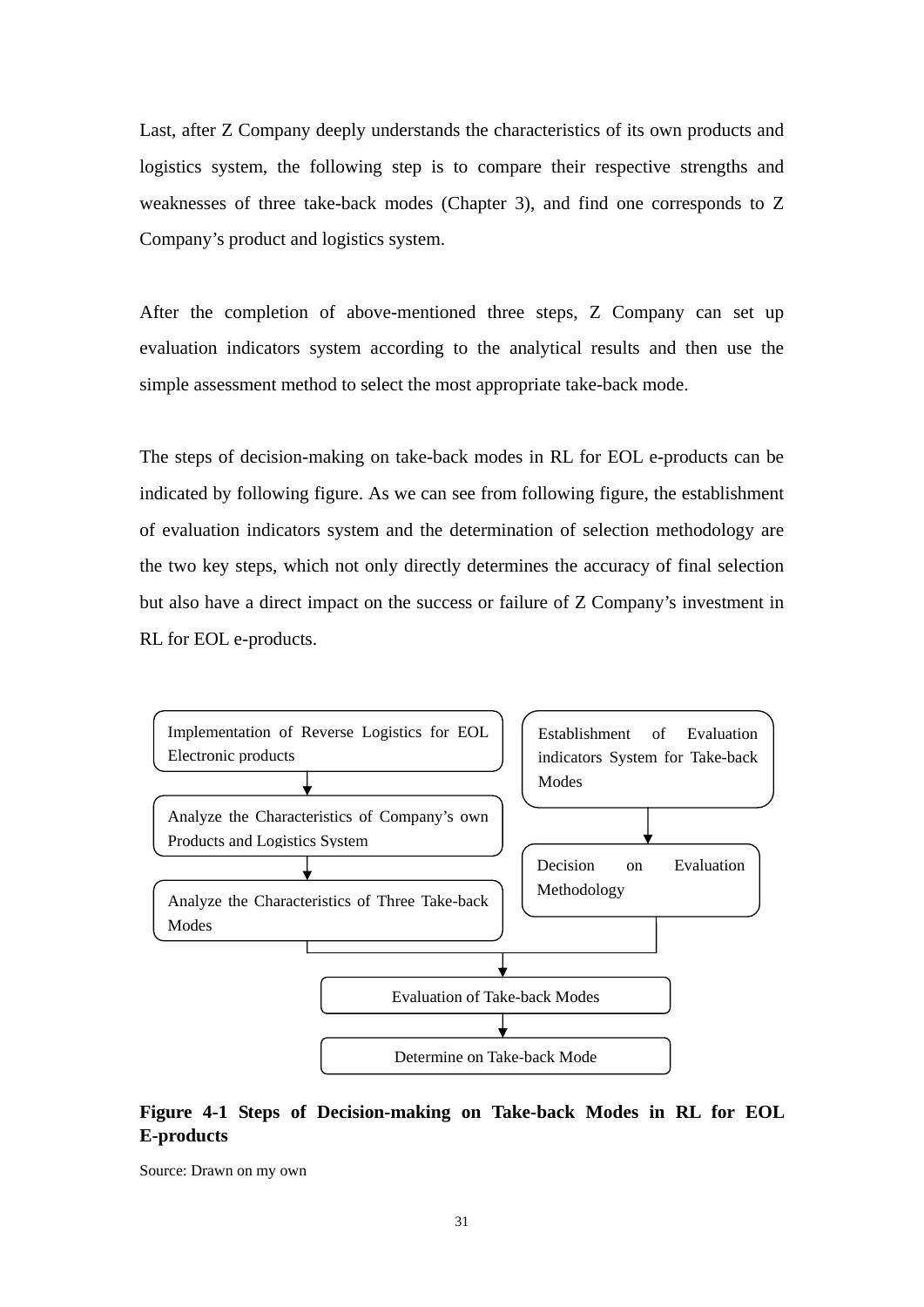Last, after Z Company deeply understands the characteristics of its own products and logistics system, the following step is to compare their respective strengths and weaknesses of three take-back modes (Chapter 3), and find one corresponds to Z Company's product and logistics system.

After the completion of above-mentioned three steps, Z Company can set up evaluation indicators system according to the analytical results and then use the simple assessment method to select the most appropriate take-back mode.

The steps of decision-making on take-back modes in RL for EOL e-products can be indicated by following figure. As we can see from following figure, the establishment of evaluation indicators system and the determination of selection methodology are the two key steps, which not only directly determines the accuracy of final selection but also have a direct impact on the success or failure of Z Company's investment in RL for EOL e-products.

Implementation of Reverse Logistics for EOL Electronic products

Analyze the Characteristics of Company's own Products and Logistics System

Analyze the Characteristics of Three Take-back Modes

Establishment of Evaluation indicators System for Take-back Modes

Decision on Evaluation Methodology

Evaluation of Take-back Modes

Determine on Take-back Mode

**Figure 4-1 Steps of Decision-making on Take-back Modes in RL for EOL E-products**

Source: Drawn on my own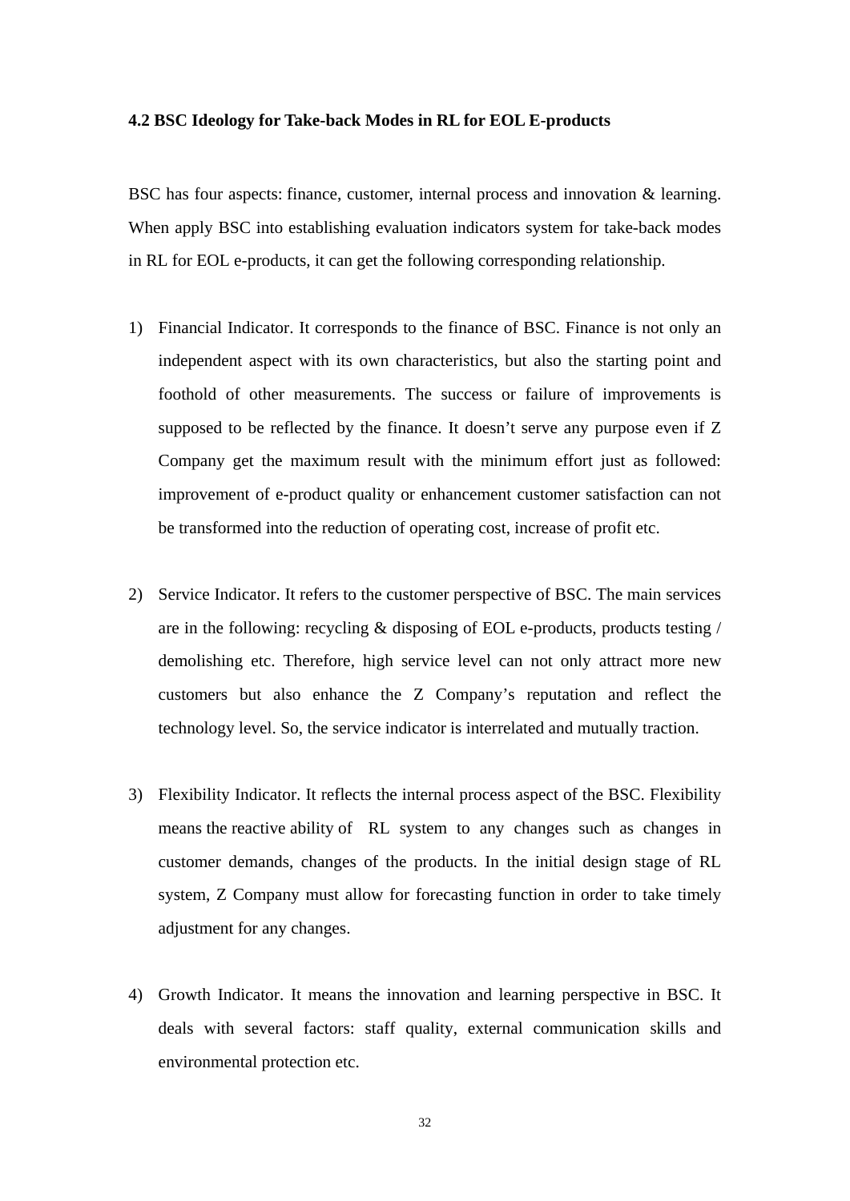### 4.2 BSC Ideology for Take-back Modes in RL for EOL E-products

BSC has four aspects: finance, customer, internal process and innovation & learning. When apply BSC into establishing evaluation indicators system for take-back modes in RL for EOL e-products, it can get the following corresponding relationship.

1) Financial Indicator. It corresponds to the finance of BSC. Finance is not only an independent aspect with its own characteristics, but also the starting point and foothold of other measurements. The success or failure of improvements is supposed to be reflected by the finance. It doesn't serve any purpose even if Z Company get the maximum result with the minimum effort just as followed: improvement of e-product quality or enhancement customer satisfaction can not be transformed into the reduction of operating cost, increase of profit etc.

2) Service Indicator. It refers to the customer perspective of BSC. The main services are in the following: recycling & disposing of EOL e-products, products testing / demolishing etc. Therefore, high service level can not only attract more new customers but also enhance the Z Company's reputation and reflect the technology level. So, the service indicator is interrelated and mutually traction.

3) Flexibility Indicator. It reflects the internal process aspect of the BSC. Flexibility means the reactive ability of RL system to any changes such as changes in customer demands, changes of the products. In the initial design stage of RL system, Z Company must allow for forecasting function in order to take timely adjustment for any changes.

4) Growth Indicator. It means the innovation and learning perspective in BSC. It deals with several factors: staff quality, external communication skills and environmental protection etc.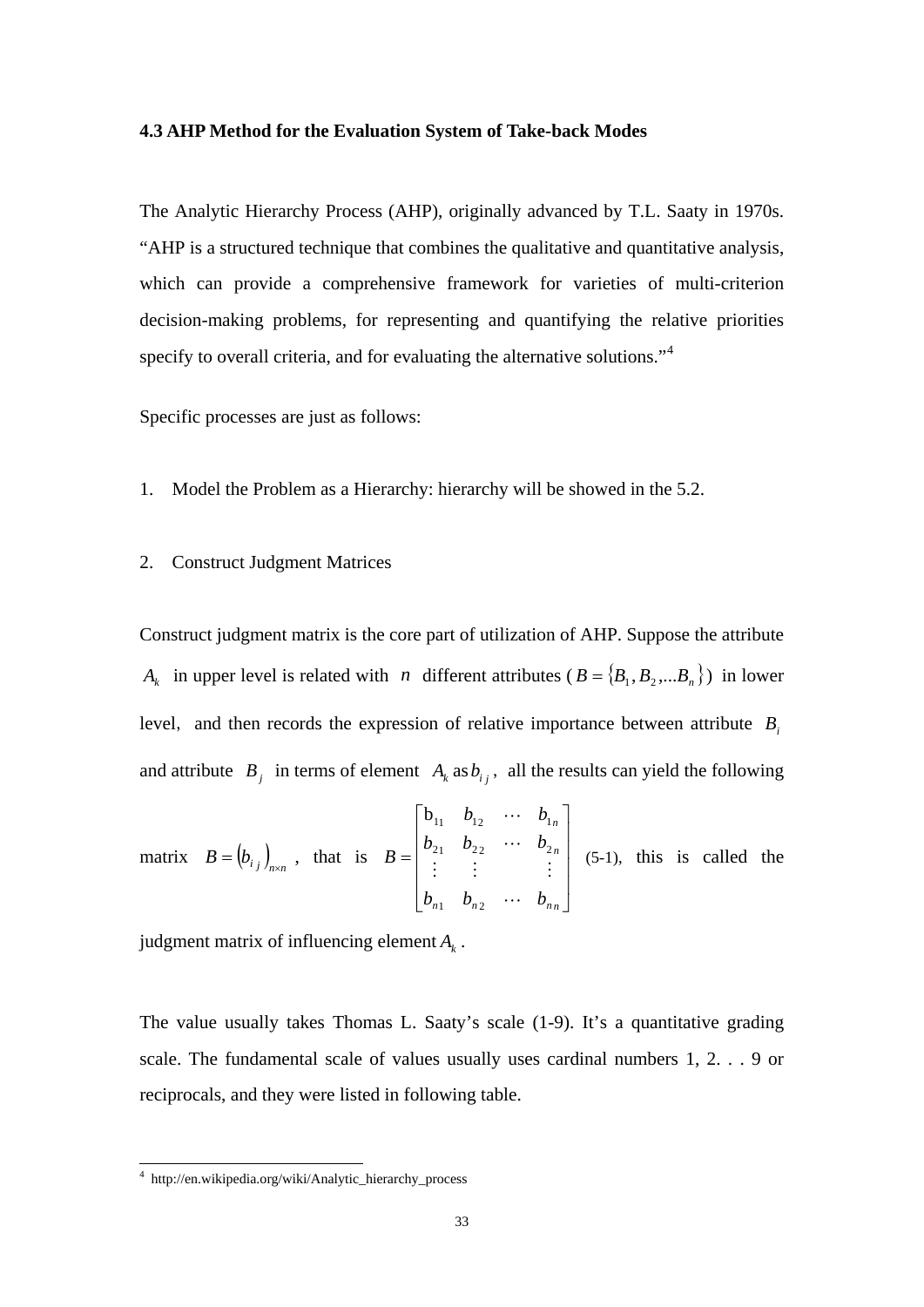### 4.3 AHP Method for the Evaluation System of Take-back Modes

The Analytic Hierarchy Process (AHP), originally advanced by T.L. Saaty in 1970s. "AHP is a structured technique that combines the qualitative and quantitative analysis, which can provide a comprehensive framework for varieties of multi-criterion decision-making problems, for representing and quantifying the relative priorities specify to overall criteria, and for evaluating the alternative solutions."[4]

Specific processes are just as follows:

1. Model the Problem as a Hierarchy: hierarchy will be showed in the 5.2.

2. Construct Judgment Matrices

Construct judgment matrix is the core part of utilization of AHP. Suppose the attribute $A_k$ in upper level is related with $n$ different attributes ($B = \{B_1, B_2, ...B_n\}$) in lower level, and then records the expression of relative importance between attribute $B_i$ and attribute $B_j$ in terms of element $A_k$ as $b_{ij}$, all the results can yield the following matrix $B = (b_{ij})_{n \times n}$, that is
$$B = \begin{bmatrix} b_{11} & b_{12} & \cdots & b_{1n} \\ b_{21} & b_{22} & \cdots & b_{2n} \\ \vdots & \vdots & & \vdots \\ b_{n1} & b_{n2} & \cdots & b_{nn} \end{bmatrix} \quad (5\text{-}1),$$
this is called the judgment matrix of influencing element $A_k$.

The value usually takes Thomas L. Saaty's scale (1-9). It's a quantitative grading scale. The fundamental scale of values usually uses cardinal numbers 1, 2. . . 9 or reciprocals, and they were listed in following table.

---

[4] http://en.wikipedia.org/wiki/Analytic_hierarchy_process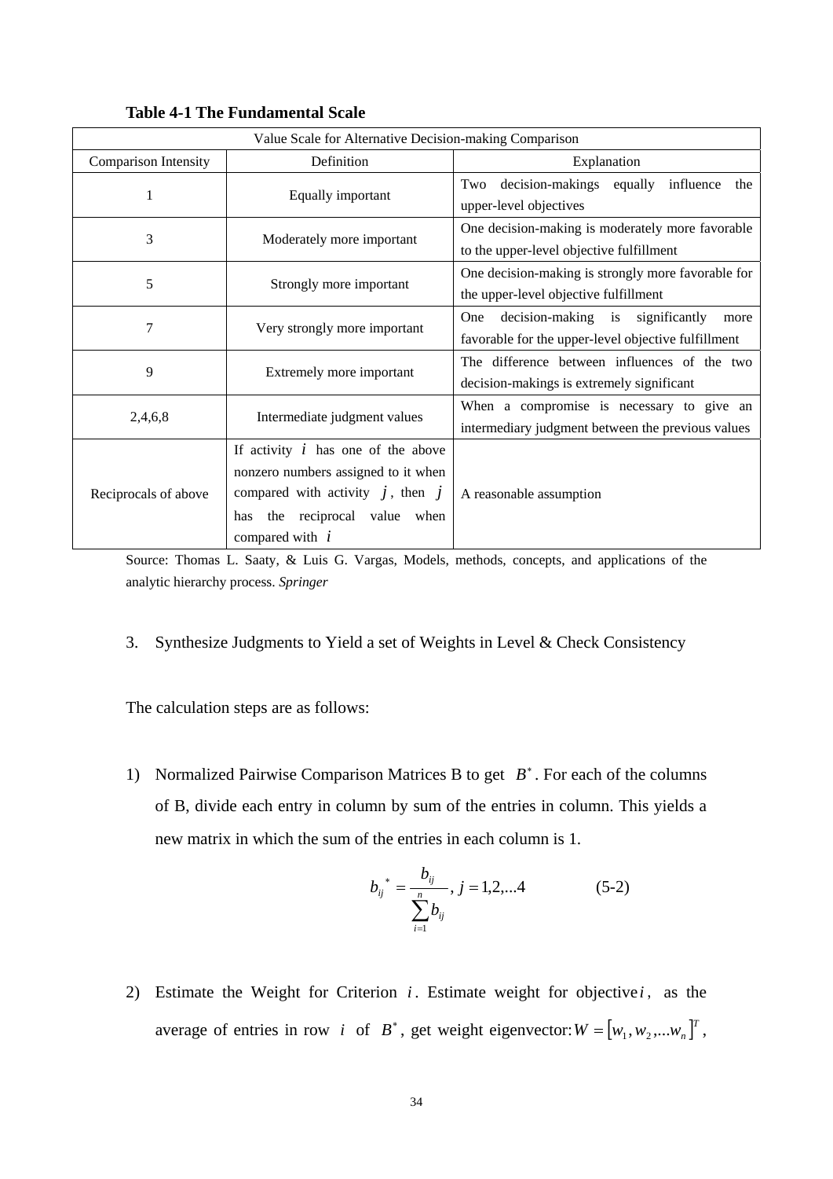**Table 4-1 The Fundamental Scale**

| Value Scale for Alternative Decision-making Comparison | | |
|---|---|---|
| Comparison Intensity | Definition | Explanation |
| 1 | Equally important | Two decision-makings equally influence the upper-level objectives |
| 3 | Moderately more important | One decision-making is moderately more favorable to the upper-level objective fulfillment |
| 5 | Strongly more important | One decision-making is strongly more favorable for the upper-level objective fulfillment |
| 7 | Very strongly more important | One decision-making is significantly more favorable for the upper-level objective fulfillment |
| 9 | Extremely more important | The difference between influences of the two decision-makings is extremely significant |
| 2,4,6,8 | Intermediate judgment values | When a compromise is necessary to give an intermediary judgment between the previous values |
| Reciprocals of above | If activity $i$ has one of the above nonzero numbers assigned to it when compared with activity $j$, then $j$ has the reciprocal value when compared with $i$ | A reasonable assumption |

Source: Thomas L. Saaty, & Luis G. Vargas, Models, methods, concepts, and applications of the analytic hierarchy process. *Springer*

3. Synthesize Judgments to Yield a set of Weights in Level & Check Consistency

The calculation steps are as follows:

1) Normalized Pairwise Comparison Matrices B to get $B^*$. For each of the columns of B, divide each entry in column by sum of the entries in column. This yields a new matrix in which the sum of the entries in each column is 1.

$$b_{ij}{}^{*} = \frac{b_{ij}}{\sum_{i=1}^{n} b_{ij}}, \; j = 1,2,...4 \qquad \text{(5-2)}$$

2) Estimate the Weight for Criterion $i$. Estimate weight for objective $i$, as the average of entries in row $i$ of $B^*$, get weight eigenvector: $W = [w_1, w_2, ...w_n]^T$,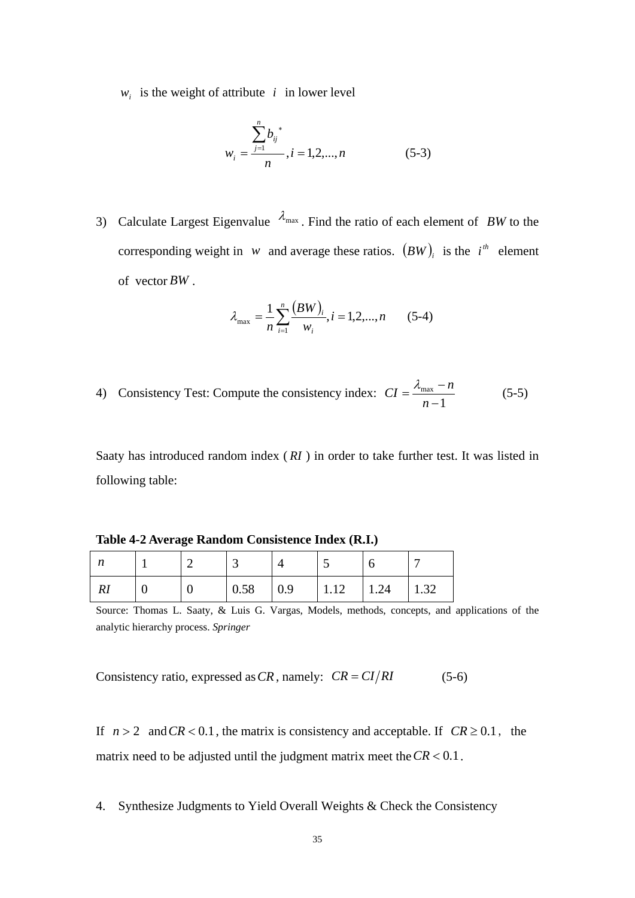$w_i$ is the weight of attribute $i$ in lower level

$$w_i = \frac{\sum_{j=1}^{n} b_{ij}^{*}}{n}, i = 1,2,...,n \qquad (5\text{-}3)$$

3) Calculate Largest Eigenvalue $\lambda_{\max}$. Find the ratio of each element of $BW$ to the corresponding weight in $w$ and average these ratios. $(BW)_i$ is the $i^{th}$ element of vector $BW$.

$$\lambda_{\max} = \frac{1}{n}\sum_{i=1}^{n}\frac{(BW)_i}{w_i}, i = 1,2,...,n \qquad (5\text{-}4)$$

4) Consistency Test: Compute the consistency index: $CI = \dfrac{\lambda_{\max} - n}{n-1}$ (5-5)

Saaty has introduced random index ($RI$) in order to take further test. It was listed in following table:

**Table 4-2 Average Random Consistence Index (R.I.)**

| $n$ | 1 | 2 | 3 | 4 | 5 | 6 | 7 |
|---|---|---|---|---|---|---|---|
| $RI$ | 0 | 0 | 0.58 | 0.9 | 1.12 | 1.24 | 1.32 |

Source: Thomas L. Saaty, & Luis G. Vargas, Models, methods, concepts, and applications of the analytic hierarchy process. *Springer*

Consistency ratio, expressed as $CR$, namely: $CR = CI/RI$ (5-6)

If $n > 2$ and $CR < 0.1$, the matrix is consistency and acceptable. If $CR \geq 0.1$, the matrix need to be adjusted until the judgment matrix meet the $CR < 0.1$.

4. Synthesize Judgments to Yield Overall Weights & Check the Consistency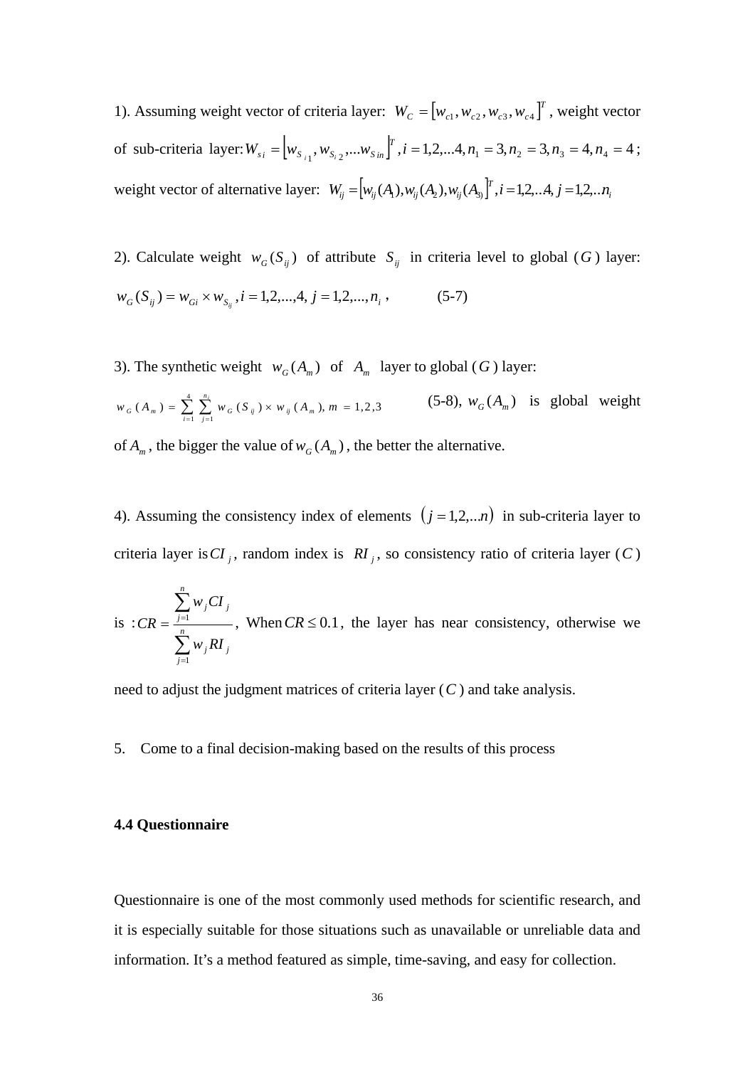1). Assuming weight vector of criteria layer: $W_C = [w_{c1}, w_{c2}, w_{c3}, w_{c4}]^T$, weight vector of sub-criteria layer: $W_{si} = [w_{S_{i1}}, w_{S_{i2}}, ... w_{S_{in}}]^T, i = 1,2,...4, n_1 = 3, n_2 = 3, n_3 = 4, n_4 = 4$; weight vector of alternative layer: $W_{ij} = [w_{ij}(A_1), w_{ij}(A_2), w_{ij}(A_3)]^T, i = 1,2,...4, j = 1,2,...n_i$

2). Calculate weight $w_G(S_{ij})$ of attribute $S_{ij}$ in criteria level to global ($G$) layer:

$$w_G(S_{ij}) = w_{Gi} \times w_{S_{ij}}, i = 1,2,...,4, j = 1,2,...,n_i, \quad (5\text{-}7)$$

3). The synthetic weight $w_G(A_m)$ of $A_m$ layer to global ($G$) layer:

$$w_G(A_m) = \sum_{i=1}^{4} \sum_{j=1}^{n_i} w_G(S_{ij}) \times w_{ij}(A_m), m = 1,2,3 \quad (5\text{-}8)$$

$w_G(A_m)$ is global weight of $A_m$, the bigger the value of $w_G(A_m)$, the better the alternative.

4). Assuming the consistency index of elements $(j = 1,2,...n)$ in sub-criteria layer to criteria layer is $CI_j$, random index is $RI_j$, so consistency ratio of criteria layer ($C$) is :

$$CR = \frac{\sum_{j=1}^{n} w_j CI_j}{\sum_{j=1}^{n} w_j RI_j}$$

When $CR \le 0.1$, the layer has near consistency, otherwise we need to adjust the judgment matrices of criteria layer ($C$) and take analysis.

5. Come to a final decision-making based on the results of this process

### 4.4 Questionnaire

Questionnaire is one of the most commonly used methods for scientific research, and it is especially suitable for those situations such as unavailable or unreliable data and information. It's a method featured as simple, time-saving, and easy for collection.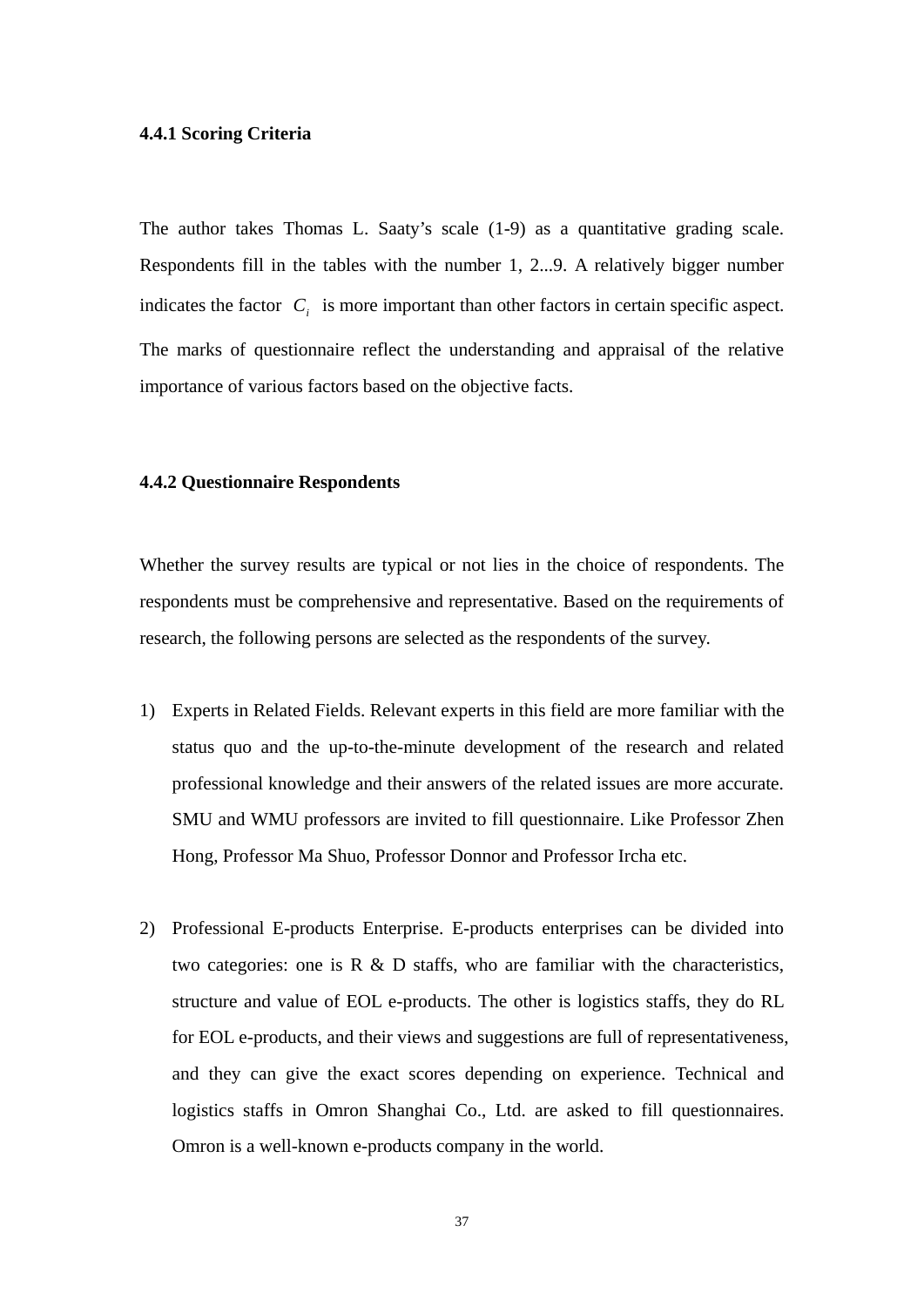#### 4.4.1 Scoring Criteria

The author takes Thomas L. Saaty's scale (1-9) as a quantitative grading scale. Respondents fill in the tables with the number 1, 2...9. A relatively bigger number indicates the factor $C_i$ is more important than other factors in certain specific aspect. The marks of questionnaire reflect the understanding and appraisal of the relative importance of various factors based on the objective facts.

#### 4.4.2 Questionnaire Respondents

Whether the survey results are typical or not lies in the choice of respondents. The respondents must be comprehensive and representative. Based on the requirements of research, the following persons are selected as the respondents of the survey.

1) Experts in Related Fields. Relevant experts in this field are more familiar with the status quo and the up-to-the-minute development of the research and related professional knowledge and their answers of the related issues are more accurate. SMU and WMU professors are invited to fill questionnaire. Like Professor Zhen Hong, Professor Ma Shuo, Professor Donnor and Professor Ircha etc.

2) Professional E-products Enterprise. E-products enterprises can be divided into two categories: one is R & D staffs, who are familiar with the characteristics, structure and value of EOL e-products. The other is logistics staffs, they do RL for EOL e-products, and their views and suggestions are full of representativeness, and they can give the exact scores depending on experience. Technical and logistics staffs in Omron Shanghai Co., Ltd. are asked to fill questionnaires. Omron is a well-known e-products company in the world.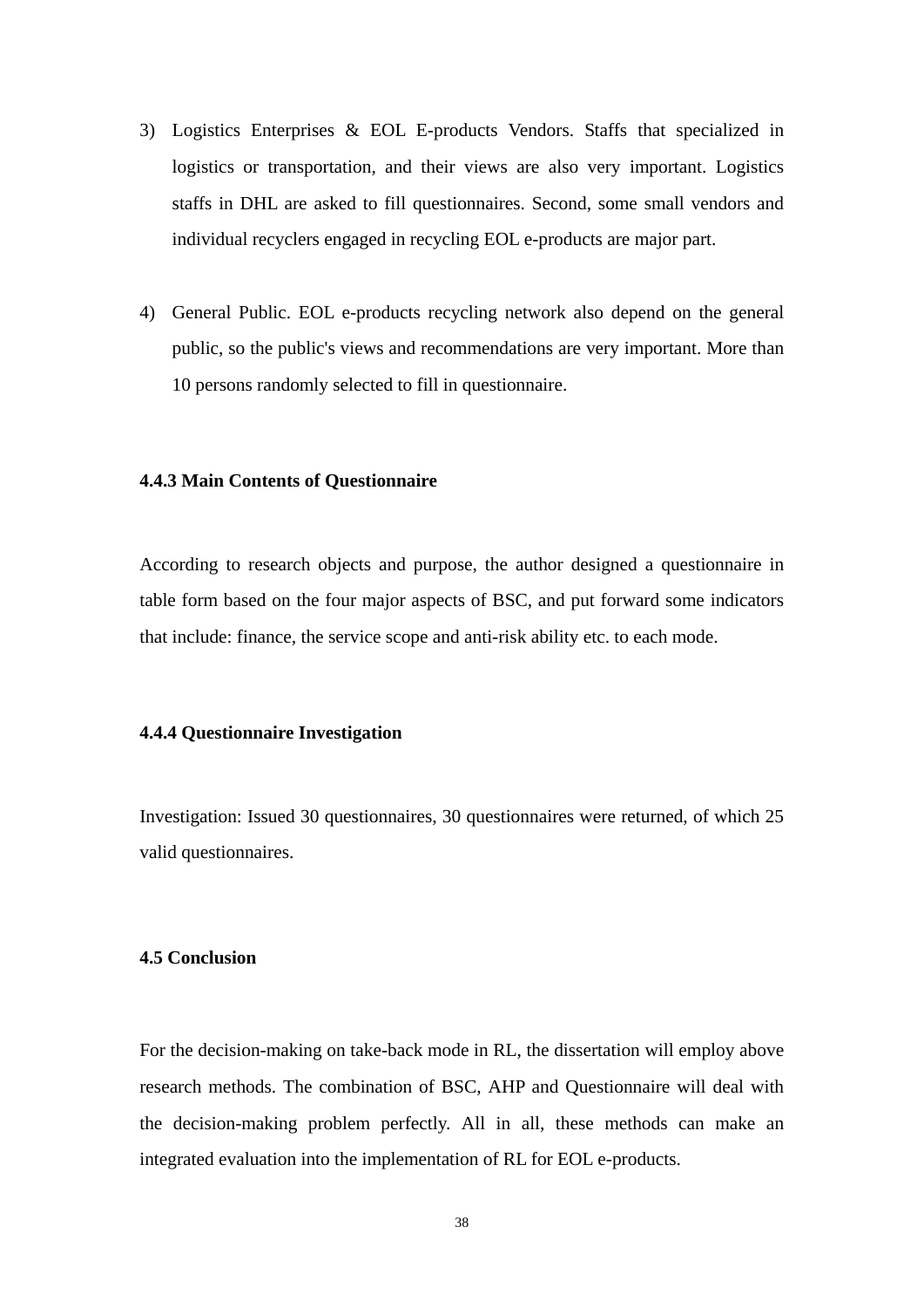3) Logistics Enterprises & EOL E-products Vendors. Staffs that specialized in logistics or transportation, and their views are also very important. Logistics staffs in DHL are asked to fill questionnaires. Second, some small vendors and individual recyclers engaged in recycling EOL e-products are major part.

4) General Public. EOL e-products recycling network also depend on the general public, so the public's views and recommendations are very important. More than 10 persons randomly selected to fill in questionnaire.

### 4.4.3 Main Contents of Questionnaire

According to research objects and purpose, the author designed a questionnaire in table form based on the four major aspects of BSC, and put forward some indicators that include: finance, the service scope and anti-risk ability etc. to each mode.

### 4.4.4 Questionnaire Investigation

Investigation: Issued 30 questionnaires, 30 questionnaires were returned, of which 25 valid questionnaires.

## 4.5 Conclusion

For the decision-making on take-back mode in RL, the dissertation will employ above research methods. The combination of BSC, AHP and Questionnaire will deal with the decision-making problem perfectly. All in all, these methods can make an integrated evaluation into the implementation of RL for EOL e-products.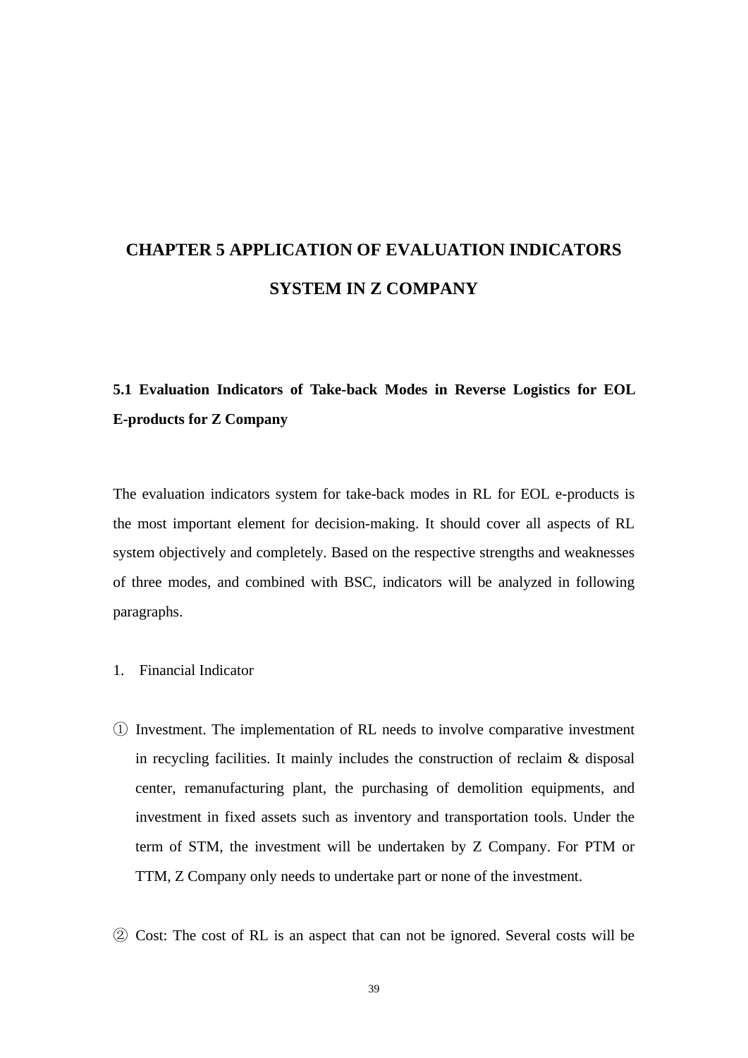# CHAPTER 5 APPLICATION OF EVALUATION INDICATORS SYSTEM IN Z COMPANY

## 5.1 Evaluation Indicators of Take-back Modes in Reverse Logistics for EOL E-products for Z Company

The evaluation indicators system for take-back modes in RL for EOL e-products is the most important element for decision-making. It should cover all aspects of RL system objectively and completely. Based on the respective strengths and weaknesses of three modes, and combined with BSC, indicators will be analyzed in following paragraphs.

1. Financial Indicator

① Investment. The implementation of RL needs to involve comparative investment in recycling facilities. It mainly includes the construction of reclaim & disposal center, remanufacturing plant, the purchasing of demolition equipments, and investment in fixed assets such as inventory and transportation tools. Under the term of STM, the investment will be undertaken by Z Company. For PTM or TTM, Z Company only needs to undertake part or none of the investment.

② Cost: The cost of RL is an aspect that can not be ignored. Several costs will be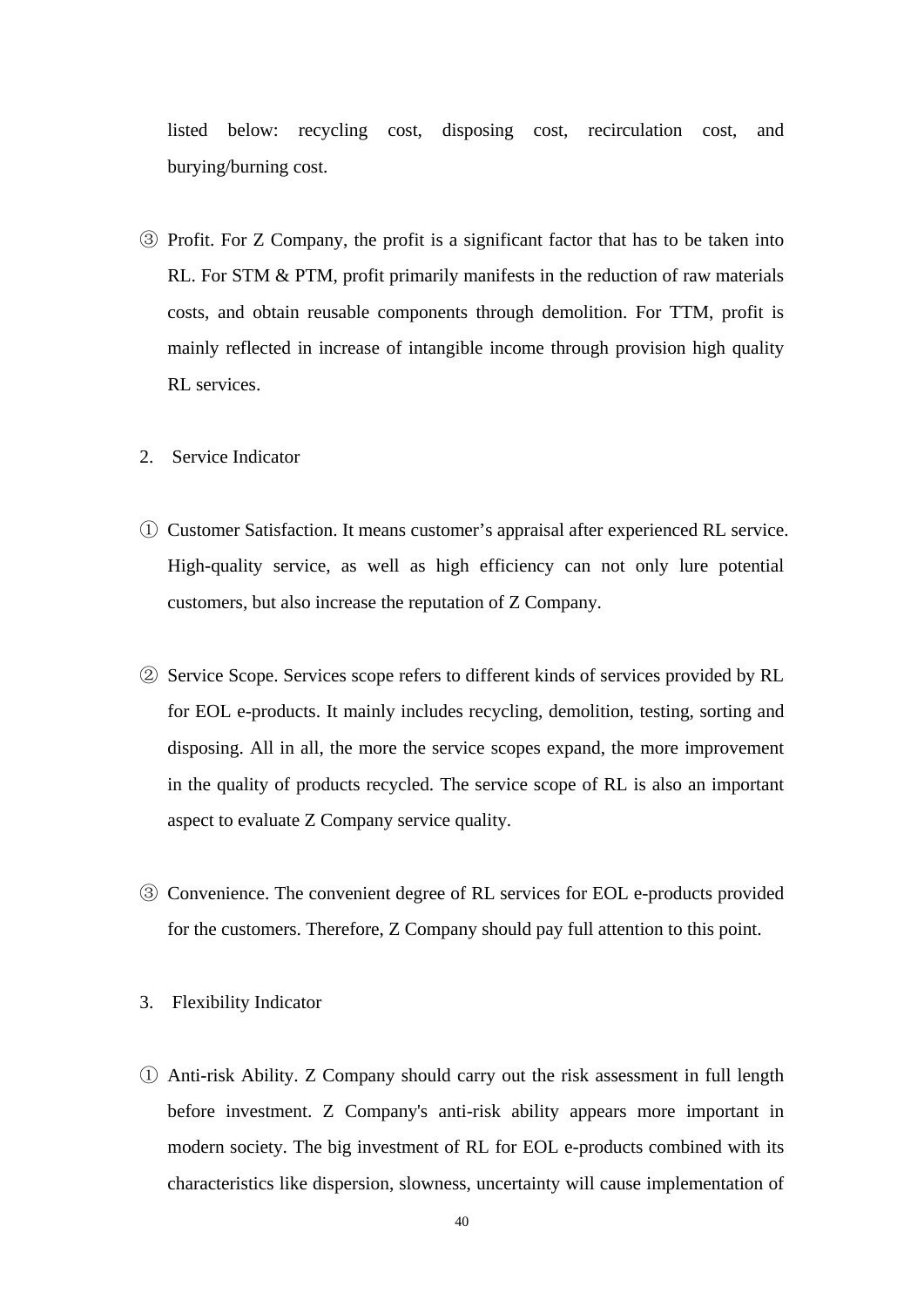listed below: recycling cost, disposing cost, recirculation cost, and burying/burning cost.

③ Profit. For Z Company, the profit is a significant factor that has to be taken into RL. For STM & PTM, profit primarily manifests in the reduction of raw materials costs, and obtain reusable components through demolition. For TTM, profit is mainly reflected in increase of intangible income through provision high quality RL services.

2. Service Indicator

① Customer Satisfaction. It means customer's appraisal after experienced RL service. High-quality service, as well as high efficiency can not only lure potential customers, but also increase the reputation of Z Company.

② Service Scope. Services scope refers to different kinds of services provided by RL for EOL e-products. It mainly includes recycling, demolition, testing, sorting and disposing. All in all, the more the service scopes expand, the more improvement in the quality of products recycled. The service scope of RL is also an important aspect to evaluate Z Company service quality.

③ Convenience. The convenient degree of RL services for EOL e-products provided for the customers. Therefore, Z Company should pay full attention to this point.

3. Flexibility Indicator

① Anti-risk Ability. Z Company should carry out the risk assessment in full length before investment. Z Company's anti-risk ability appears more important in modern society. The big investment of RL for EOL e-products combined with its characteristics like dispersion, slowness, uncertainty will cause implementation of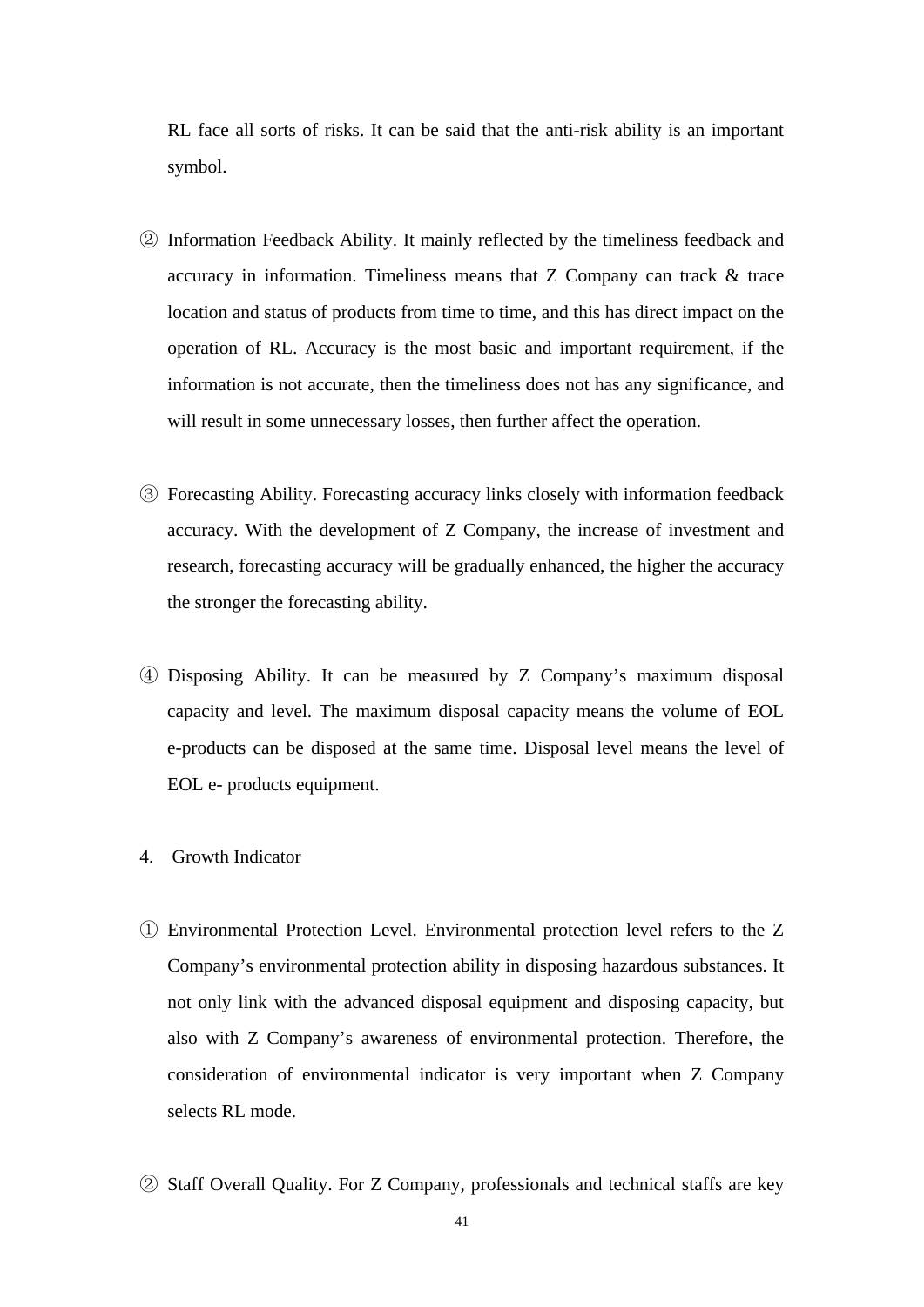RL face all sorts of risks. It can be said that the anti-risk ability is an important symbol.

② Information Feedback Ability. It mainly reflected by the timeliness feedback and accuracy in information. Timeliness means that Z Company can track & trace location and status of products from time to time, and this has direct impact on the operation of RL. Accuracy is the most basic and important requirement, if the information is not accurate, then the timeliness does not has any significance, and will result in some unnecessary losses, then further affect the operation.

③ Forecasting Ability. Forecasting accuracy links closely with information feedback accuracy. With the development of Z Company, the increase of investment and research, forecasting accuracy will be gradually enhanced, the higher the accuracy the stronger the forecasting ability.

④ Disposing Ability. It can be measured by Z Company's maximum disposal capacity and level. The maximum disposal capacity means the volume of EOL e-products can be disposed at the same time. Disposal level means the level of EOL e- products equipment.

4. Growth Indicator

① Environmental Protection Level. Environmental protection level refers to the Z Company's environmental protection ability in disposing hazardous substances. It not only link with the advanced disposal equipment and disposing capacity, but also with Z Company's awareness of environmental protection. Therefore, the consideration of environmental indicator is very important when Z Company selects RL mode.

② Staff Overall Quality. For Z Company, professionals and technical staffs are key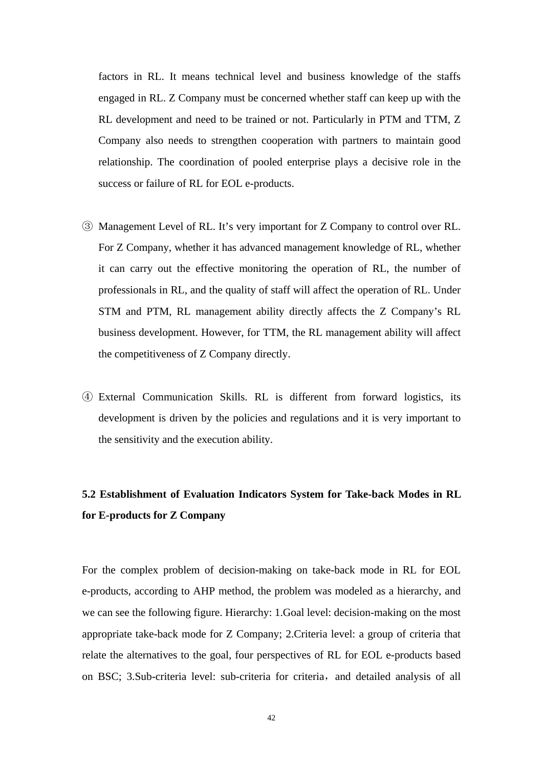factors in RL. It means technical level and business knowledge of the staffs engaged in RL. Z Company must be concerned whether staff can keep up with the RL development and need to be trained or not. Particularly in PTM and TTM, Z Company also needs to strengthen cooperation with partners to maintain good relationship. The coordination of pooled enterprise plays a decisive role in the success or failure of RL for EOL e-products.

③ Management Level of RL. It's very important for Z Company to control over RL. For Z Company, whether it has advanced management knowledge of RL, whether it can carry out the effective monitoring the operation of RL, the number of professionals in RL, and the quality of staff will affect the operation of RL. Under STM and PTM, RL management ability directly affects the Z Company's RL business development. However, for TTM, the RL management ability will affect the competitiveness of Z Company directly.

④ External Communication Skills. RL is different from forward logistics, its development is driven by the policies and regulations and it is very important to the sensitivity and the execution ability.

## 5.2 Establishment of Evaluation Indicators System for Take-back Modes in RL for E-products for Z Company

For the complex problem of decision-making on take-back mode in RL for EOL e-products, according to AHP method, the problem was modeled as a hierarchy, and we can see the following figure. Hierarchy: 1.Goal level: decision-making on the most appropriate take-back mode for Z Company; 2.Criteria level: a group of criteria that relate the alternatives to the goal, four perspectives of RL for EOL e-products based on BSC; 3.Sub-criteria level: sub-criteria for criteria，and detailed analysis of all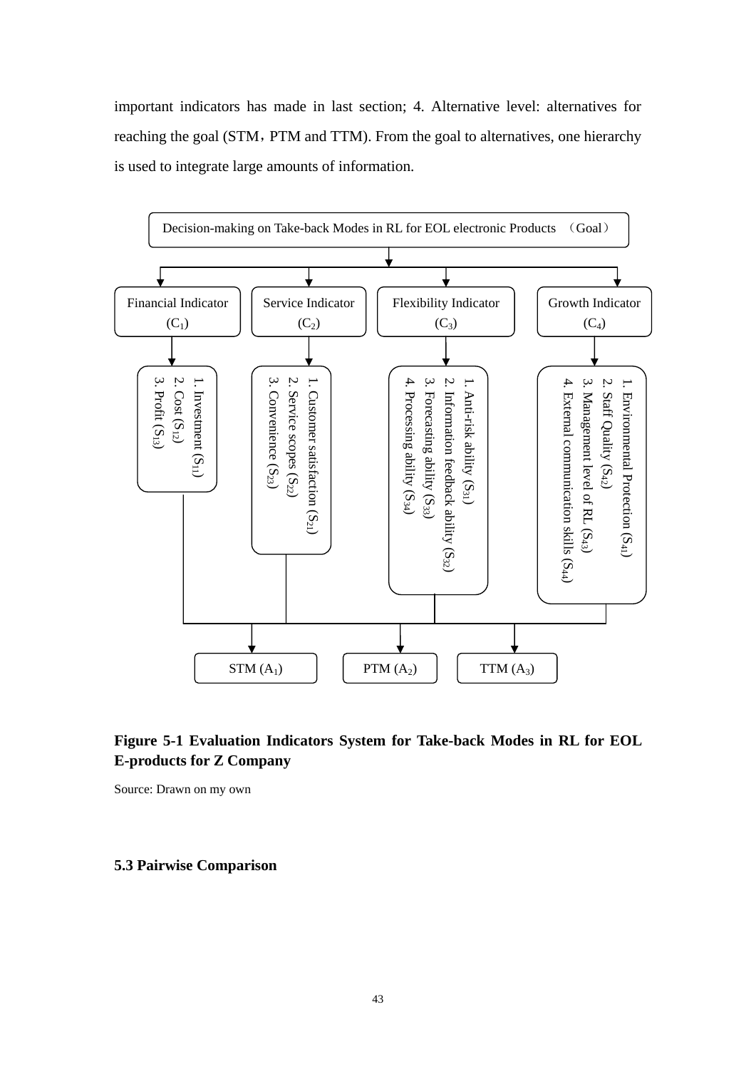important indicators has made in last section; 4. Alternative level: alternatives for reaching the goal (STM，PTM and TTM). From the goal to alternatives, one hierarchy is used to integrate large amounts of information.

Decision-making on Take-back Modes in RL for EOL electronic Products （Goal）

Financial Indicator ($C_1$)
1. Investment ($S_{11}$)
2. Cost ($S_{12}$)
3. Profit ($S_{13}$)

Service Indicator ($C_2$)
1. Customer satisfaction ($S_{21}$)
2. Service scopes ($S_{22}$)
3. Convenience ($S_{23}$)

Flexibility Indicator ($C_3$)
1. Anti-risk ability ($S_{31}$)
2. Information feedback ability ($S_{32}$)
3. Forecasting ability ($S_{33}$)
4. Processing ability ($S_{34}$)

Growth Indicator ($C_4$)
1. Environmental Protection ($S_{41}$)
2. Staff Quality ($S_{42}$)
3. Management level of RL ($S_{43}$)
4. External communication skills ($S_{44}$)

STM ($A_1$) PTM ($A_2$) TTM ($A_3$)

**Figure 5-1 Evaluation Indicators System for Take-back Modes in RL for EOL E-products for Z Company**

Source: Drawn on my own

### 5.3 Pairwise Comparison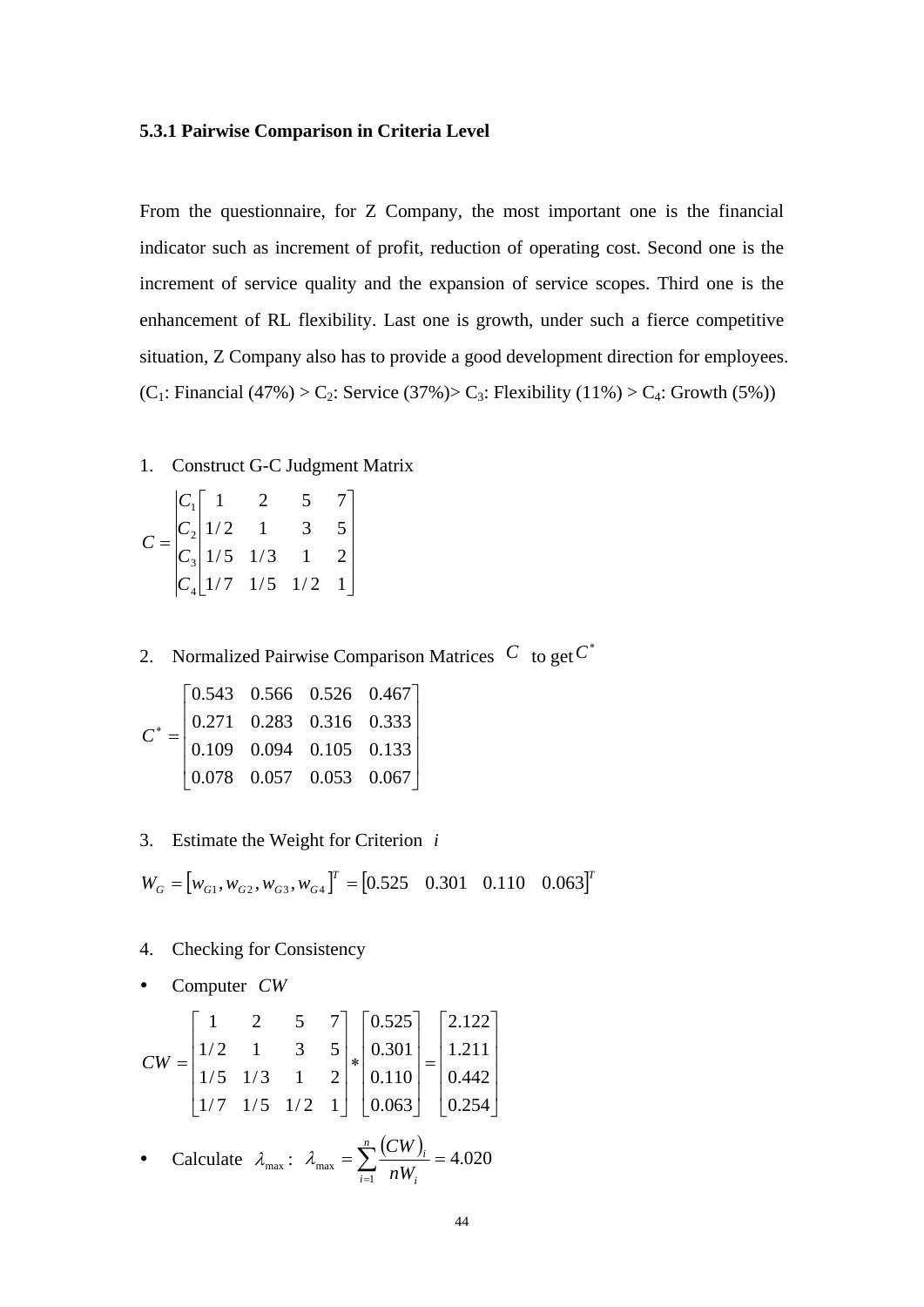### 5.3.1 Pairwise Comparison in Criteria Level

From the questionnaire, for Z Company, the most important one is the financial indicator such as increment of profit, reduction of operating cost. Second one is the increment of service quality and the expansion of service scopes. Third one is the enhancement of RL flexibility. Last one is growth, under such a fierce competitive situation, Z Company also has to provide a good development direction for employees. ($C_1$: Financial (47%) > $C_2$: Service (37%)> $C_3$: Flexibility (11%) > $C_4$: Growth (5%))

1. Construct G-C Judgment Matrix

$$C = \begin{vmatrix} C_1 \\ C_2 \\ C_3 \\ C_4 \end{vmatrix} \begin{bmatrix} 1 & 2 & 5 & 7 \\ 1/2 & 1 & 3 & 5 \\ 1/5 & 1/3 & 1 & 2 \\ 1/7 & 1/5 & 1/2 & 1 \end{bmatrix}$$

2. Normalized Pairwise Comparison Matrices $C$ to get $C^*$

$$C^* = \begin{bmatrix} 0.543 & 0.566 & 0.526 & 0.467 \\ 0.271 & 0.283 & 0.316 & 0.333 \\ 0.109 & 0.094 & 0.105 & 0.133 \\ 0.078 & 0.057 & 0.053 & 0.067 \end{bmatrix}$$

3. Estimate the Weight for Criterion $i$

$$W_G = [w_{G1}, w_{G2}, w_{G3}, w_{G4}]^T = [0.525 \quad 0.301 \quad 0.110 \quad 0.063]^T$$

4. Checking for Consistency

- Computer $CW$

$$CW = \begin{bmatrix} 1 & 2 & 5 & 7 \\ 1/2 & 1 & 3 & 5 \\ 1/5 & 1/3 & 1 & 2 \\ 1/7 & 1/5 & 1/2 & 1 \end{bmatrix} * \begin{bmatrix} 0.525 \\ 0.301 \\ 0.110 \\ 0.063 \end{bmatrix} = \begin{bmatrix} 2.122 \\ 1.211 \\ 0.442 \\ 0.254 \end{bmatrix}$$

- Calculate $\lambda_{\max}$: $\lambda_{\max} = \sum_{i=1}^{n} \frac{(CW)_i}{nW_i} = 4.020$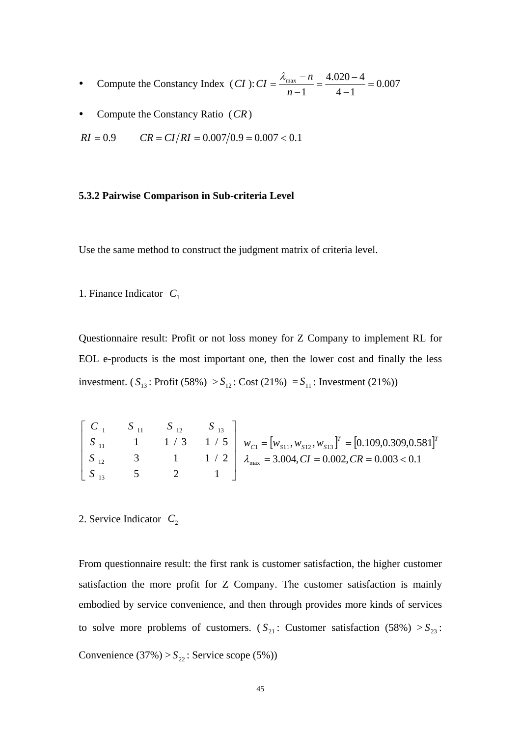- Compute the Constancy Index $(CI)$: $CI = \frac{\lambda_{\max} - n}{n-1} = \frac{4.020 - 4}{4-1} = 0.007$
- Compute the Constancy Ratio $(CR)$

$RI = 0.9 \qquad CR = CI/RI = 0.007/0.9 = 0.007 < 0.1$

### 5.3.2 Pairwise Comparison in Sub-criteria Level

Use the same method to construct the judgment matrix of criteria level.

1. Finance Indicator $C_1$

Questionnaire result: Profit or not loss money for Z Company to implement RL for EOL e-products is the most important one, then the lower cost and finally the less investment. ($S_{13}$: Profit (58%) $> S_{12}$: Cost (21%) $= S_{11}$: Investment (21%))

$$\begin{bmatrix} C_1 & S_{11} & S_{12} & S_{13} \\ S_{11} & 1 & 1/3 & 1/5 \\ S_{12} & 3 & 1 & 1/2 \\ S_{13} & 5 & 2 & 1 \end{bmatrix} \quad \begin{matrix} w_{C1} = \left[w_{S11}, w_{S12}, w_{S13}\right]^T = \left[0.109, 0.309, 0.581\right]^T \\ \lambda_{\max} = 3.004, CI = 0.002, CR = 0.003 < 0.1 \end{matrix}$$

2. Service Indicator $C_2$

From questionnaire result: the first rank is customer satisfaction, the higher customer satisfaction the more profit for Z Company. The customer satisfaction is mainly embodied by service convenience, and then through provides more kinds of services to solve more problems of customers. ($S_{21}$: Customer satisfaction (58%) $> S_{23}$: Convenience (37%) $> S_{22}$: Service scope (5%))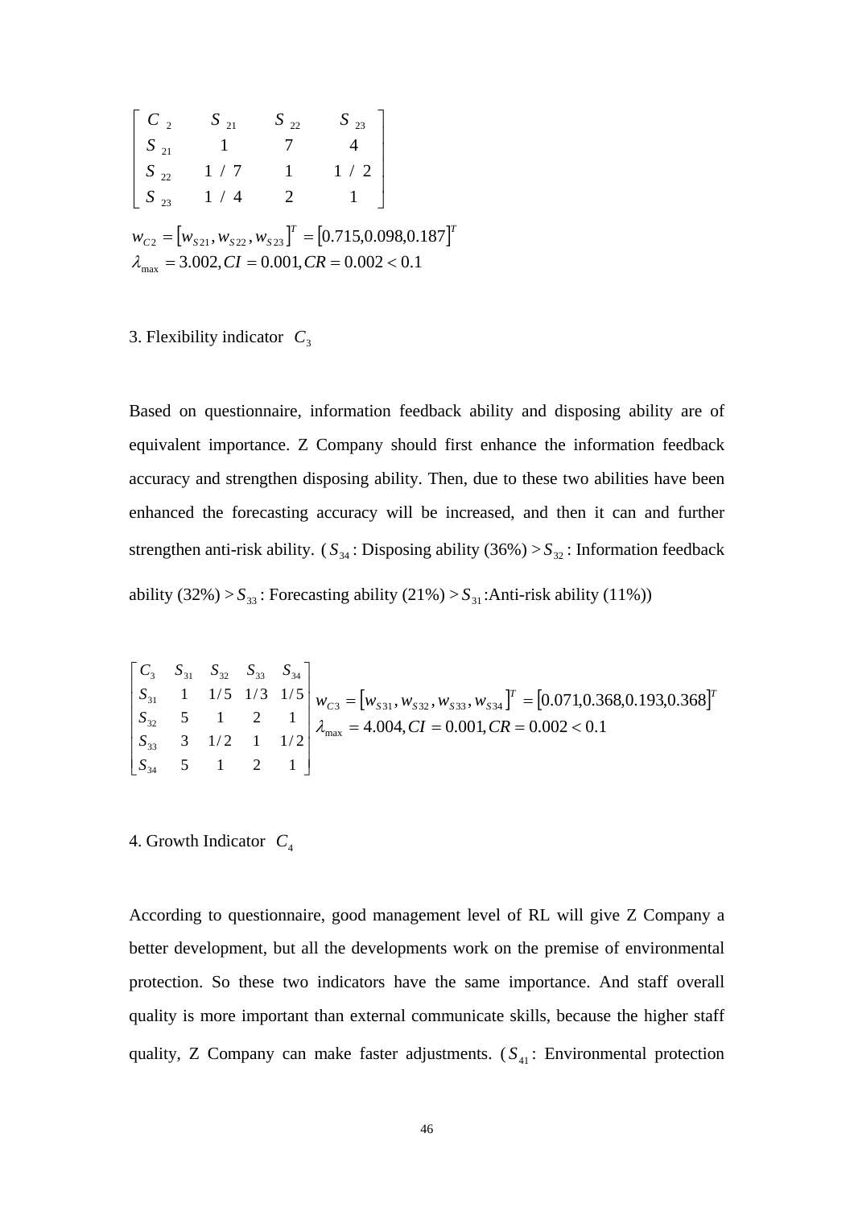$$
\begin{bmatrix}
C_2 & S_{21} & S_{22} & S_{23} \\
S_{21} & 1 & 7 & 4 \\
S_{22} & 1/7 & 1 & 1/2 \\
S_{23} & 1/4 & 2 & 1
\end{bmatrix}
$$

$$
w_{C2} = \left[w_{S21}, w_{S22}, w_{S23}\right]^T = \left[0.715, 0.098, 0.187\right]^T
$$

$$
\lambda_{\max} = 3.002, CI = 0.001, CR = 0.002 < 0.1
$$

3. Flexibility indicator $C_3$

Based on questionnaire, information feedback ability and disposing ability are of equivalent importance. Z Company should first enhance the information feedback accuracy and strengthen disposing ability. Then, due to these two abilities have been enhanced the forecasting accuracy will be increased, and then it can and further strengthen anti-risk ability. ($S_{34}$: Disposing ability (36%) $>$ $S_{32}$: Information feedback ability (32%) $>$ $S_{33}$: Forecasting ability (21%) $>$ $S_{31}$: Anti-risk ability (11%))

$$
\begin{bmatrix}
C_3 & S_{31} & S_{32} & S_{33} & S_{34} \\
S_{31} & 1 & 1/5 & 1/3 & 1/5 \\
S_{32} & 5 & 1 & 2 & 1 \\
S_{33} & 3 & 1/2 & 1 & 1/2 \\
S_{34} & 5 & 1 & 2 & 1
\end{bmatrix}
\begin{matrix}
w_{C3} = \left[w_{S31}, w_{S32}, w_{S33}, w_{S34}\right]^T = \left[0.071, 0.368, 0.193, 0.368\right]^T \\
\lambda_{\max} = 4.004, CI = 0.001, CR = 0.002 < 0.1
\end{matrix}
$$

4. Growth Indicator $C_4$

According to questionnaire, good management level of RL will give Z Company a better development, but all the developments work on the premise of environmental protection. So these two indicators have the same importance. And staff overall quality is more important than external communicate skills, because the higher staff quality, Z Company can make faster adjustments. ($S_{41}$: Environmental protection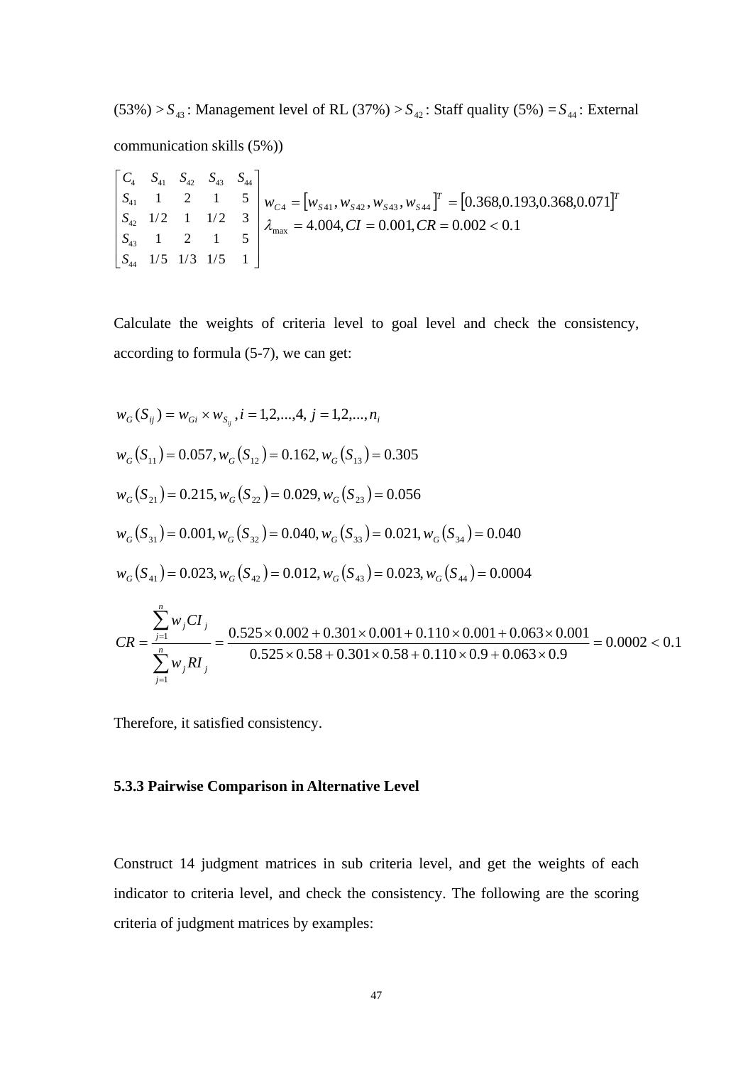(53%) > $S_{43}$: Management level of RL (37%) > $S_{42}$: Staff quality (5%) = $S_{44}$: External communication skills (5%))

$$\begin{bmatrix} C_4 & S_{41} & S_{42} & S_{43} & S_{44} \\ S_{41} & 1 & 2 & 1 & 5 \\ S_{42} & 1/2 & 1 & 1/2 & 3 \\ S_{43} & 1 & 2 & 1 & 5 \\ S_{44} & 1/5 & 1/3 & 1/5 & 1 \end{bmatrix} \begin{matrix} w_{C4} = \left[w_{S41}, w_{S42}, w_{S43}, w_{S44}\right]^T = \left[0.368, 0.193, 0.368, 0.071\right]^T \\ \lambda_{\max} = 4.004, CI = 0.001, CR = 0.002 < 0.1 \end{matrix}$$

Calculate the weights of criteria level to goal level and check the consistency, according to formula (5-7), we can get:

$$w_G(S_{ij}) = w_{Gi} \times w_{S_{ij}}, i = 1,2,...,4, j = 1,2,...,n_i$$

$$w_G(S_{11}) = 0.057, w_G(S_{12}) = 0.162, w_G(S_{13}) = 0.305$$

$$w_G(S_{21}) = 0.215, w_G(S_{22}) = 0.029, w_G(S_{23}) = 0.056$$

$$w_G(S_{31}) = 0.001, w_G(S_{32}) = 0.040, w_G(S_{33}) = 0.021, w_G(S_{34}) = 0.040$$

$$w_G(S_{41}) = 0.023, w_G(S_{42}) = 0.012, w_G(S_{43}) = 0.023, w_G(S_{44}) = 0.0004$$

$$CR = \frac{\sum_{j=1}^{n} w_j CI_j}{\sum_{j=1}^{n} w_j RI_j} = \frac{0.525 \times 0.002 + 0.301 \times 0.001 + 0.110 \times 0.001 + 0.063 \times 0.001}{0.525 \times 0.58 + 0.301 \times 0.58 + 0.110 \times 0.9 + 0.063 \times 0.9} = 0.0002 < 0.1$$

Therefore, it satisfied consistency.

### 5.3.3 Pairwise Comparison in Alternative Level

Construct 14 judgment matrices in sub criteria level, and get the weights of each indicator to criteria level, and check the consistency. The following are the scoring criteria of judgment matrices by examples: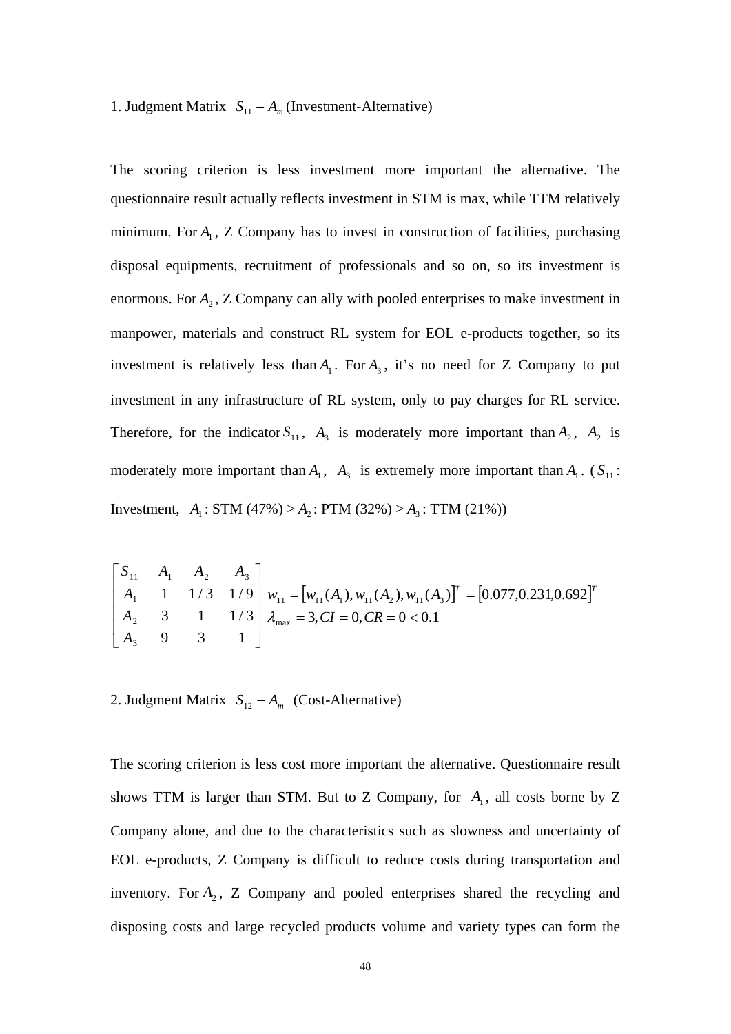1. Judgment Matrix $S_{11} - A_m$ (Investment-Alternative)

The scoring criterion is less investment more important the alternative. The questionnaire result actually reflects investment in STM is max, while TTM relatively minimum. For $A_1$, Z Company has to invest in construction of facilities, purchasing disposal equipments, recruitment of professionals and so on, so its investment is enormous. For $A_2$, Z Company can ally with pooled enterprises to make investment in manpower, materials and construct RL system for EOL e-products together, so its investment is relatively less than $A_1$. For $A_3$, it's no need for Z Company to put investment in any infrastructure of RL system, only to pay charges for RL service. Therefore, for the indicator $S_{11}$, $A_3$ is moderately more important than $A_2$, $A_2$ is moderately more important than $A_1$, $A_3$ is extremely more important than $A_1$. ($S_{11}$: Investment, $A_1$: STM (47%) > $A_2$: PTM (32%) > $A_3$: TTM (21%))

$$
\begin{bmatrix} S_{11} & A_1 & A_2 & A_3 \\ A_1 & 1 & 1/3 & 1/9 \\ A_2 & 3 & 1 & 1/3 \\ A_3 & 9 & 3 & 1 \end{bmatrix}
\begin{matrix} w_{11} = \left[w_{11}(A_1), w_{11}(A_2), w_{11}(A_3)\right]^T = \left[0.077, 0.231, 0.692\right]^T \\ \lambda_{max} = 3, CI = 0, CR = 0 < 0.1 \end{matrix}
$$

2. Judgment Matrix $S_{12} - A_m$ (Cost-Alternative)

The scoring criterion is less cost more important the alternative. Questionnaire result shows TTM is larger than STM. But to Z Company, for $A_1$, all costs borne by Z Company alone, and due to the characteristics such as slowness and uncertainty of EOL e-products, Z Company is difficult to reduce costs during transportation and inventory. For $A_2$, Z Company and pooled enterprises shared the recycling and disposing costs and large recycled products volume and variety types can form the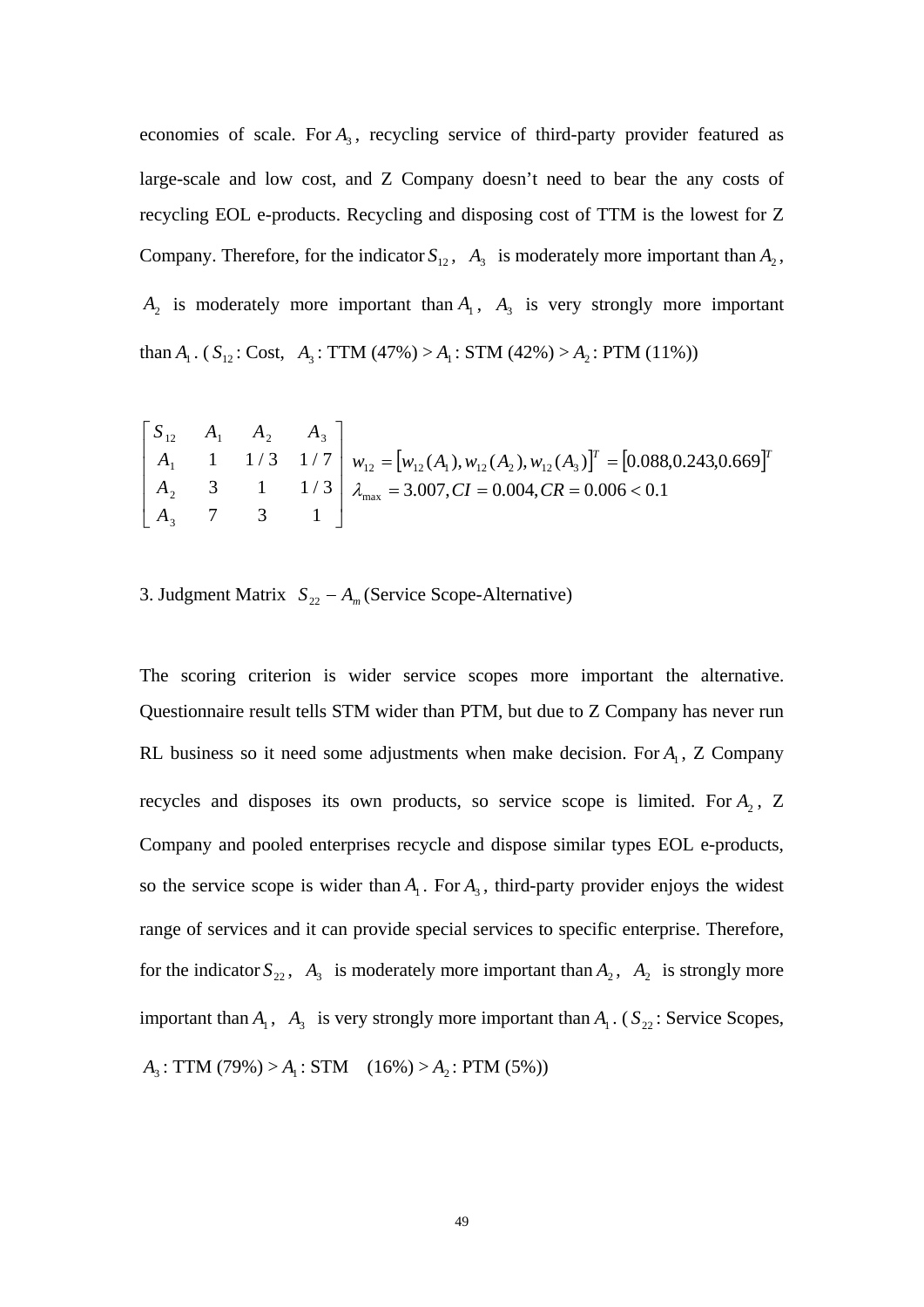economies of scale. For $A_3$, recycling service of third-party provider featured as large-scale and low cost, and Z Company doesn't need to bear the any costs of recycling EOL e-products. Recycling and disposing cost of TTM is the lowest for Z Company. Therefore, for the indicator $S_{12}$, $A_3$ is moderately more important than $A_2$, $A_2$ is moderately more important than $A_1$, $A_3$ is very strongly more important than $A_1$. ($S_{12}$: Cost, $A_3$: TTM (47%) > $A_1$: STM (42%) > $A_2$: PTM (11%))

$$
\begin{bmatrix} S_{12} & A_1 & A_2 & A_3 \\ A_1 & 1 & 1/3 & 1/7 \\ A_2 & 3 & 1 & 1/3 \\ A_3 & 7 & 3 & 1 \end{bmatrix}
\begin{matrix} w_{12} = \left[w_{12}(A_1), w_{12}(A_2), w_{12}(A_3)\right]^T = \left[0.088, 0.243, 0.669\right]^T \\ \lambda_{max} = 3.007, CI = 0.004, CR = 0.006 < 0.1 \end{matrix}
$$

3. Judgment Matrix $S_{22} - A_m$ (Service Scope-Alternative)

The scoring criterion is wider service scopes more important the alternative. Questionnaire result tells STM wider than PTM, but due to Z Company has never run RL business so it need some adjustments when make decision. For $A_1$, Z Company recycles and disposes its own products, so service scope is limited. For $A_2$, Z Company and pooled enterprises recycle and dispose similar types EOL e-products, so the service scope is wider than $A_1$. For $A_3$, third-party provider enjoys the widest range of services and it can provide special services to specific enterprise. Therefore, for the indicator $S_{22}$, $A_3$ is moderately more important than $A_2$, $A_2$ is strongly more important than $A_1$, $A_3$ is very strongly more important than $A_1$. ($S_{22}$: Service Scopes, $A_3$: TTM (79%) > $A_1$: STM (16%) > $A_2$: PTM (5%))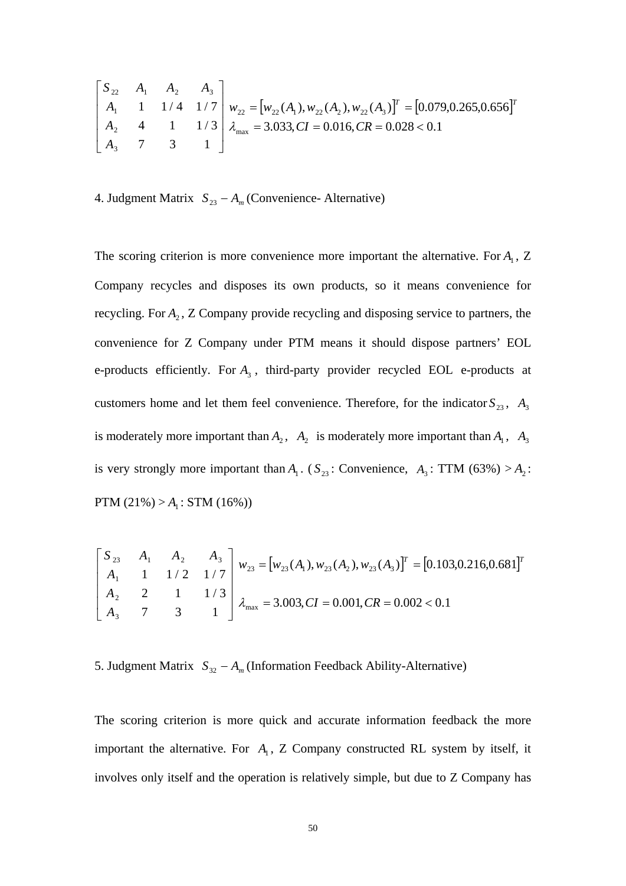$$
\begin{bmatrix}
S_{22} & A_1 & A_2 & A_3 \\
A_1 & 1 & 1/4 & 1/7 \\
A_2 & 4 & 1 & 1/3 \\
A_3 & 7 & 3 & 1
\end{bmatrix}
\begin{matrix}
w_{22} = \left[w_{22}(A_1), w_{22}(A_2), w_{22}(A_3)\right]^T = \left[0.079, 0.265, 0.656\right]^T \\
\lambda_{\max} = 3.033, CI = 0.016, CR = 0.028 < 0.1
\end{matrix}
$$

4. Judgment Matrix $S_{23} - A_m$ (Convenience- Alternative)

The scoring criterion is more convenience more important the alternative. For $A_1$, Z Company recycles and disposes its own products, so it means convenience for recycling. For $A_2$, Z Company provide recycling and disposing service to partners, the convenience for Z Company under PTM means it should dispose partners' EOL e-products efficiently. For $A_3$, third-party provider recycled EOL e-products at customers home and let them feel convenience. Therefore, for the indicator $S_{23}$, $A_3$ is moderately more important than $A_2$, $A_2$ is moderately more important than $A_1$, $A_3$ is very strongly more important than $A_1$. ($S_{23}$: Convenience, $A_3$: TTM (63%) > $A_2$: PTM (21%) > $A_1$: STM (16%))

$$
\begin{bmatrix}
S_{23} & A_1 & A_2 & A_3 \\
A_1 & 1 & 1/2 & 1/7 \\
A_2 & 2 & 1 & 1/3 \\
A_3 & 7 & 3 & 1
\end{bmatrix}
\begin{matrix}
w_{23} = \left[w_{23}(A_1), w_{23}(A_2), w_{23}(A_3)\right]^T = \left[0.103, 0.216, 0.681\right]^T \\
\lambda_{\max} = 3.003, CI = 0.001, CR = 0.002 < 0.1
\end{matrix}
$$

5. Judgment Matrix $S_{32} - A_m$ (Information Feedback Ability-Alternative)

The scoring criterion is more quick and accurate information feedback the more important the alternative. For $A_1$, Z Company constructed RL system by itself, it involves only itself and the operation is relatively simple, but due to Z Company has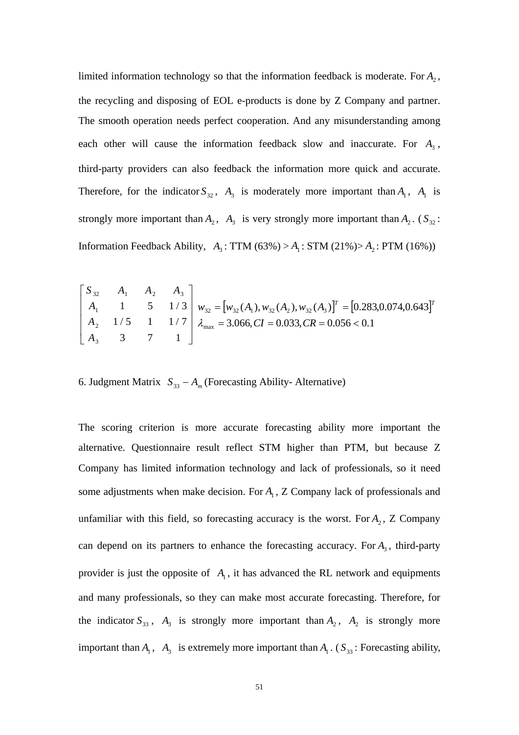limited information technology so that the information feedback is moderate. For $A_2$, the recycling and disposing of EOL e-products is done by Z Company and partner. The smooth operation needs perfect cooperation. And any misunderstanding among each other will cause the information feedback slow and inaccurate. For $A_3$, third-party providers can also feedback the information more quick and accurate. Therefore, for the indicator $S_{32}$, $A_3$ is moderately more important than $A_1$, $A_1$ is strongly more important than $A_2$, $A_3$ is very strongly more important than $A_2$. ($S_{32}$: Information Feedback Ability, $A_3$: TTM (63%) > $A_1$: STM (21%)> $A_2$: PTM (16%))

$$
\begin{bmatrix} S_{32} & A_1 & A_2 & A_3 \\ A_1 & 1 & 5 & 1/3 \\ A_2 & 1/5 & 1 & 1/7 \\ A_3 & 3 & 7 & 1 \end{bmatrix}
\begin{matrix} w_{32} = \left[ w_{32}(A_1), w_{32}(A_2), w_{32}(A_3) \right]^T = \left[ 0.283, 0.074, 0.643 \right]^T \\ \lambda_{\max} = 3.066, CI = 0.033, CR = 0.056 < 0.1 \end{matrix}
$$

6. Judgment Matrix $S_{33} - A_m$ (Forecasting Ability- Alternative)

The scoring criterion is more accurate forecasting ability more important the alternative. Questionnaire result reflect STM higher than PTM, but because Z Company has limited information technology and lack of professionals, so it need some adjustments when make decision. For $A_1$, Z Company lack of professionals and unfamiliar with this field, so forecasting accuracy is the worst. For $A_2$, Z Company can depend on its partners to enhance the forecasting accuracy. For $A_3$, third-party provider is just the opposite of $A_1$, it has advanced the RL network and equipments and many professionals, so they can make most accurate forecasting. Therefore, for the indicator $S_{33}$, $A_3$ is strongly more important than $A_2$, $A_2$ is strongly more important than $A_1$, $A_3$ is extremely more important than $A_1$. ($S_{33}$: Forecasting ability,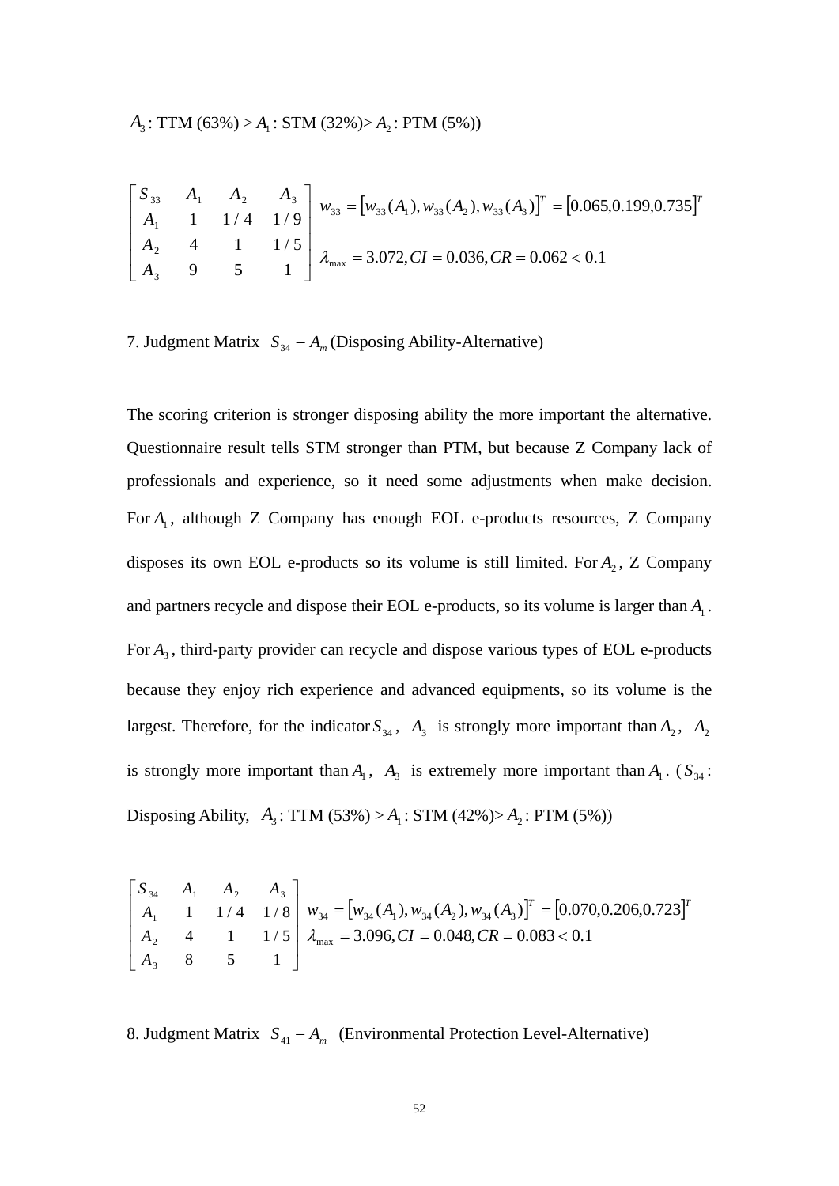$A_3$: TTM (63%) > $A_1$: STM (32%)> $A_2$: PTM (5%))

$$\begin{bmatrix} S_{33} & A_1 & A_2 & A_3 \\ A_1 & 1 & 1/4 & 1/9 \\ A_2 & 4 & 1 & 1/5 \\ A_3 & 9 & 5 & 1 \end{bmatrix} \begin{matrix} w_{33} = \left[w_{33}(A_1), w_{33}(A_2), w_{33}(A_3)\right]^T = \left[0.065, 0.199, 0.735\right]^T \\ \lambda_{\max} = 3.072, CI = 0.036, CR = 0.062 < 0.1 \end{matrix}$$

7. Judgment Matrix $S_{34} - A_m$ (Disposing Ability-Alternative)

The scoring criterion is stronger disposing ability the more important the alternative. Questionnaire result tells STM stronger than PTM, but because Z Company lack of professionals and experience, so it need some adjustments when make decision. For $A_1$, although Z Company has enough EOL e-products resources, Z Company disposes its own EOL e-products so its volume is still limited. For $A_2$, Z Company and partners recycle and dispose their EOL e-products, so its volume is larger than $A_1$. For $A_3$, third-party provider can recycle and dispose various types of EOL e-products because they enjoy rich experience and advanced equipments, so its volume is the largest. Therefore, for the indicator $S_{34}$, $A_3$ is strongly more important than $A_2$, $A_2$ is strongly more important than $A_1$, $A_3$ is extremely more important than $A_1$. ($S_{34}$: Disposing Ability, $A_3$: TTM (53%) > $A_1$: STM (42%)> $A_2$: PTM (5%))

$$\begin{bmatrix} S_{34} & A_1 & A_2 & A_3 \\ A_1 & 1 & 1/4 & 1/8 \\ A_2 & 4 & 1 & 1/5 \\ A_3 & 8 & 5 & 1 \end{bmatrix} \begin{matrix} w_{34} = \left[w_{34}(A_1), w_{34}(A_2), w_{34}(A_3)\right]^T = \left[0.070, 0.206, 0.723\right]^T \\ \lambda_{\max} = 3.096, CI = 0.048, CR = 0.083 < 0.1 \end{matrix}$$

8. Judgment Matrix $S_{41} - A_m$ (Environmental Protection Level-Alternative)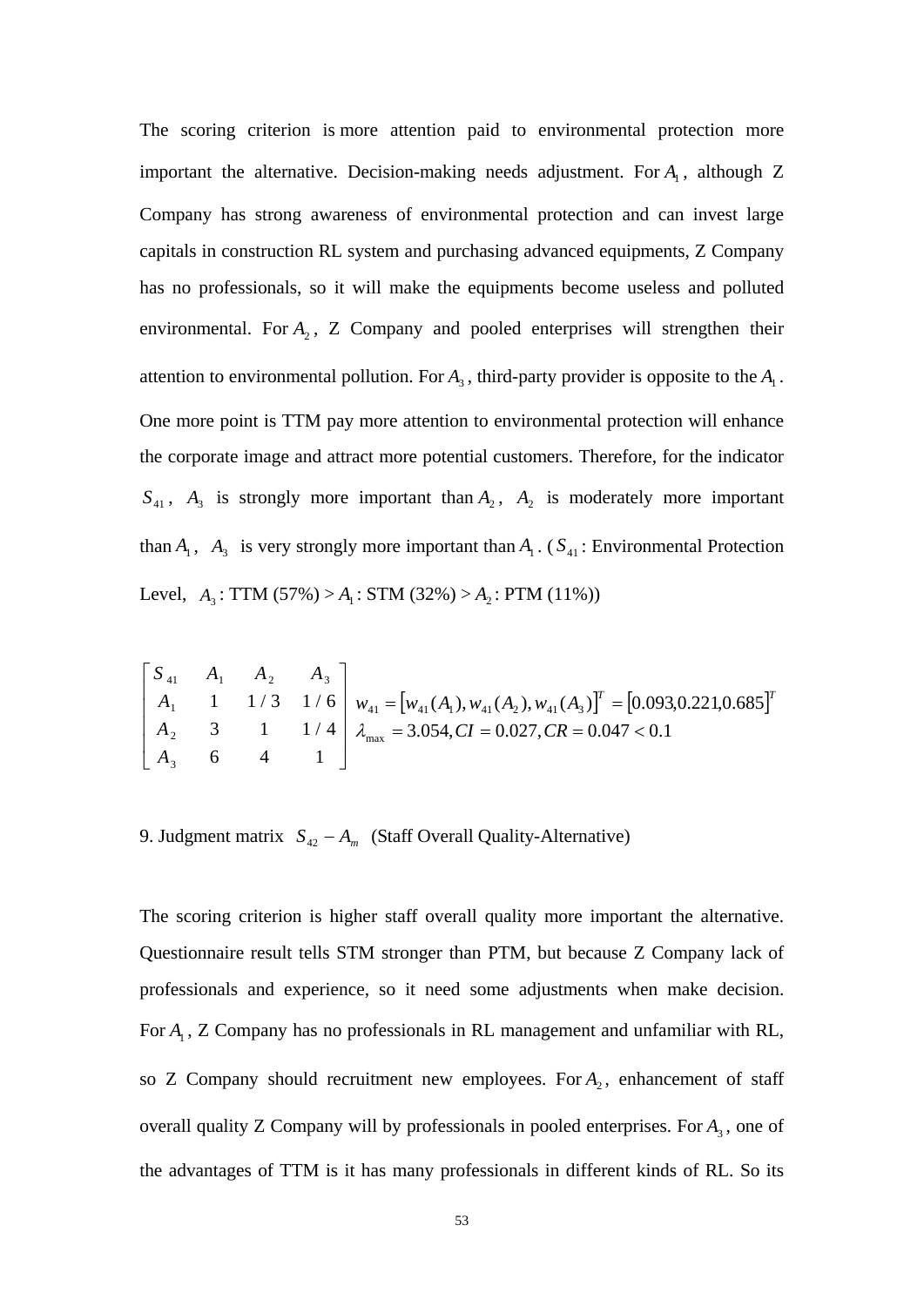The scoring criterion is more attention paid to environmental protection more important the alternative. Decision-making needs adjustment. For $A_1$, although Z Company has strong awareness of environmental protection and can invest large capitals in construction RL system and purchasing advanced equipments, Z Company has no professionals, so it will make the equipments become useless and polluted environmental. For $A_2$, Z Company and pooled enterprises will strengthen their attention to environmental pollution. For $A_3$, third-party provider is opposite to the $A_1$. One more point is TTM pay more attention to environmental protection will enhance the corporate image and attract more potential customers. Therefore, for the indicator $S_{41}$, $A_3$ is strongly more important than $A_2$, $A_2$ is moderately more important than $A_1$, $A_3$ is very strongly more important than $A_1$. ($S_{41}$: Environmental Protection Level, $A_3$: TTM (57%) > $A_1$: STM (32%) > $A_2$: PTM (11%))

$$
\begin{bmatrix} S_{41} & A_1 & A_2 & A_3 \\ A_1 & 1 & 1/3 & 1/6 \\ A_2 & 3 & 1 & 1/4 \\ A_3 & 6 & 4 & 1 \end{bmatrix}
\begin{matrix} w_{41} = \left[w_{41}(A_1), w_{41}(A_2), w_{41}(A_3)\right]^T = \left[0.093, 0.221, 0.685\right]^T \\ \lambda_{\max} = 3.054, CI = 0.027, CR = 0.047 < 0.1 \end{matrix}
$$

9. Judgment matrix $S_{42} - A_m$ (Staff Overall Quality-Alternative)

The scoring criterion is higher staff overall quality more important the alternative. Questionnaire result tells STM stronger than PTM, but because Z Company lack of professionals and experience, so it need some adjustments when make decision. For $A_1$, Z Company has no professionals in RL management and unfamiliar with RL, so Z Company should recruitment new employees. For $A_2$, enhancement of staff overall quality Z Company will by professionals in pooled enterprises. For $A_3$, one of the advantages of TTM is it has many professionals in different kinds of RL. So its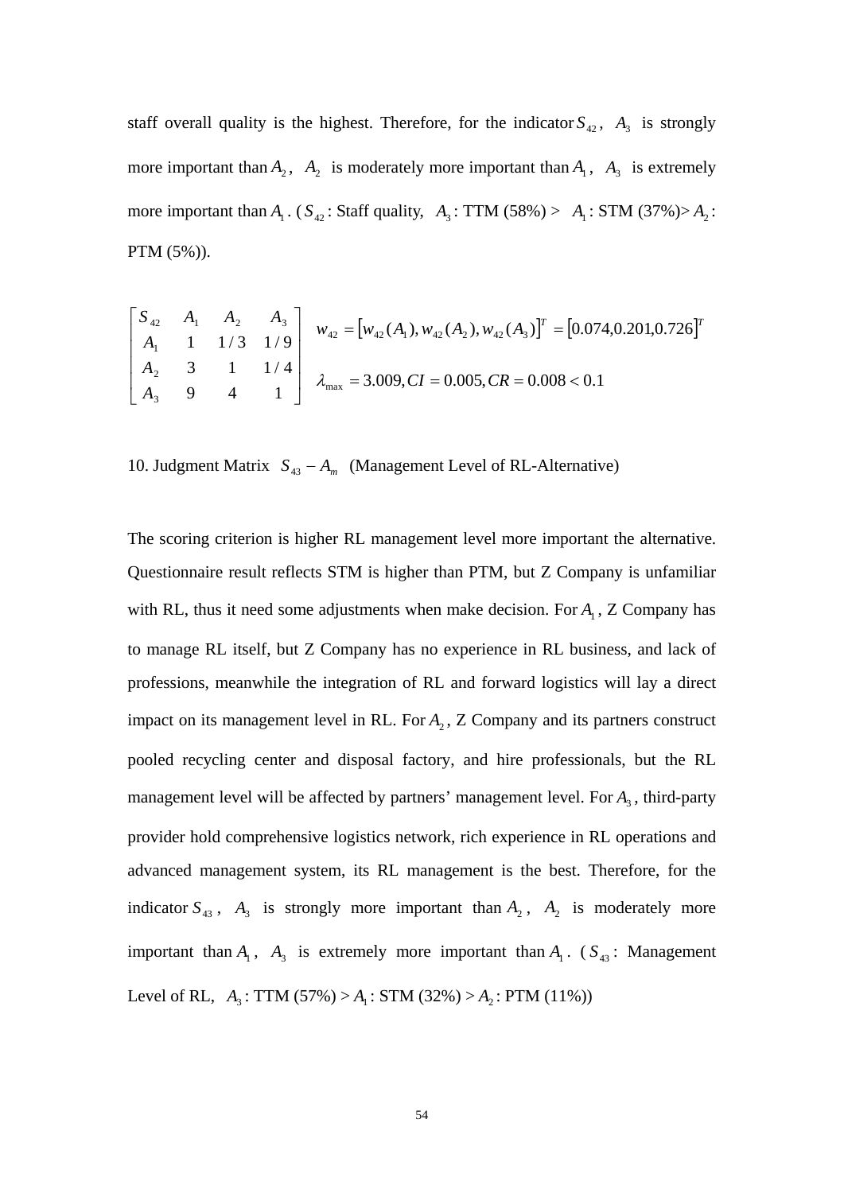staff overall quality is the highest. Therefore, for the indicator $S_{42}$, $A_3$ is strongly more important than $A_2$, $A_2$ is moderately more important than $A_1$, $A_3$ is extremely more important than $A_1$. ($S_{42}$: Staff quality, $A_3$: TTM (58%) > $A_1$: STM (37%)> $A_2$: PTM (5%)).

$$
\begin{bmatrix} S_{42} & A_1 & A_2 & A_3 \\ A_1 & 1 & 1/3 & 1/9 \\ A_2 & 3 & 1 & 1/4 \\ A_3 & 9 & 4 & 1 \end{bmatrix}
\quad
\begin{array}{l} w_{42} = \left[w_{42}(A_1), w_{42}(A_2), w_{42}(A_3)\right]^T = \left[0.074, 0.201, 0.726\right]^T \\ \lambda_{\max} = 3.009, CI = 0.005, CR = 0.008 < 0.1 \end{array}
$$

10. Judgment Matrix $S_{43} - A_m$ (Management Level of RL-Alternative)

The scoring criterion is higher RL management level more important the alternative. Questionnaire result reflects STM is higher than PTM, but Z Company is unfamiliar with RL, thus it need some adjustments when make decision. For $A_1$, Z Company has to manage RL itself, but Z Company has no experience in RL business, and lack of professions, meanwhile the integration of RL and forward logistics will lay a direct impact on its management level in RL. For $A_2$, Z Company and its partners construct pooled recycling center and disposal factory, and hire professionals, but the RL management level will be affected by partners' management level. For $A_3$, third-party provider hold comprehensive logistics network, rich experience in RL operations and advanced management system, its RL management is the best. Therefore, for the indicator $S_{43}$, $A_3$ is strongly more important than $A_2$, $A_2$ is moderately more important than $A_1$, $A_3$ is extremely more important than $A_1$. ($S_{43}$: Management Level of RL, $A_3$: TTM (57%) > $A_1$: STM (32%) > $A_2$: PTM (11%))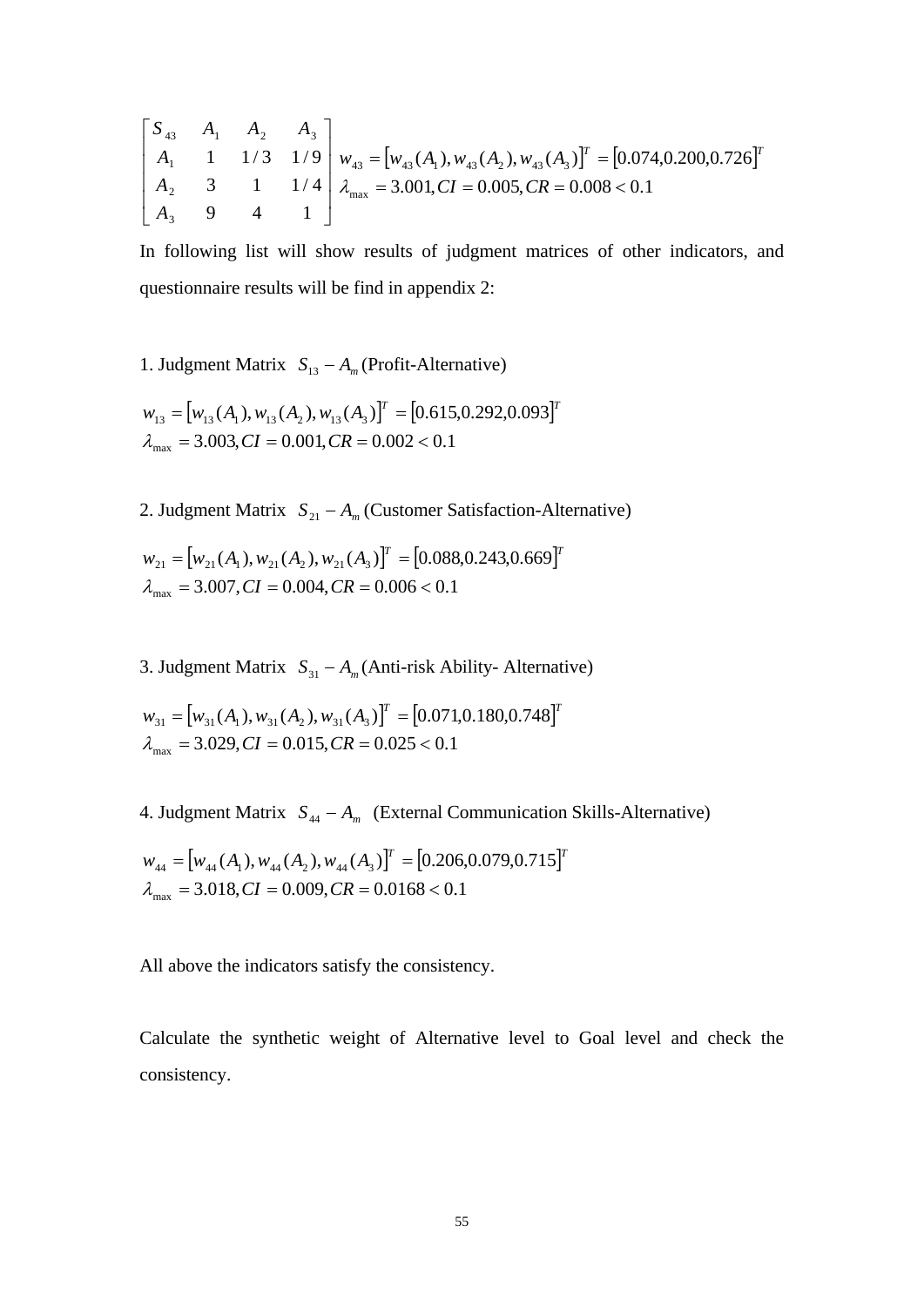$$\begin{bmatrix} S_{43} & A_1 & A_2 & A_3 \\ A_1 & 1 & 1/3 & 1/9 \\ A_2 & 3 & 1 & 1/4 \\ A_3 & 9 & 4 & 1 \end{bmatrix} \begin{matrix} w_{43} = \left[w_{43}(A_1), w_{43}(A_2), w_{43}(A_3)\right]^T = \left[0.074, 0.200, 0.726\right]^T \\ \lambda_{\max} = 3.001, CI = 0.005, CR = 0.008 < 0.1 \end{matrix}$$

In following list will show results of judgment matrices of other indicators, and questionnaire results will be find in appendix 2:

1. Judgment Matrix $S_{13} - A_m$ (Profit-Alternative)

$$w_{13} = \left[w_{13}(A_1), w_{13}(A_2), w_{13}(A_3)\right]^T = \left[0.615, 0.292, 0.093\right]^T$$
$$\lambda_{\max} = 3.003, CI = 0.001, CR = 0.002 < 0.1$$

2. Judgment Matrix $S_{21} - A_m$ (Customer Satisfaction-Alternative)

$$w_{21} = \left[w_{21}(A_1), w_{21}(A_2), w_{21}(A_3)\right]^T = \left[0.088, 0.243, 0.669\right]^T$$
$$\lambda_{\max} = 3.007, CI = 0.004, CR = 0.006 < 0.1$$

3. Judgment Matrix $S_{31} - A_m$ (Anti-risk Ability- Alternative)

$$w_{31} = \left[w_{31}(A_1), w_{31}(A_2), w_{31}(A_3)\right]^T = \left[0.071, 0.180, 0.748\right]^T$$
$$\lambda_{\max} = 3.029, CI = 0.015, CR = 0.025 < 0.1$$

4. Judgment Matrix $S_{44} - A_m$ (External Communication Skills-Alternative)

$$w_{44} = \left[w_{44}(A_1), w_{44}(A_2), w_{44}(A_3)\right]^T = \left[0.206, 0.079, 0.715\right]^T$$
$$\lambda_{\max} = 3.018, CI = 0.009, CR = 0.0168 < 0.1$$

All above the indicators satisfy the consistency.

Calculate the synthetic weight of Alternative level to Goal level and check the consistency.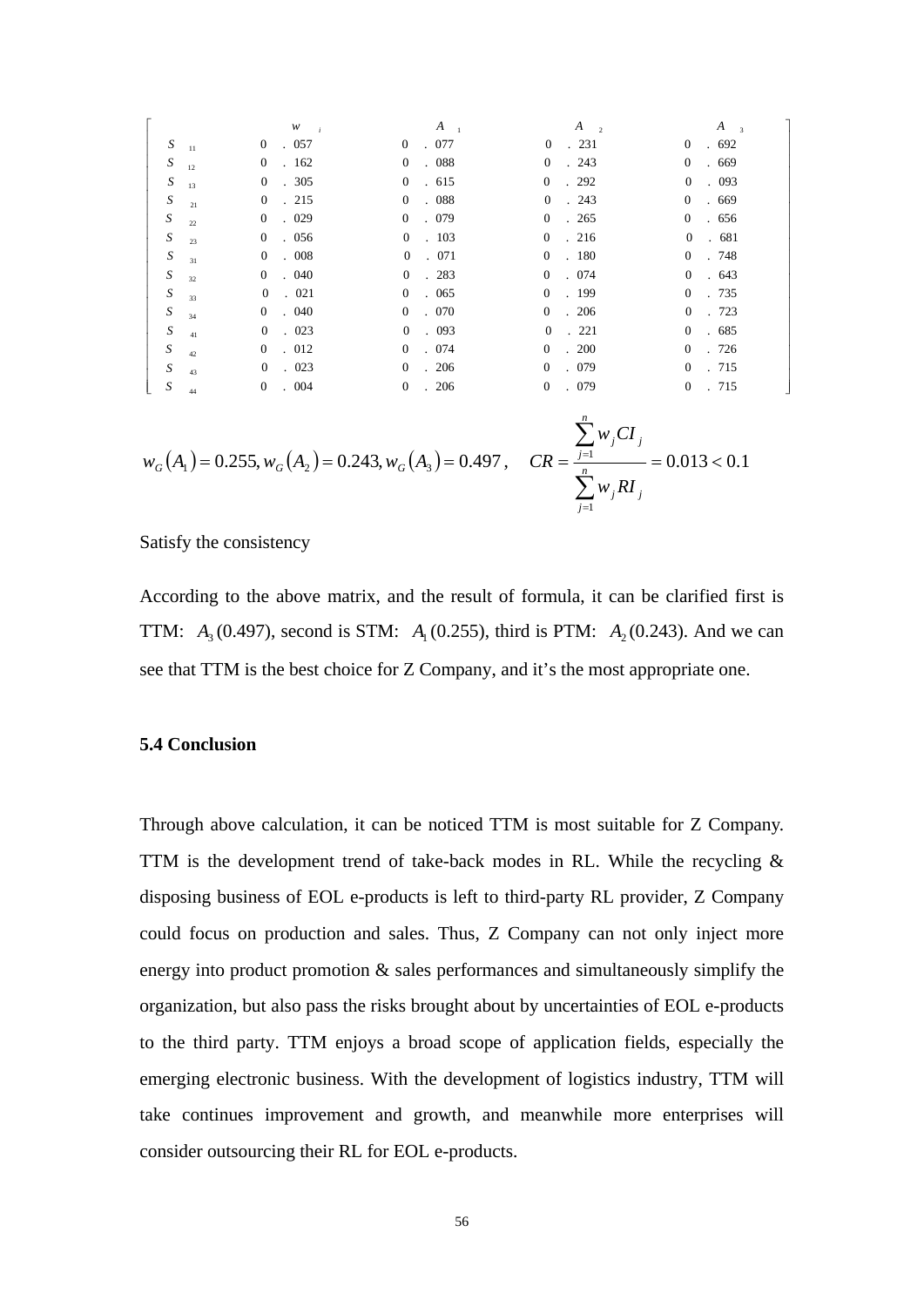|  | $w_j$ | $A_1$ | $A_2$ | $A_3$ |
|---|---|---|---|---|
| $S_{11}$ | 0.057 | 0.077 | 0.231 | 0.692 |
| $S_{12}$ | 0.162 | 0.088 | 0.243 | 0.669 |
| $S_{13}$ | 0.305 | 0.615 | 0.292 | 0.093 |
| $S_{21}$ | 0.215 | 0.088 | 0.243 | 0.669 |
| $S_{22}$ | 0.029 | 0.079 | 0.265 | 0.656 |
| $S_{23}$ | 0.056 | 0.103 | 0.216 | 0.681 |
| $S_{31}$ | 0.008 | 0.071 | 0.180 | 0.748 |
| $S_{32}$ | 0.040 | 0.283 | 0.074 | 0.643 |
| $S_{33}$ | 0.021 | 0.065 | 0.199 | 0.735 |
| $S_{34}$ | 0.040 | 0.070 | 0.206 | 0.723 |
| $S_{41}$ | 0.023 | 0.093 | 0.221 | 0.685 |
| $S_{42}$ | 0.012 | 0.074 | 0.200 | 0.726 |
| $S_{43}$ | 0.023 | 0.206 | 0.079 | 0.715 |
| $S_{44}$ | 0.004 | 0.206 | 0.079 | 0.715 |

$$w_G(A_1) = 0.255, w_G(A_2) = 0.243, w_G(A_3) = 0.497, \quad CR = \frac{\sum_{j=1}^{n} w_j CI_j}{\sum_{j=1}^{n} w_j RI_j} = 0.013 < 0.1$$

Satisfy the consistency

According to the above matrix, and the result of formula, it can be clarified first is TTM: $A_3$ (0.497), second is STM: $A_1$ (0.255), third is PTM: $A_2$ (0.243). And we can see that TTM is the best choice for Z Company, and it's the most appropriate one.

### 5.4 Conclusion

Through above calculation, it can be noticed TTM is most suitable for Z Company. TTM is the development trend of take-back modes in RL. While the recycling & disposing business of EOL e-products is left to third-party RL provider, Z Company could focus on production and sales. Thus, Z Company can not only inject more energy into product promotion & sales performances and simultaneously simplify the organization, but also pass the risks brought about by uncertainties of EOL e-products to the third party. TTM enjoys a broad scope of application fields, especially the emerging electronic business. With the development of logistics industry, TTM will take continues improvement and growth, and meanwhile more enterprises will consider outsourcing their RL for EOL e-products.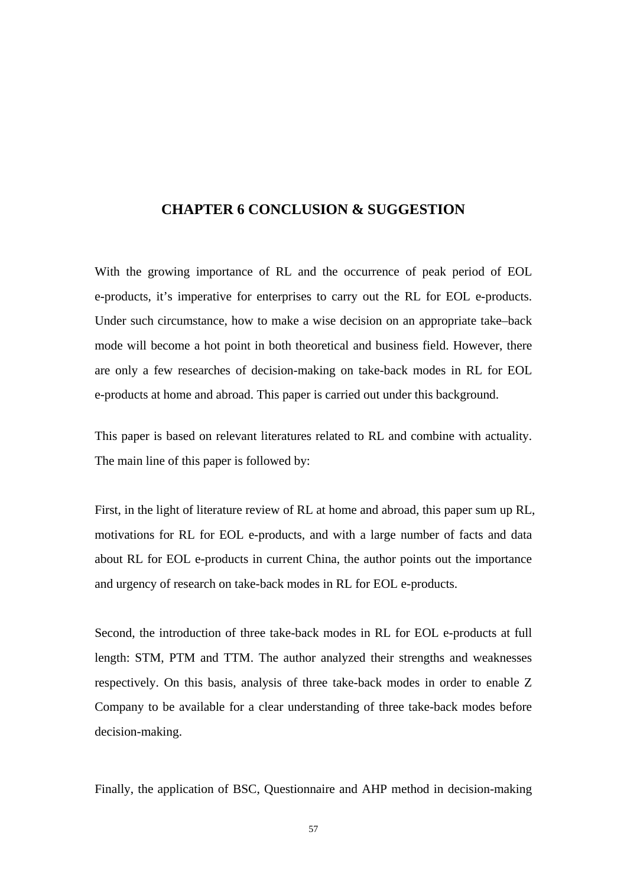# CHAPTER 6 CONCLUSION & SUGGESTION

With the growing importance of RL and the occurrence of peak period of EOL e-products, it's imperative for enterprises to carry out the RL for EOL e-products. Under such circumstance, how to make a wise decision on an appropriate take–back mode will become a hot point in both theoretical and business field. However, there are only a few researches of decision-making on take-back modes in RL for EOL e-products at home and abroad. This paper is carried out under this background.

This paper is based on relevant literatures related to RL and combine with actuality. The main line of this paper is followed by:

First, in the light of literature review of RL at home and abroad, this paper sum up RL, motivations for RL for EOL e-products, and with a large number of facts and data about RL for EOL e-products in current China, the author points out the importance and urgency of research on take-back modes in RL for EOL e-products.

Second, the introduction of three take-back modes in RL for EOL e-products at full length: STM, PTM and TTM. The author analyzed their strengths and weaknesses respectively. On this basis, analysis of three take-back modes in order to enable Z Company to be available for a clear understanding of three take-back modes before decision-making.

Finally, the application of BSC, Questionnaire and AHP method in decision-making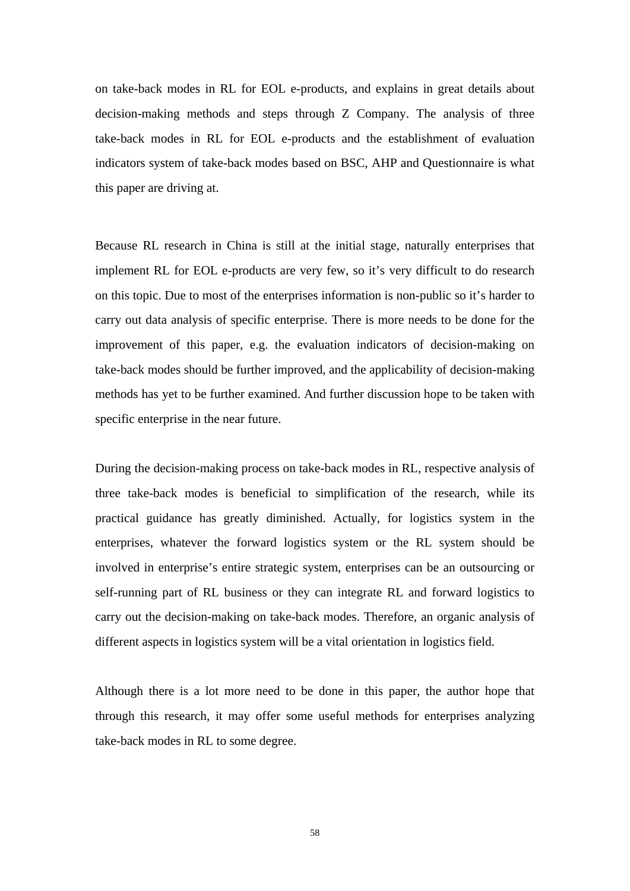on take-back modes in RL for EOL e-products, and explains in great details about decision-making methods and steps through Z Company. The analysis of three take-back modes in RL for EOL e-products and the establishment of evaluation indicators system of take-back modes based on BSC, AHP and Questionnaire is what this paper are driving at.

Because RL research in China is still at the initial stage, naturally enterprises that implement RL for EOL e-products are very few, so it's very difficult to do research on this topic. Due to most of the enterprises information is non-public so it's harder to carry out data analysis of specific enterprise. There is more needs to be done for the improvement of this paper, e.g. the evaluation indicators of decision-making on take-back modes should be further improved, and the applicability of decision-making methods has yet to be further examined. And further discussion hope to be taken with specific enterprise in the near future.

During the decision-making process on take-back modes in RL, respective analysis of three take-back modes is beneficial to simplification of the research, while its practical guidance has greatly diminished. Actually, for logistics system in the enterprises, whatever the forward logistics system or the RL system should be involved in enterprise's entire strategic system, enterprises can be an outsourcing or self-running part of RL business or they can integrate RL and forward logistics to carry out the decision-making on take-back modes. Therefore, an organic analysis of different aspects in logistics system will be a vital orientation in logistics field.

Although there is a lot more need to be done in this paper, the author hope that through this research, it may offer some useful methods for enterprises analyzing take-back modes in RL to some degree.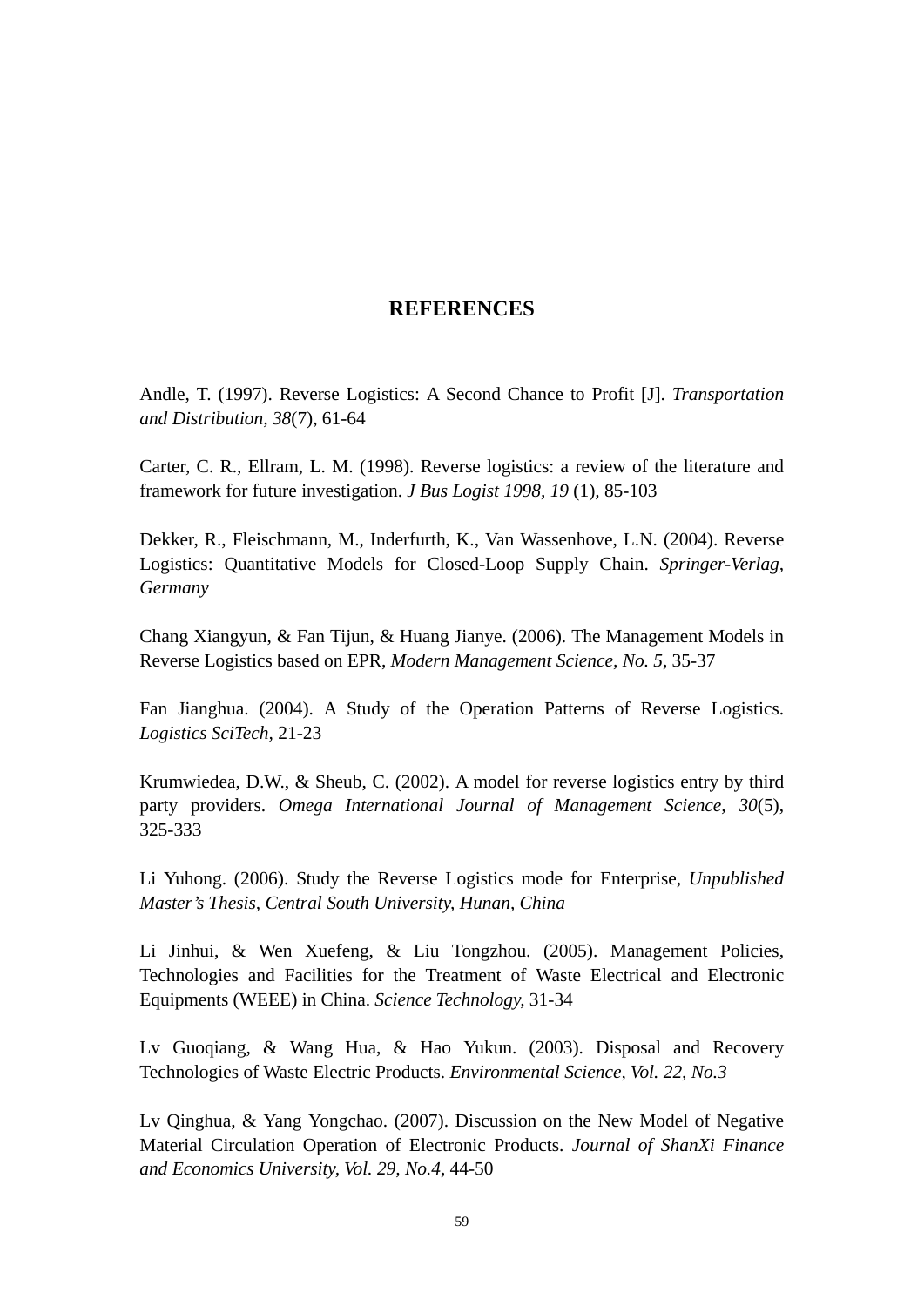# REFERENCES

Andle, T. (1997). Reverse Logistics: A Second Chance to Profit [J]. *Transportation and Distribution, 38*(7), 61-64

Carter, C. R., Ellram, L. M. (1998). Reverse logistics: a review of the literature and framework for future investigation. *J Bus Logist 1998, 19* (1), 85-103

Dekker, R., Fleischmann, M., Inderfurth, K., Van Wassenhove, L.N. (2004). Reverse Logistics: Quantitative Models for Closed-Loop Supply Chain. *Springer-Verlag, Germany*

Chang Xiangyun, & Fan Tijun, & Huang Jianye. (2006). The Management Models in Reverse Logistics based on EPR, *Modern Management Science, No. 5*, 35-37

Fan Jianghua. (2004). A Study of the Operation Patterns of Reverse Logistics. *Logistics SciTech*, 21-23

Krumwiedea, D.W., & Sheub, C. (2002). A model for reverse logistics entry by third party providers. *Omega International Journal of Management Science, 30*(5), 325-333

Li Yuhong. (2006). Study the Reverse Logistics mode for Enterprise, *Unpublished Master's Thesis, Central South University, Hunan, China*

Li Jinhui, & Wen Xuefeng, & Liu Tongzhou. (2005). Management Policies, Technologies and Facilities for the Treatment of Waste Electrical and Electronic Equipments (WEEE) in China. *Science Technology*, 31-34

Lv Guoqiang, & Wang Hua, & Hao Yukun. (2003). Disposal and Recovery Technologies of Waste Electric Products. *Environmental Science, Vol. 22, No.3*

Lv Qinghua, & Yang Yongchao. (2007). Discussion on the New Model of Negative Material Circulation Operation of Electronic Products. *Journal of ShanXi Finance and Economics University, Vol. 29, No.4,* 44-50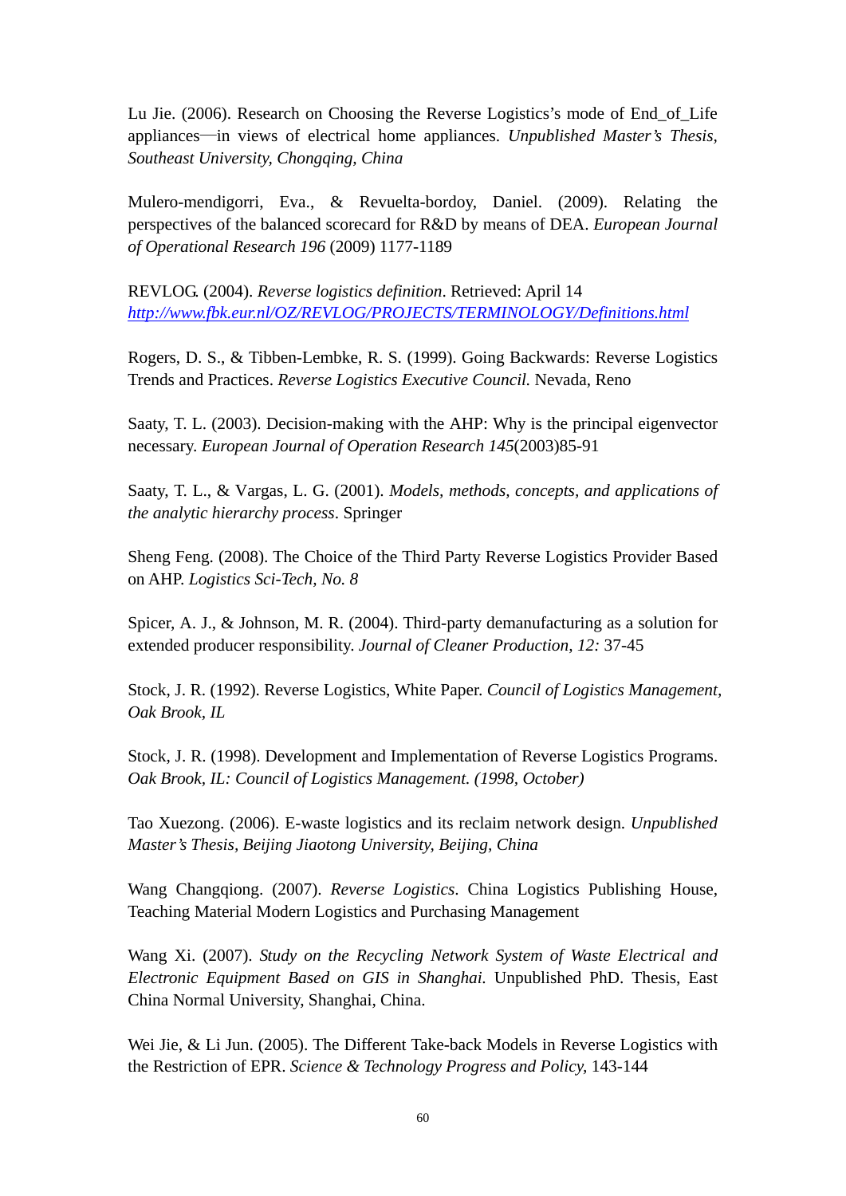Lu Jie. (2006). Research on Choosing the Reverse Logistics's mode of End_of_Life appliances—in views of electrical home appliances. *Unpublished Master's Thesis, Southeast University, Chongqing, China*

Mulero-mendigorri, Eva., & Revuelta-bordoy, Daniel. (2009). Relating the perspectives of the balanced scorecard for R&D by means of DEA. *European Journal of Operational Research 196* (2009) 1177-1189

REVLOG. (2004). *Reverse logistics definition*. Retrieved: April 14 [http://www.fbk.eur.nl/OZ/REVLOG/PROJECTS/TERMINOLOGY/Definitions.html](http://www.fbk.eur.nl/OZ/REVLOG/PROJECTS/TERMINOLOGY/Definitions.html)

Rogers, D. S., & Tibben-Lembke, R. S. (1999). Going Backwards: Reverse Logistics Trends and Practices. *Reverse Logistics Executive Council.* Nevada, Reno

Saaty, T. L. (2003). Decision-making with the AHP: Why is the principal eigenvector necessary. *European Journal of Operation Research 145*(2003)85-91

Saaty, T. L., & Vargas, L. G. (2001). *Models, methods, concepts, and applications of the analytic hierarchy process*. Springer

Sheng Feng. (2008). The Choice of the Third Party Reverse Logistics Provider Based on AHP. *Logistics Sci-Tech, No. 8*

Spicer, A. J., & Johnson, M. R. (2004). Third-party demanufacturing as a solution for extended producer responsibility. *Journal of Cleaner Production, 12:* 37-45

Stock, J. R. (1992). Reverse Logistics, White Paper. *Council of Logistics Management, Oak Brook, IL*

Stock, J. R. (1998). Development and Implementation of Reverse Logistics Programs. *Oak Brook, IL: Council of Logistics Management. (1998, October)*

Tao Xuezong. (2006). E-waste logistics and its reclaim network design. *Unpublished Master's Thesis, Beijing Jiaotong University, Beijing, China*

Wang Changqiong. (2007). *Reverse Logistics*. China Logistics Publishing House, Teaching Material Modern Logistics and Purchasing Management

Wang Xi. (2007). *Study on the Recycling Network System of Waste Electrical and Electronic Equipment Based on GIS in Shanghai.* Unpublished PhD. Thesis, East China Normal University, Shanghai, China.

Wei Jie, & Li Jun. (2005). The Different Take-back Models in Reverse Logistics with the Restriction of EPR. *Science & Technology Progress and Policy,* 143-144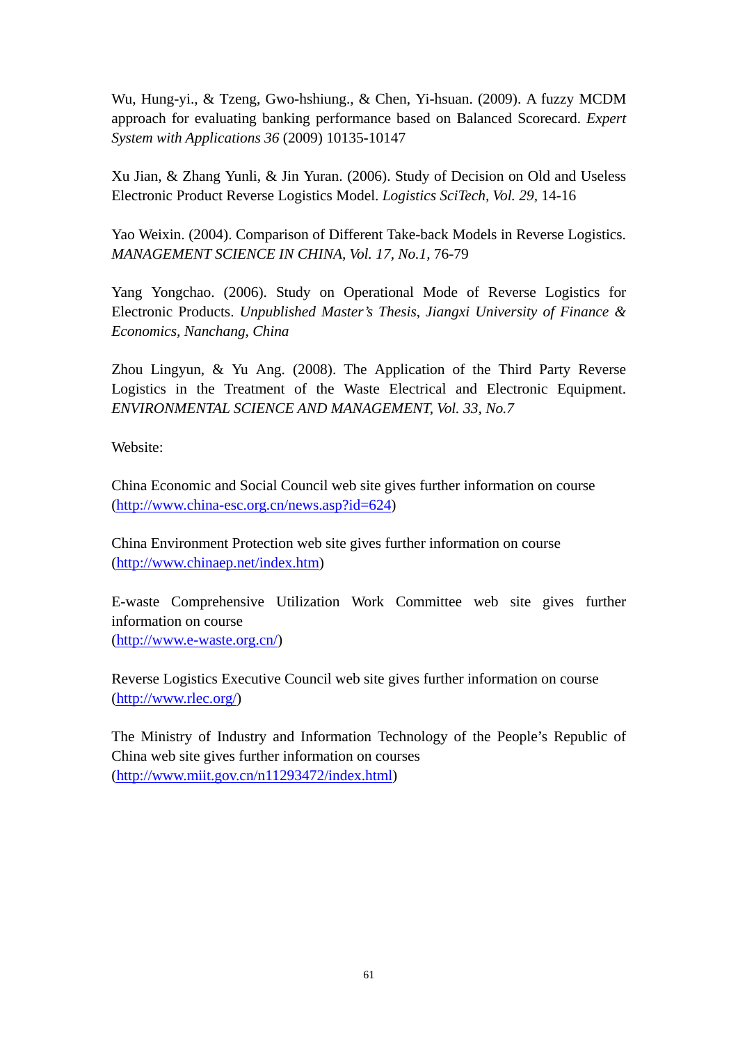Wu, Hung-yi., & Tzeng, Gwo-hshiung., & Chen, Yi-hsuan. (2009). A fuzzy MCDM approach for evaluating banking performance based on Balanced Scorecard. *Expert System with Applications 36* (2009) 10135-10147

Xu Jian, & Zhang Yunli, & Jin Yuran. (2006). Study of Decision on Old and Useless Electronic Product Reverse Logistics Model. *Logistics SciTech, Vol. 29,* 14-16

Yao Weixin. (2004). Comparison of Different Take-back Models in Reverse Logistics. *MANAGEMENT SCIENCE IN CHINA, Vol. 17, No.1,* 76-79

Yang Yongchao. (2006). Study on Operational Mode of Reverse Logistics for Electronic Products. *Unpublished Master's Thesis, Jiangxi University of Finance & Economics, Nanchang, China*

Zhou Lingyun, & Yu Ang. (2008). The Application of the Third Party Reverse Logistics in the Treatment of the Waste Electrical and Electronic Equipment. *ENVIRONMENTAL SCIENCE AND MANAGEMENT, Vol. 33, No.7*

Website:

China Economic and Social Council web site gives further information on course (http://www.china-esc.org.cn/news.asp?id=624)

China Environment Protection web site gives further information on course (http://www.chinaep.net/index.htm)

E-waste Comprehensive Utilization Work Committee web site gives further information on course
(http://www.e-waste.org.cn/)

Reverse Logistics Executive Council web site gives further information on course (http://www.rlec.org/)

The Ministry of Industry and Information Technology of the People's Republic of China web site gives further information on courses
(http://www.miit.gov.cn/n11293472/index.html)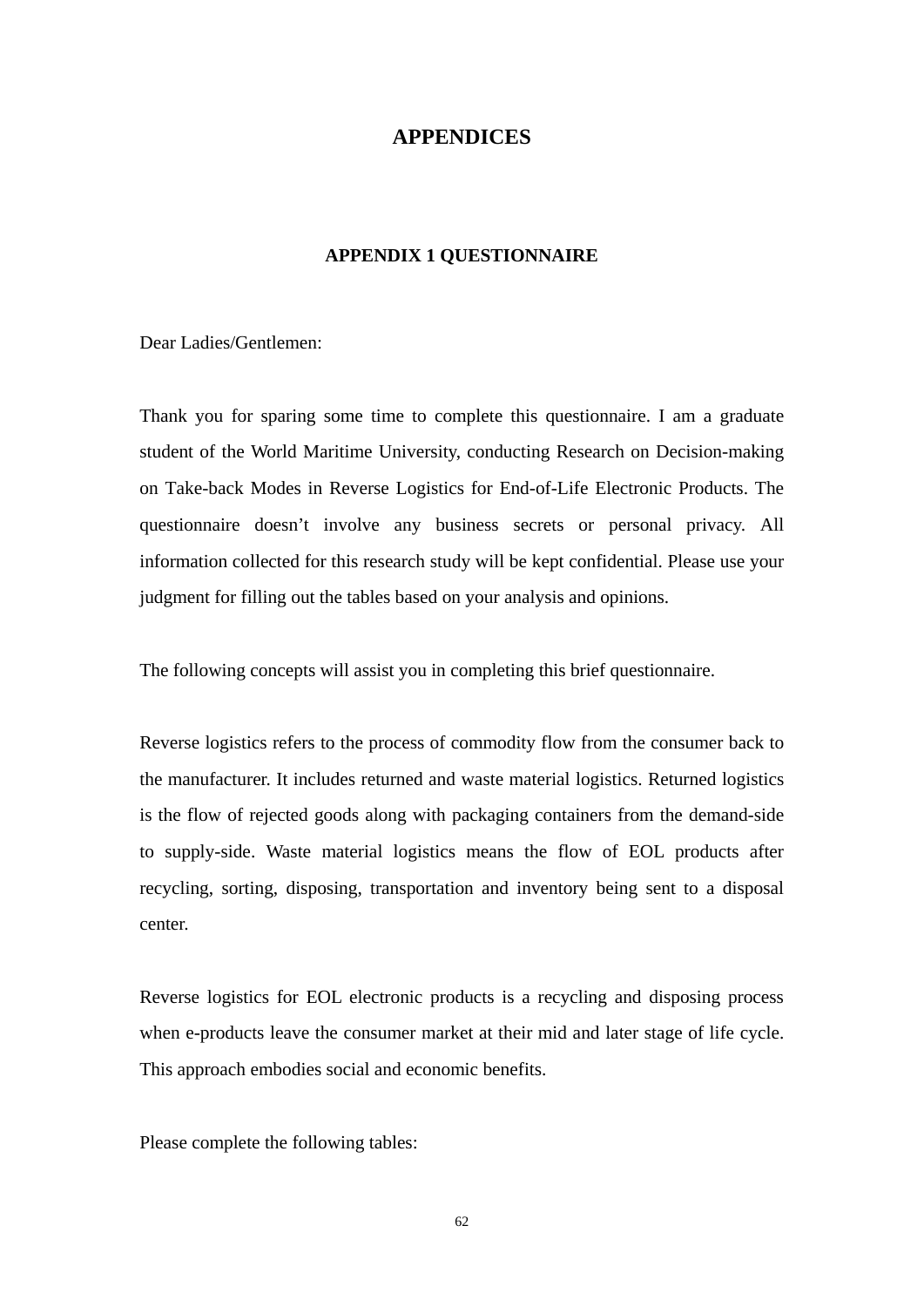# APPENDICES

## APPENDIX 1 QUESTIONNAIRE

Dear Ladies/Gentlemen:

Thank you for sparing some time to complete this questionnaire. I am a graduate student of the World Maritime University, conducting Research on Decision-making on Take-back Modes in Reverse Logistics for End-of-Life Electronic Products. The questionnaire doesn't involve any business secrets or personal privacy. All information collected for this research study will be kept confidential. Please use your judgment for filling out the tables based on your analysis and opinions.

The following concepts will assist you in completing this brief questionnaire.

Reverse logistics refers to the process of commodity flow from the consumer back to the manufacturer. It includes returned and waste material logistics. Returned logistics is the flow of rejected goods along with packaging containers from the demand-side to supply-side. Waste material logistics means the flow of EOL products after recycling, sorting, disposing, transportation and inventory being sent to a disposal center.

Reverse logistics for EOL electronic products is a recycling and disposing process when e-products leave the consumer market at their mid and later stage of life cycle. This approach embodies social and economic benefits.

Please complete the following tables: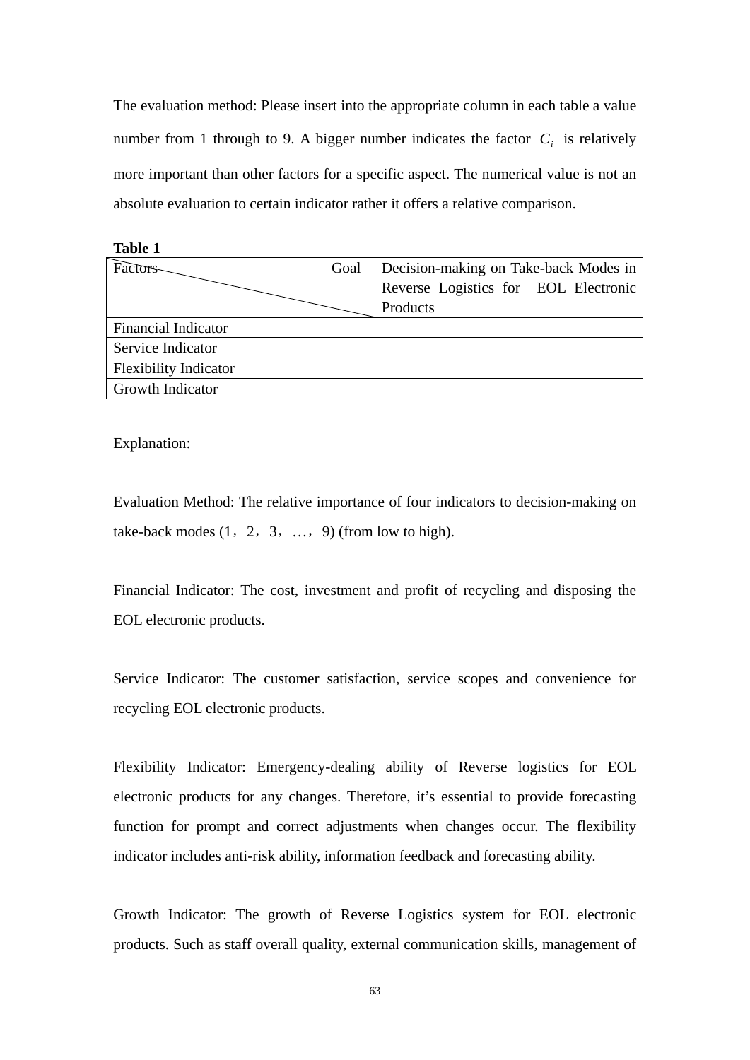The evaluation method: Please insert into the appropriate column in each table a value number from 1 through to 9. A bigger number indicates the factor $C_i$ is relatively more important than other factors for a specific aspect. The numerical value is not an absolute evaluation to certain indicator rather it offers a relative comparison.

**Table 1**

| Factors / Goal | Decision-making on Take-back Modes in Reverse Logistics for EOL Electronic Products |
|---|---|
| Financial Indicator | |
| Service Indicator | |
| Flexibility Indicator | |
| Growth Indicator | |

Explanation:

Evaluation Method: The relative importance of four indicators to decision-making on take-back modes (1，2，3，…，9) (from low to high).

Financial Indicator: The cost, investment and profit of recycling and disposing the EOL electronic products.

Service Indicator: The customer satisfaction, service scopes and convenience for recycling EOL electronic products.

Flexibility Indicator: Emergency-dealing ability of Reverse logistics for EOL electronic products for any changes. Therefore, it's essential to provide forecasting function for prompt and correct adjustments when changes occur. The flexibility indicator includes anti-risk ability, information feedback and forecasting ability.

Growth Indicator: The growth of Reverse Logistics system for EOL electronic products. Such as staff overall quality, external communication skills, management of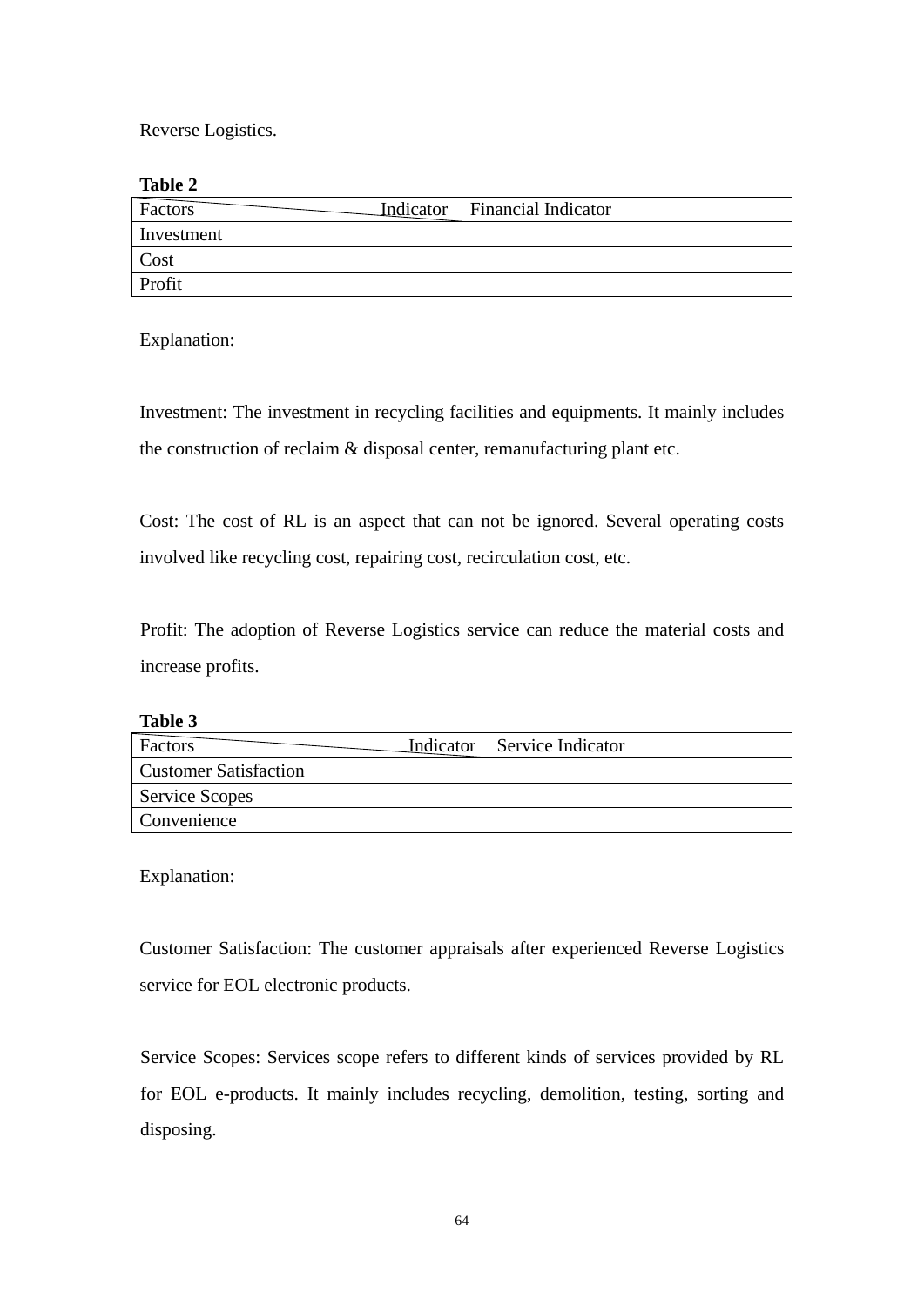Reverse Logistics.

**Table 2**

| Factors \ Indicator | Financial Indicator |
|---|---|
| Investment | |
| Cost | |
| Profit | |

Explanation:

Investment: The investment in recycling facilities and equipments. It mainly includes the construction of reclaim & disposal center, remanufacturing plant etc.

Cost: The cost of RL is an aspect that can not be ignored. Several operating costs involved like recycling cost, repairing cost, recirculation cost, etc.

Profit: The adoption of Reverse Logistics service can reduce the material costs and increase profits.

**Table 3**

| Factors \ Indicator | Service Indicator |
|---|---|
| Customer Satisfaction | |
| Service Scopes | |
| Convenience | |

Explanation:

Customer Satisfaction: The customer appraisals after experienced Reverse Logistics service for EOL electronic products.

Service Scopes: Services scope refers to different kinds of services provided by RL for EOL e-products. It mainly includes recycling, demolition, testing, sorting and disposing.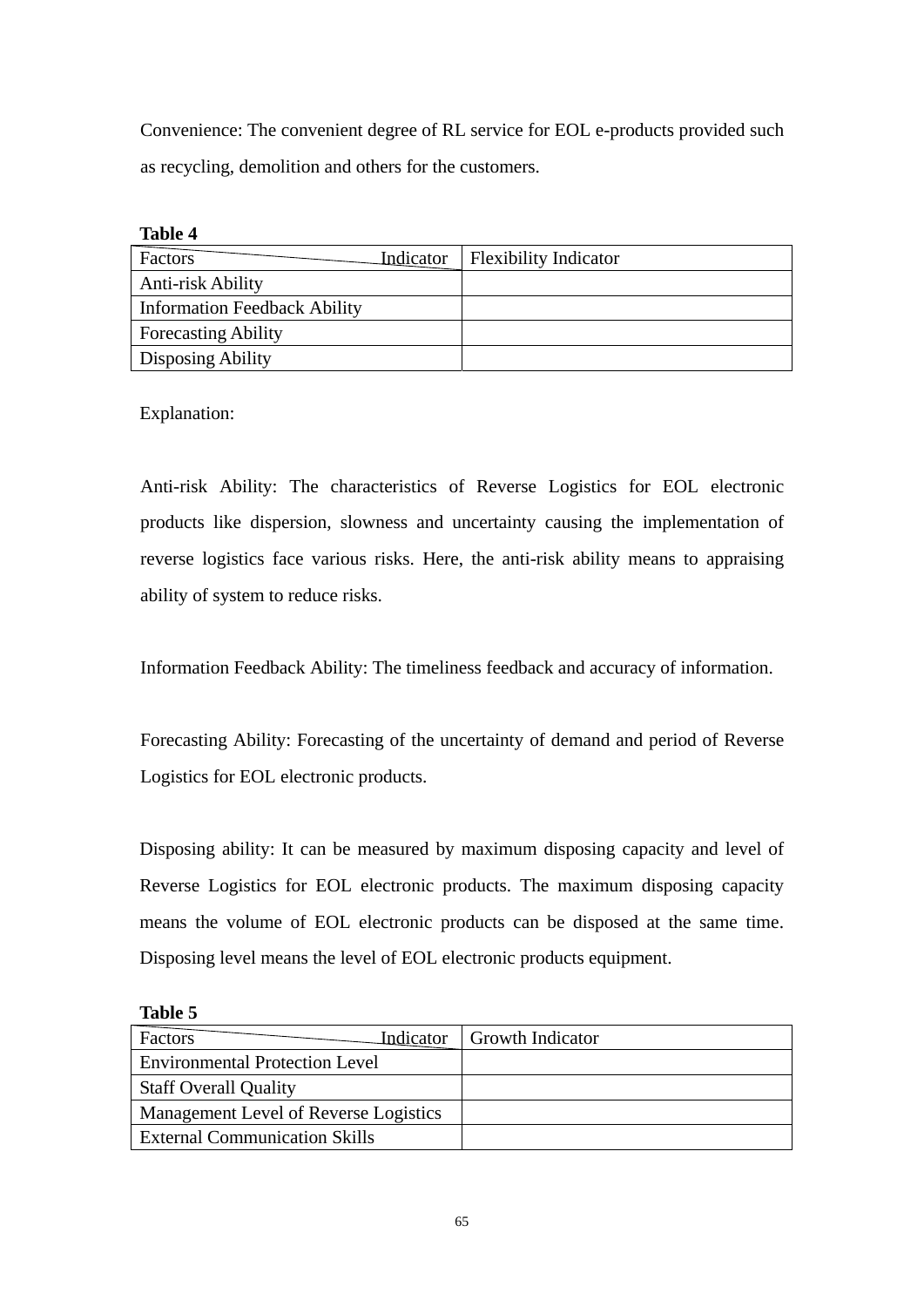Convenience: The convenient degree of RL service for EOL e-products provided such as recycling, demolition and others for the customers.

**Table 4**

| Factors \ Indicator | Flexibility Indicator |
|---|---|
| Anti-risk Ability | |
| Information Feedback Ability | |
| Forecasting Ability | |
| Disposing Ability | |

Explanation:

Anti-risk Ability: The characteristics of Reverse Logistics for EOL electronic products like dispersion, slowness and uncertainty causing the implementation of reverse logistics face various risks. Here, the anti-risk ability means to appraising ability of system to reduce risks.

Information Feedback Ability: The timeliness feedback and accuracy of information.

Forecasting Ability: Forecasting of the uncertainty of demand and period of Reverse Logistics for EOL electronic products.

Disposing ability: It can be measured by maximum disposing capacity and level of Reverse Logistics for EOL electronic products. The maximum disposing capacity means the volume of EOL electronic products can be disposed at the same time. Disposing level means the level of EOL electronic products equipment.

**Table 5**

| Factors \ Indicator | Growth Indicator |
|---|---|
| Environmental Protection Level | |
| Staff Overall Quality | |
| Management Level of Reverse Logistics | |
| External Communication Skills | |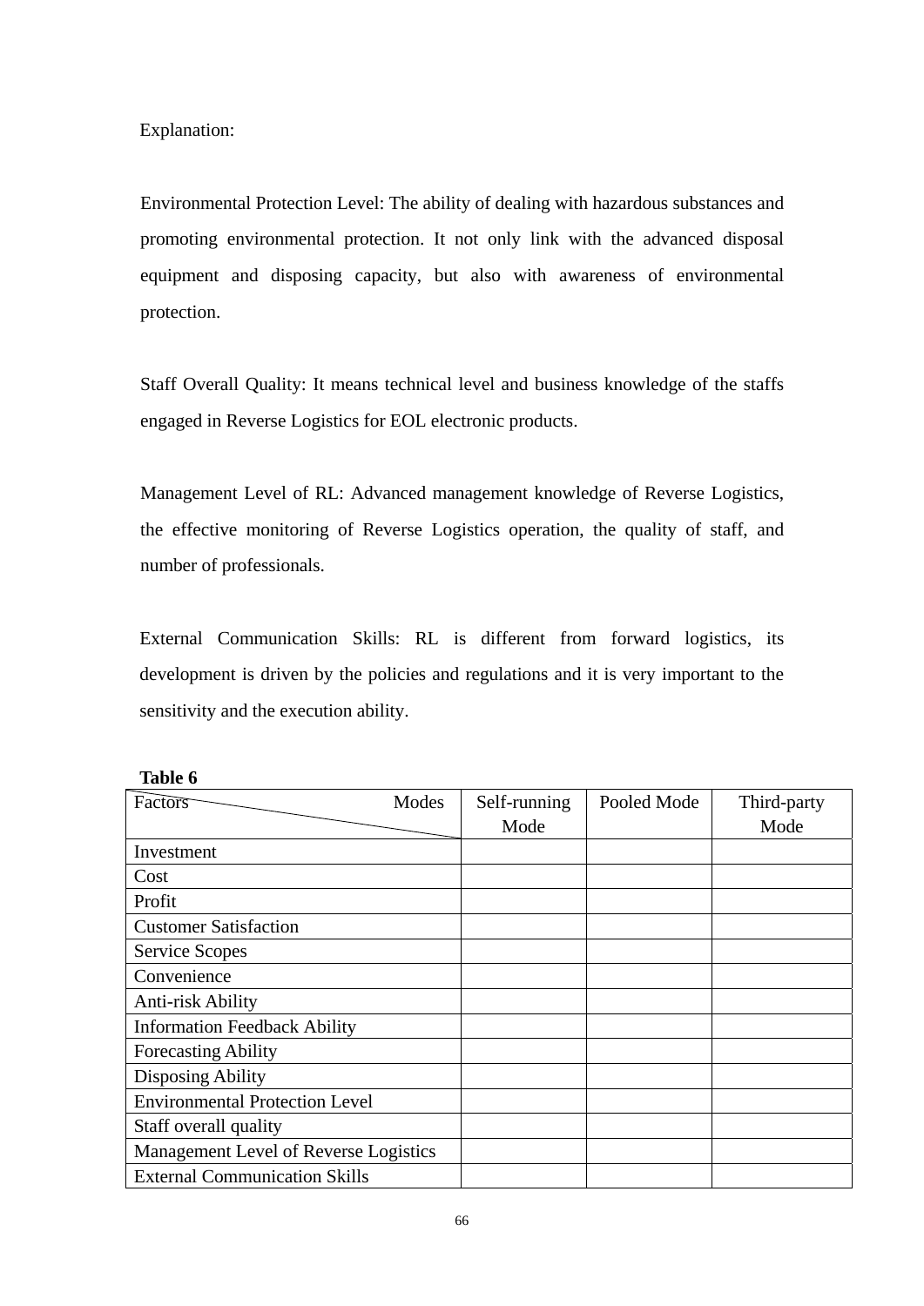Explanation:

Environmental Protection Level: The ability of dealing with hazardous substances and promoting environmental protection. It not only link with the advanced disposal equipment and disposing capacity, but also with awareness of environmental protection.

Staff Overall Quality: It means technical level and business knowledge of the staffs engaged in Reverse Logistics for EOL electronic products.

Management Level of RL: Advanced management knowledge of Reverse Logistics, the effective monitoring of Reverse Logistics operation, the quality of staff, and number of professionals.

External Communication Skills: RL is different from forward logistics, its development is driven by the policies and regulations and it is very important to the sensitivity and the execution ability.

**Table 6**

| Factors \ Modes | Self-running Mode | Pooled Mode | Third-party Mode |
|---|---|---|---|
| Investment | | | |
| Cost | | | |
| Profit | | | |
| Customer Satisfaction | | | |
| Service Scopes | | | |
| Convenience | | | |
| Anti-risk Ability | | | |
| Information Feedback Ability | | | |
| Forecasting Ability | | | |
| Disposing Ability | | | |
| Environmental Protection Level | | | |
| Staff overall quality | | | |
| Management Level of Reverse Logistics | | | |
| External Communication Skills | | | |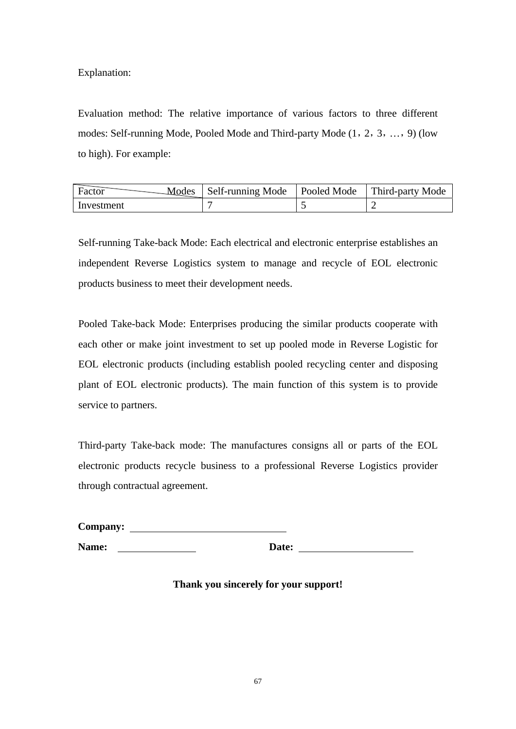Explanation:

Evaluation method: The relative importance of various factors to three different modes: Self-running Mode, Pooled Mode and Third-party Mode (1，2，3，…，9) (low to high). For example:

| Factor / Modes | Self-running Mode | Pooled Mode | Third-party Mode |
|---|---|---|---|
| Investment | 7 | 5 | 2 |

Self-running Take-back Mode: Each electrical and electronic enterprise establishes an independent Reverse Logistics system to manage and recycle of EOL electronic products business to meet their development needs.

Pooled Take-back Mode: Enterprises producing the similar products cooperate with each other or make joint investment to set up pooled mode in Reverse Logistic for EOL electronic products (including establish pooled recycling center and disposing plant of EOL electronic products). The main function of this system is to provide service to partners.

Third-party Take-back mode: The manufactures consigns all or parts of the EOL electronic products recycle business to a professional Reverse Logistics provider through contractual agreement.

**Company:** ____________________________

**Name:** _______________ **Date:** ______________________

**Thank you sincerely for your support!**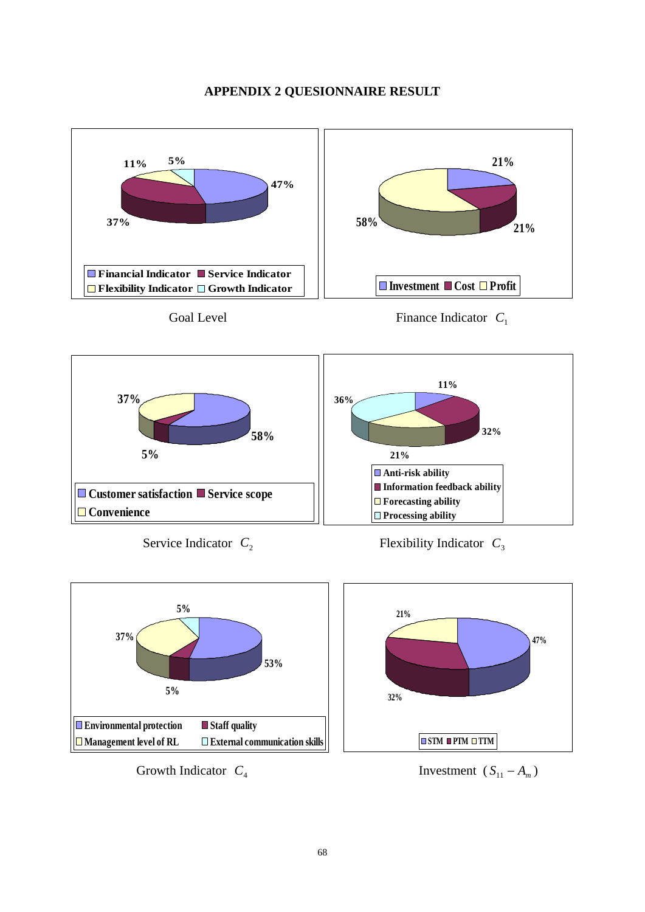# APPENDIX 2 QUESIONNAIRE RESULT

| Goal Level | |
|---|---|
| Financial Indicator | 47% |
| Service Indicator | 37% |
| Flexibility Indicator | 11% |
| Growth Indicator | 5% |

Goal Level

| Finance Indicator | |
|---|---|
| Investment | 21% |
| Cost | 21% |
| Profit | 58% |

Finance Indicator $C_1$

| Service Indicator | |
|---|---|
| Customer satisfaction | 58% |
| Service scope | 5% |
| Convenience | 37% |

Service Indicator $C_2$

| Flexibility Indicator | |
|---|---|
| Anti-risk ability | 11% |
| Information feedback ability | 32% |
| Forecasting ability | 21% |
| Processing ability | 36% |

Flexibility Indicator $C_3$

| Growth Indicator | |
|---|---|
| Environmental protection | 53% |
| Staff quality | 5% |
| Management level of RL | 37% |
| External communication skills | 5% |

Growth Indicator $C_4$

| Investment | |
|---|---|
| STM | 47% |
| PTM | 32% |
| TTM | 21% |

Investment $(S_{11} - A_m)$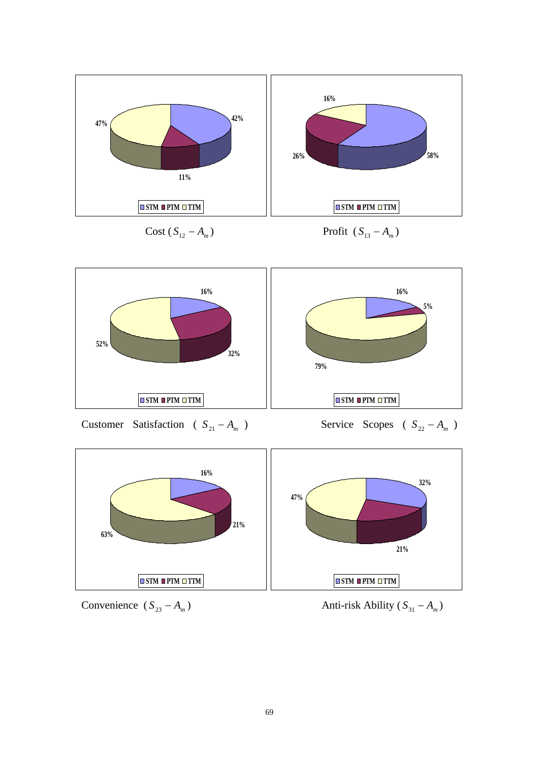Cost ($S_{12} - A_m$)

Profit ($S_{13} - A_m$)

Customer Satisfaction ($S_{21} - A_m$)

Service Scopes ($S_{22} - A_m$)

Convenience ($S_{23} - A_m$)

Anti-risk Ability ($S_{31} - A_m$)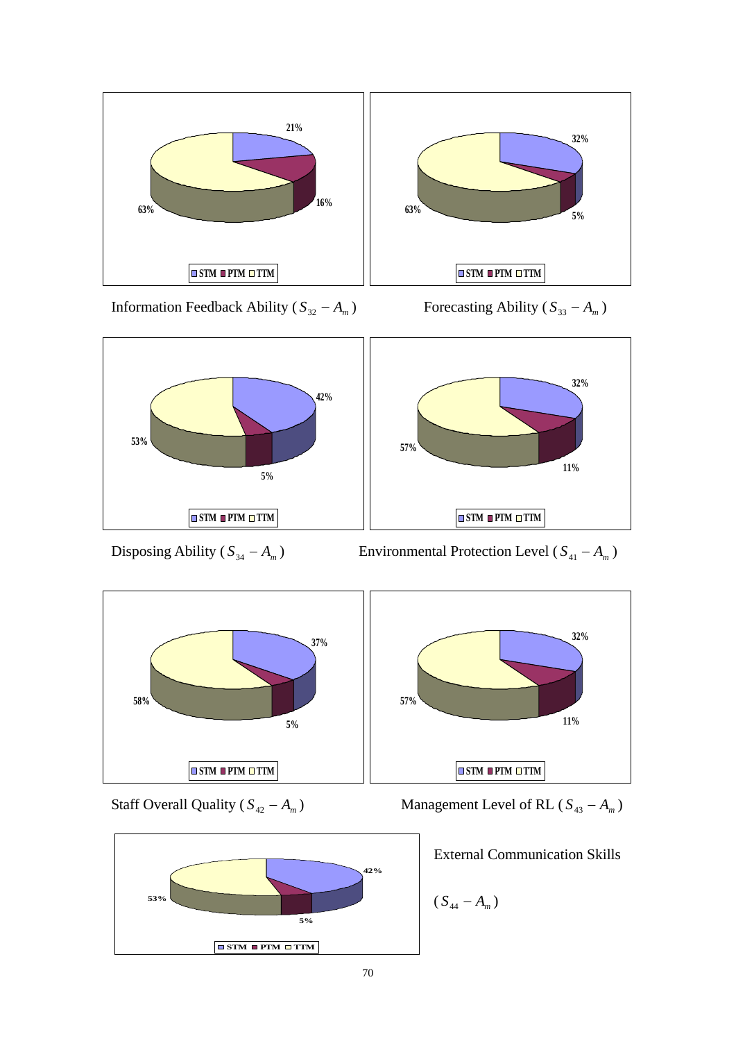21%
16%
63%
STM PTM TTM

Information Feedback Ability ($S_{32} - A_m$)

32%
5%
63%
STM PTM TTM

Forecasting Ability ($S_{33} - A_m$)

42%
5%
53%
STM PTM TTM

Disposing Ability ($S_{34} - A_m$)

32%
11%
57%
STM PTM TTM

Environmental Protection Level ($S_{41} - A_m$)

37%
5%
58%
STM PTM TTM

Staff Overall Quality ($S_{42} - A_m$)

32%
11%
57%
STM PTM TTM

Management Level of RL ($S_{43} - A_m$)

42%
5%
53%
STM PTM TTM

External Communication Skills

($S_{44} - A_m$)